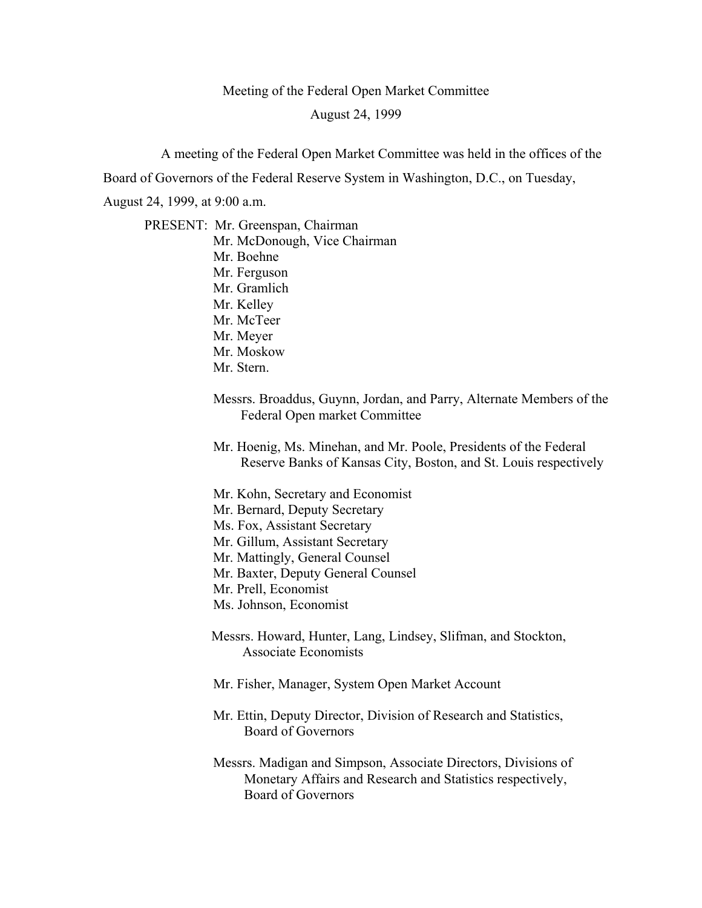Meeting of the Federal Open Market Committee

August 24, 1999

A meeting of the Federal Open Market Committee was held in the offices of the Board of Governors of the Federal Reserve System in Washington, D.C., on Tuesday, August 24, 1999, at 9:00 a.m.

PRESENT: Mr. Greenspan, Chairman
Mr. McDonough, Vice Chairman
Mr. Boehne
Mr. Ferguson
Mr. Gramlich
Mr. Kelley
Mr. McTeer
Mr. Meyer
Mr. Moskow
Mr. Stern.

Messrs. Broaddus, Guynn, Jordan, and Parry, Alternate Members of the Federal Open market Committee

Mr. Hoenig, Ms. Minehan, and Mr. Poole, Presidents of the Federal Reserve Banks of Kansas City, Boston, and St. Louis respectively

Mr. Kohn, Secretary and Economist
Mr. Bernard, Deputy Secretary
Ms. Fox, Assistant Secretary
Mr. Gillum, Assistant Secretary
Mr. Mattingly, General Counsel
Mr. Baxter, Deputy General Counsel
Mr. Prell, Economist
Ms. Johnson, Economist

Messrs. Howard, Hunter, Lang, Lindsey, Slifman, and Stockton, Associate Economists

Mr. Fisher, Manager, System Open Market Account

Mr. Ettin, Deputy Director, Division of Research and Statistics, Board of Governors

Messrs. Madigan and Simpson, Associate Directors, Divisions of Monetary Affairs and Research and Statistics respectively, Board of Governors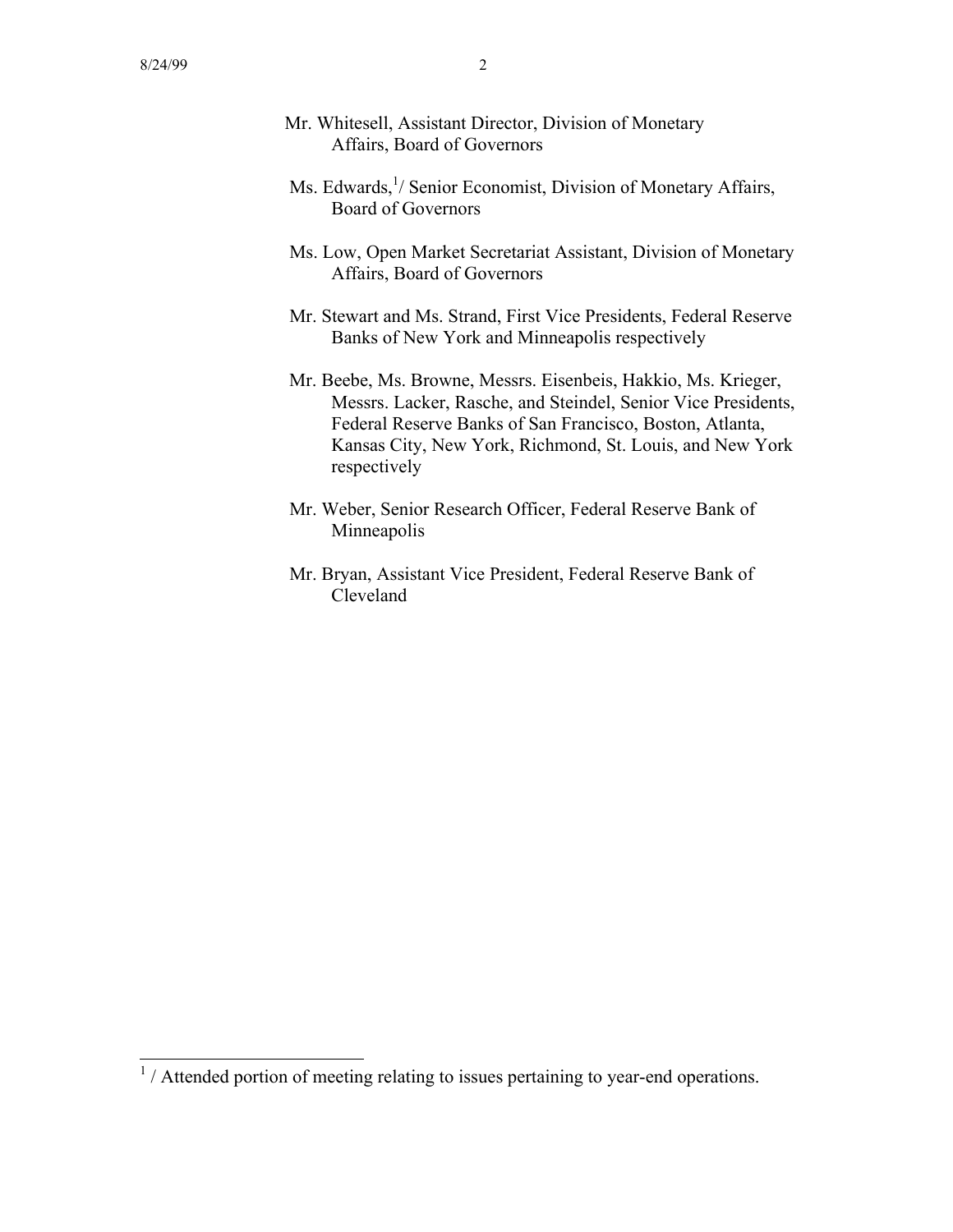Mr. Whitesell, Assistant Director, Division of Monetary Affairs, Board of Governors

Ms. Edwards,[1] Senior Economist, Division of Monetary Affairs, Board of Governors

Ms. Low, Open Market Secretariat Assistant, Division of Monetary Affairs, Board of Governors

Mr. Stewart and Ms. Strand, First Vice Presidents, Federal Reserve Banks of New York and Minneapolis respectively

Mr. Beebe, Ms. Browne, Messrs. Eisenbeis, Hakkio, Ms. Krieger, Messrs. Lacker, Rasche, and Steindel, Senior Vice Presidents, Federal Reserve Banks of San Francisco, Boston, Atlanta, Kansas City, New York, Richmond, St. Louis, and New York respectively

Mr. Weber, Senior Research Officer, Federal Reserve Bank of Minneapolis

Mr. Bryan, Assistant Vice President, Federal Reserve Bank of Cleveland

---

[1] / Attended portion of meeting relating to issues pertaining to year-end operations.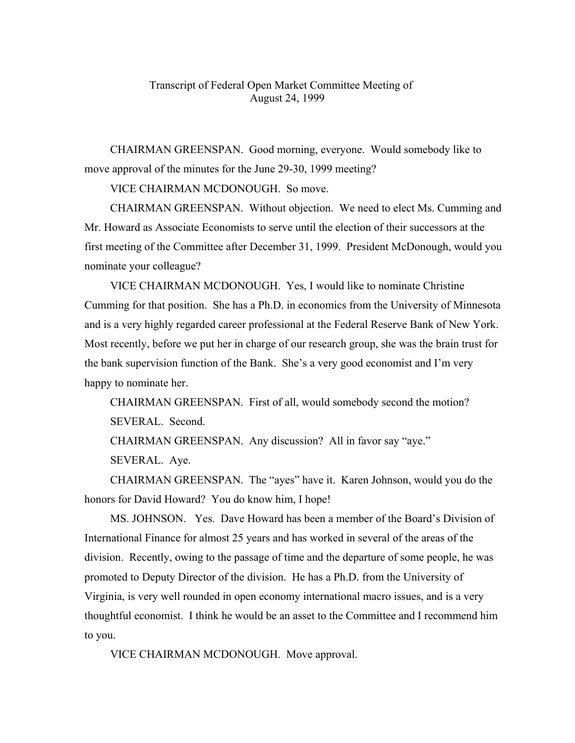Transcript of Federal Open Market Committee Meeting of
August 24, 1999

CHAIRMAN GREENSPAN. Good morning, everyone. Would somebody like to move approval of the minutes for the June 29-30, 1999 meeting?

VICE CHAIRMAN MCDONOUGH. So move.

CHAIRMAN GREENSPAN. Without objection. We need to elect Ms. Cumming and Mr. Howard as Associate Economists to serve until the election of their successors at the first meeting of the Committee after December 31, 1999. President McDonough, would you nominate your colleague?

VICE CHAIRMAN MCDONOUGH. Yes, I would like to nominate Christine Cumming for that position. She has a Ph.D. in economics from the University of Minnesota and is a very highly regarded career professional at the Federal Reserve Bank of New York. Most recently, before we put her in charge of our research group, she was the brain trust for the bank supervision function of the Bank. She's a very good economist and I'm very happy to nominate her.

CHAIRMAN GREENSPAN. First of all, would somebody second the motion?

SEVERAL. Second.

CHAIRMAN GREENSPAN. Any discussion? All in favor say "aye."

SEVERAL. Aye.

CHAIRMAN GREENSPAN. The "ayes" have it. Karen Johnson, would you do the honors for David Howard? You do know him, I hope!

MS. JOHNSON. Yes. Dave Howard has been a member of the Board's Division of International Finance for almost 25 years and has worked in several of the areas of the division. Recently, owing to the passage of time and the departure of some people, he was promoted to Deputy Director of the division. He has a Ph.D. from the University of Virginia, is very well rounded in open economy international macro issues, and is a very thoughtful economist. I think he would be an asset to the Committee and I recommend him to you.

VICE CHAIRMAN MCDONOUGH. Move approval.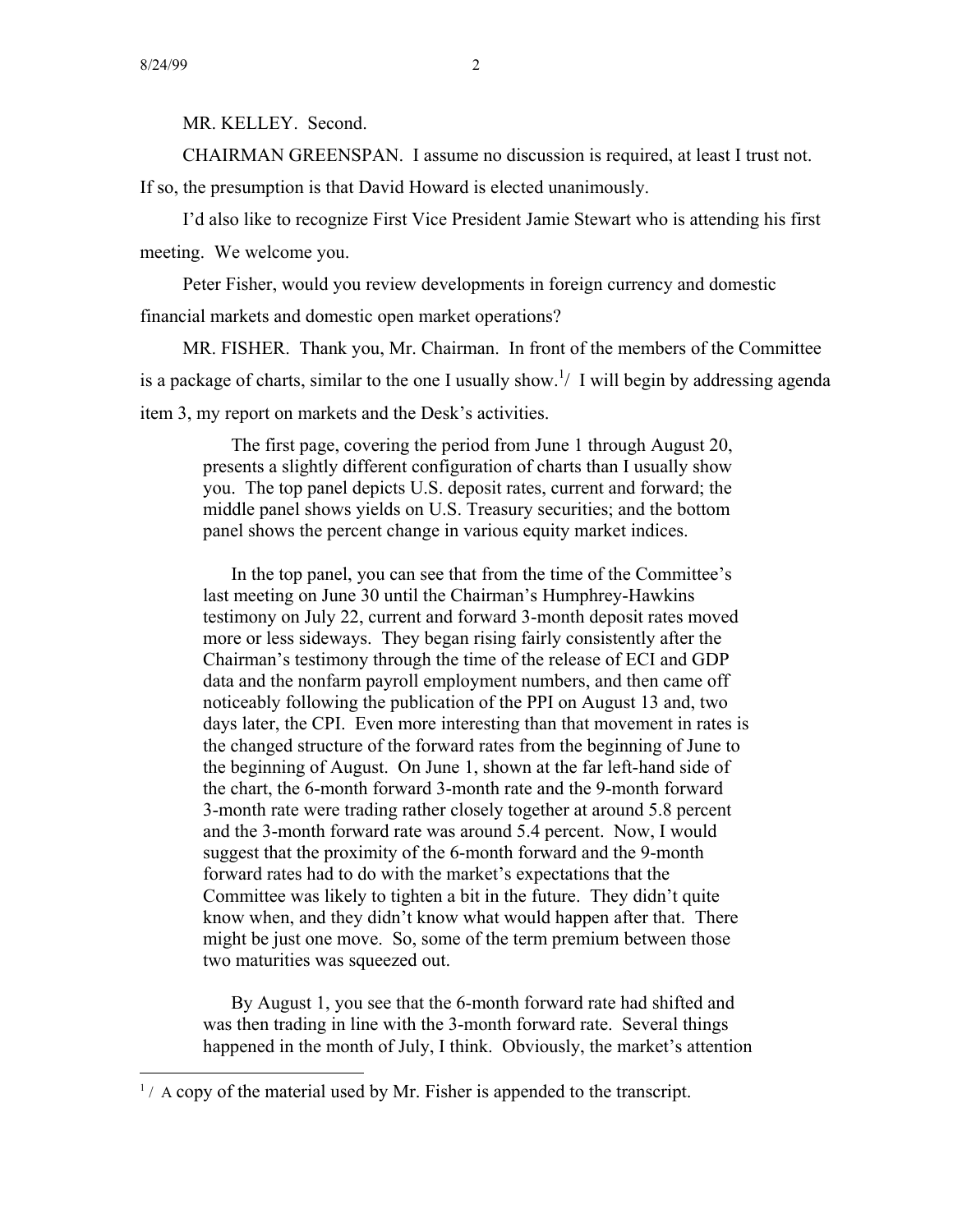MR. KELLEY. Second.

CHAIRMAN GREENSPAN. I assume no discussion is required, at least I trust not. If so, the presumption is that David Howard is elected unanimously.

I'd also like to recognize First Vice President Jamie Stewart who is attending his first meeting. We welcome you.

Peter Fisher, would you review developments in foreign currency and domestic financial markets and domestic open market operations?

MR. FISHER. Thank you, Mr. Chairman. In front of the members of the Committee is a package of charts, similar to the one I usually show.[1] I will begin by addressing agenda item 3, my report on markets and the Desk's activities.

> The first page, covering the period from June 1 through August 20, presents a slightly different configuration of charts than I usually show you. The top panel depicts U.S. deposit rates, current and forward; the middle panel shows yields on U.S. Treasury securities; and the bottom panel shows the percent change in various equity market indices.
>
> In the top panel, you can see that from the time of the Committee's last meeting on June 30 until the Chairman's Humphrey-Hawkins testimony on July 22, current and forward 3-month deposit rates moved more or less sideways. They began rising fairly consistently after the Chairman's testimony through the time of the release of ECI and GDP data and the nonfarm payroll employment numbers, and then came off noticeably following the publication of the PPI on August 13 and, two days later, the CPI. Even more interesting than that movement in rates is the changed structure of the forward rates from the beginning of June to the beginning of August. On June 1, shown at the far left-hand side of the chart, the 6-month forward 3-month rate and the 9-month forward 3-month rate were trading rather closely together at around 5.8 percent and the 3-month forward rate was around 5.4 percent. Now, I would suggest that the proximity of the 6-month forward and the 9-month forward rates had to do with the market's expectations that the Committee was likely to tighten a bit in the future. They didn't quite know when, and they didn't know what would happen after that. There might be just one move. So, some of the term premium between those two maturities was squeezed out.
>
> By August 1, you see that the 6-month forward rate had shifted and was then trading in line with the 3-month forward rate. Several things happened in the month of July, I think. Obviously, the market's attention

[1] A copy of the material used by Mr. Fisher is appended to the transcript.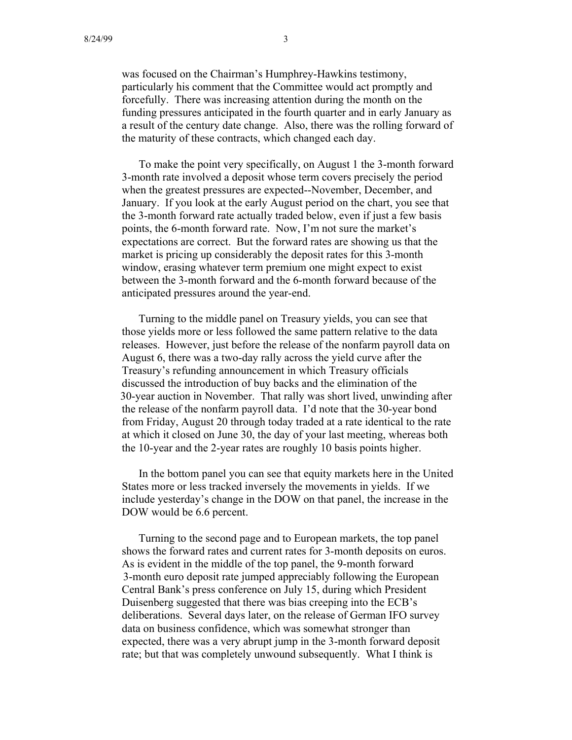was focused on the Chairman's Humphrey-Hawkins testimony, particularly his comment that the Committee would act promptly and forcefully. There was increasing attention during the month on the funding pressures anticipated in the fourth quarter and in early January as a result of the century date change. Also, there was the rolling forward of the maturity of these contracts, which changed each day.

To make the point very specifically, on August 1 the 3-month forward 3-month rate involved a deposit whose term covers precisely the period when the greatest pressures are expected--November, December, and January. If you look at the early August period on the chart, you see that the 3-month forward rate actually traded below, even if just a few basis points, the 6-month forward rate. Now, I'm not sure the market's expectations are correct. But the forward rates are showing us that the market is pricing up considerably the deposit rates for this 3-month window, erasing whatever term premium one might expect to exist between the 3-month forward and the 6-month forward because of the anticipated pressures around the year-end.

Turning to the middle panel on Treasury yields, you can see that those yields more or less followed the same pattern relative to the data releases. However, just before the release of the nonfarm payroll data on August 6, there was a two-day rally across the yield curve after the Treasury's refunding announcement in which Treasury officials discussed the introduction of buy backs and the elimination of the 30-year auction in November. That rally was short lived, unwinding after the release of the nonfarm payroll data. I'd note that the 30-year bond from Friday, August 20 through today traded at a rate identical to the rate at which it closed on June 30, the day of your last meeting, whereas both the 10-year and the 2-year rates are roughly 10 basis points higher.

In the bottom panel you can see that equity markets here in the United States more or less tracked inversely the movements in yields. If we include yesterday's change in the DOW on that panel, the increase in the DOW would be 6.6 percent.

Turning to the second page and to European markets, the top panel shows the forward rates and current rates for 3-month deposits on euros. As is evident in the middle of the top panel, the 9-month forward 3-month euro deposit rate jumped appreciably following the European Central Bank's press conference on July 15, during which President Duisenberg suggested that there was bias creeping into the ECB's deliberations. Several days later, on the release of German IFO survey data on business confidence, which was somewhat stronger than expected, there was a very abrupt jump in the 3-month forward deposit rate; but that was completely unwound subsequently. What I think is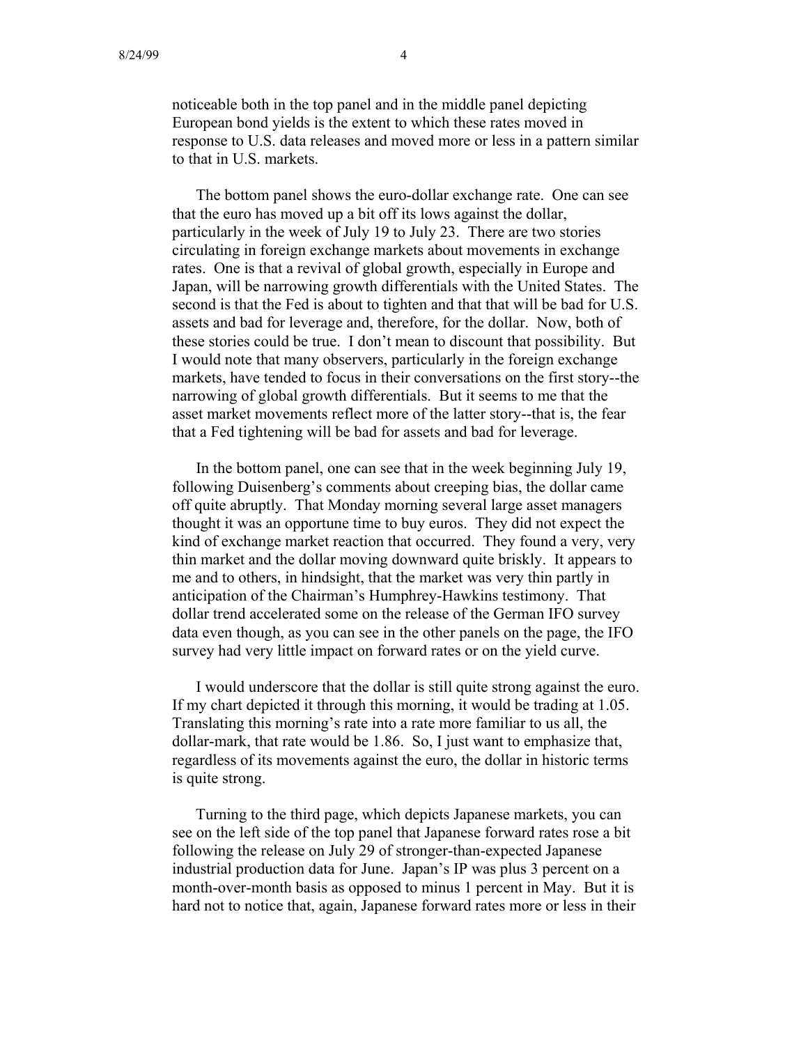noticeable both in the top panel and in the middle panel depicting European bond yields is the extent to which these rates moved in response to U.S. data releases and moved more or less in a pattern similar to that in U.S. markets.

The bottom panel shows the euro-dollar exchange rate. One can see that the euro has moved up a bit off its lows against the dollar, particularly in the week of July 19 to July 23. There are two stories circulating in foreign exchange markets about movements in exchange rates. One is that a revival of global growth, especially in Europe and Japan, will be narrowing growth differentials with the United States. The second is that the Fed is about to tighten and that that will be bad for U.S. assets and bad for leverage and, therefore, for the dollar. Now, both of these stories could be true. I don't mean to discount that possibility. But I would note that many observers, particularly in the foreign exchange markets, have tended to focus in their conversations on the first story--the narrowing of global growth differentials. But it seems to me that the asset market movements reflect more of the latter story--that is, the fear that a Fed tightening will be bad for assets and bad for leverage.

In the bottom panel, one can see that in the week beginning July 19, following Duisenberg's comments about creeping bias, the dollar came off quite abruptly. That Monday morning several large asset managers thought it was an opportune time to buy euros. They did not expect the kind of exchange market reaction that occurred. They found a very, very thin market and the dollar moving downward quite briskly. It appears to me and to others, in hindsight, that the market was very thin partly in anticipation of the Chairman's Humphrey-Hawkins testimony. That dollar trend accelerated some on the release of the German IFO survey data even though, as you can see in the other panels on the page, the IFO survey had very little impact on forward rates or on the yield curve.

I would underscore that the dollar is still quite strong against the euro. If my chart depicted it through this morning, it would be trading at 1.05. Translating this morning's rate into a rate more familiar to us all, the dollar-mark, that rate would be 1.86. So, I just want to emphasize that, regardless of its movements against the euro, the dollar in historic terms is quite strong.

Turning to the third page, which depicts Japanese markets, you can see on the left side of the top panel that Japanese forward rates rose a bit following the release on July 29 of stronger-than-expected Japanese industrial production data for June. Japan's IP was plus 3 percent on a month-over-month basis as opposed to minus 1 percent in May. But it is hard not to notice that, again, Japanese forward rates more or less in their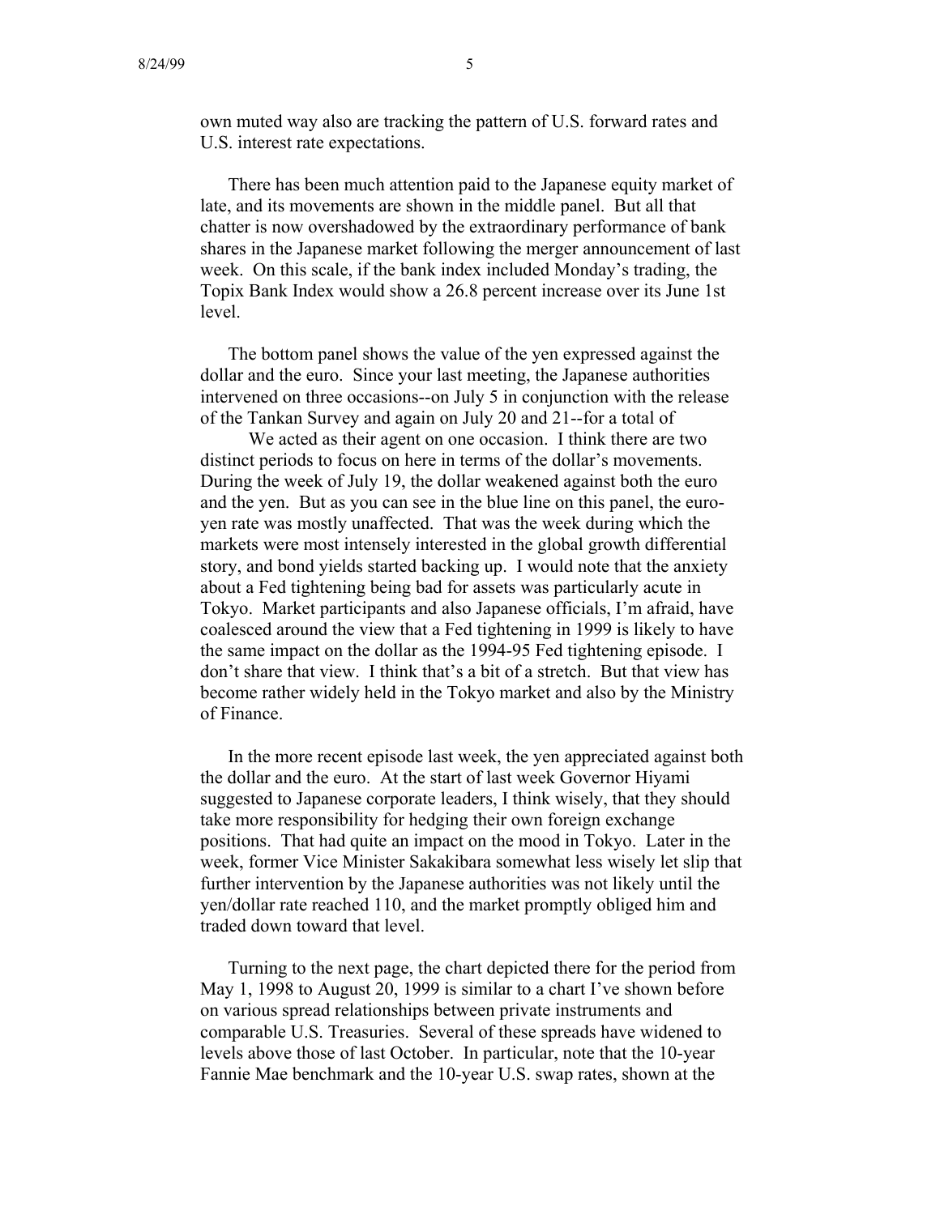own muted way also are tracking the pattern of U.S. forward rates and U.S. interest rate expectations.

There has been much attention paid to the Japanese equity market of late, and its movements are shown in the middle panel. But all that chatter is now overshadowed by the extraordinary performance of bank shares in the Japanese market following the merger announcement of last week. On this scale, if the bank index included Monday's trading, the Topix Bank Index would show a 26.8 percent increase over its June 1st level.

The bottom panel shows the value of the yen expressed against the dollar and the euro. Since your last meeting, the Japanese authorities intervened on three occasions--on July 5 in conjunction with the release of the Tankan Survey and again on July 20 and 21--for a total of

We acted as their agent on one occasion. I think there are two distinct periods to focus on here in terms of the dollar's movements. During the week of July 19, the dollar weakened against both the euro and the yen. But as you can see in the blue line on this panel, the euro-yen rate was mostly unaffected. That was the week during which the markets were most intensely interested in the global growth differential story, and bond yields started backing up. I would note that the anxiety about a Fed tightening being bad for assets was particularly acute in Tokyo. Market participants and also Japanese officials, I'm afraid, have coalesced around the view that a Fed tightening in 1999 is likely to have the same impact on the dollar as the 1994-95 Fed tightening episode. I don't share that view. I think that's a bit of a stretch. But that view has become rather widely held in the Tokyo market and also by the Ministry of Finance.

In the more recent episode last week, the yen appreciated against both the dollar and the euro. At the start of last week Governor Hiyami suggested to Japanese corporate leaders, I think wisely, that they should take more responsibility for hedging their own foreign exchange positions. That had quite an impact on the mood in Tokyo. Later in the week, former Vice Minister Sakakibara somewhat less wisely let slip that further intervention by the Japanese authorities was not likely until the yen/dollar rate reached 110, and the market promptly obliged him and traded down toward that level.

Turning to the next page, the chart depicted there for the period from May 1, 1998 to August 20, 1999 is similar to a chart I've shown before on various spread relationships between private instruments and comparable U.S. Treasuries. Several of these spreads have widened to levels above those of last October. In particular, note that the 10-year Fannie Mae benchmark and the 10-year U.S. swap rates, shown at the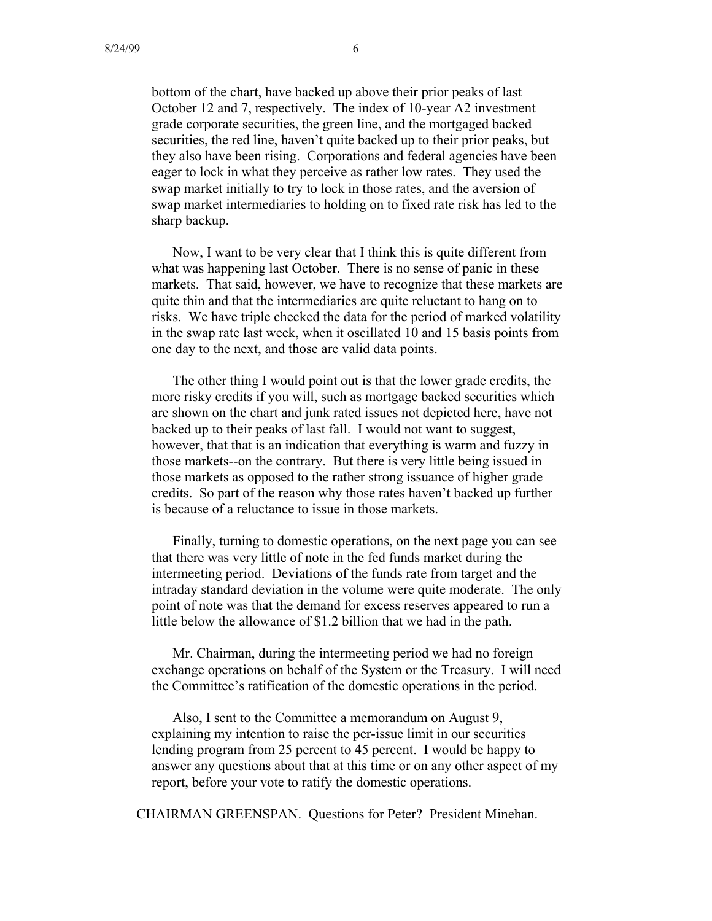bottom of the chart, have backed up above their prior peaks of last October 12 and 7, respectively. The index of 10-year A2 investment grade corporate securities, the green line, and the mortgaged backed securities, the red line, haven't quite backed up to their prior peaks, but they also have been rising. Corporations and federal agencies have been eager to lock in what they perceive as rather low rates. They used the swap market initially to try to lock in those rates, and the aversion of swap market intermediaries to holding on to fixed rate risk has led to the sharp backup.

Now, I want to be very clear that I think this is quite different from what was happening last October. There is no sense of panic in these markets. That said, however, we have to recognize that these markets are quite thin and that the intermediaries are quite reluctant to hang on to risks. We have triple checked the data for the period of marked volatility in the swap rate last week, when it oscillated 10 and 15 basis points from one day to the next, and those are valid data points.

The other thing I would point out is that the lower grade credits, the more risky credits if you will, such as mortgage backed securities which are shown on the chart and junk rated issues not depicted here, have not backed up to their peaks of last fall. I would not want to suggest, however, that that is an indication that everything is warm and fuzzy in those markets--on the contrary. But there is very little being issued in those markets as opposed to the rather strong issuance of higher grade credits. So part of the reason why those rates haven't backed up further is because of a reluctance to issue in those markets.

Finally, turning to domestic operations, on the next page you can see that there was very little of note in the fed funds market during the intermeeting period. Deviations of the funds rate from target and the intraday standard deviation in the volume were quite moderate. The only point of note was that the demand for excess reserves appeared to run a little below the allowance of $1.2 billion that we had in the path.

Mr. Chairman, during the intermeeting period we had no foreign exchange operations on behalf of the System or the Treasury. I will need the Committee's ratification of the domestic operations in the period.

Also, I sent to the Committee a memorandum on August 9, explaining my intention to raise the per-issue limit in our securities lending program from 25 percent to 45 percent. I would be happy to answer any questions about that at this time or on any other aspect of my report, before your vote to ratify the domestic operations.

CHAIRMAN GREENSPAN. Questions for Peter? President Minehan.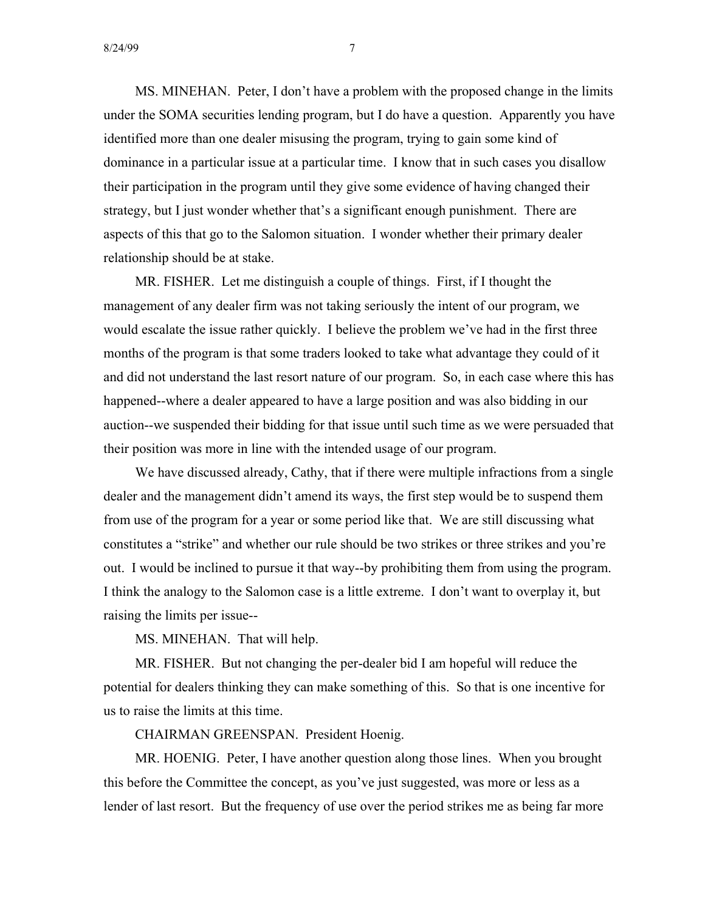MS. MINEHAN. Peter, I don't have a problem with the proposed change in the limits under the SOMA securities lending program, but I do have a question. Apparently you have identified more than one dealer misusing the program, trying to gain some kind of dominance in a particular issue at a particular time. I know that in such cases you disallow their participation in the program until they give some evidence of having changed their strategy, but I just wonder whether that's a significant enough punishment. There are aspects of this that go to the Salomon situation. I wonder whether their primary dealer relationship should be at stake.

MR. FISHER. Let me distinguish a couple of things. First, if I thought the management of any dealer firm was not taking seriously the intent of our program, we would escalate the issue rather quickly. I believe the problem we've had in the first three months of the program is that some traders looked to take what advantage they could of it and did not understand the last resort nature of our program. So, in each case where this has happened--where a dealer appeared to have a large position and was also bidding in our auction--we suspended their bidding for that issue until such time as we were persuaded that their position was more in line with the intended usage of our program.

We have discussed already, Cathy, that if there were multiple infractions from a single dealer and the management didn't amend its ways, the first step would be to suspend them from use of the program for a year or some period like that. We are still discussing what constitutes a "strike" and whether our rule should be two strikes or three strikes and you're out. I would be inclined to pursue it that way--by prohibiting them from using the program. I think the analogy to the Salomon case is a little extreme. I don't want to overplay it, but raising the limits per issue--

MS. MINEHAN. That will help.

MR. FISHER. But not changing the per-dealer bid I am hopeful will reduce the potential for dealers thinking they can make something of this. So that is one incentive for us to raise the limits at this time.

CHAIRMAN GREENSPAN. President Hoenig.

MR. HOENIG. Peter, I have another question along those lines. When you brought this before the Committee the concept, as you've just suggested, was more or less as a lender of last resort. But the frequency of use over the period strikes me as being far more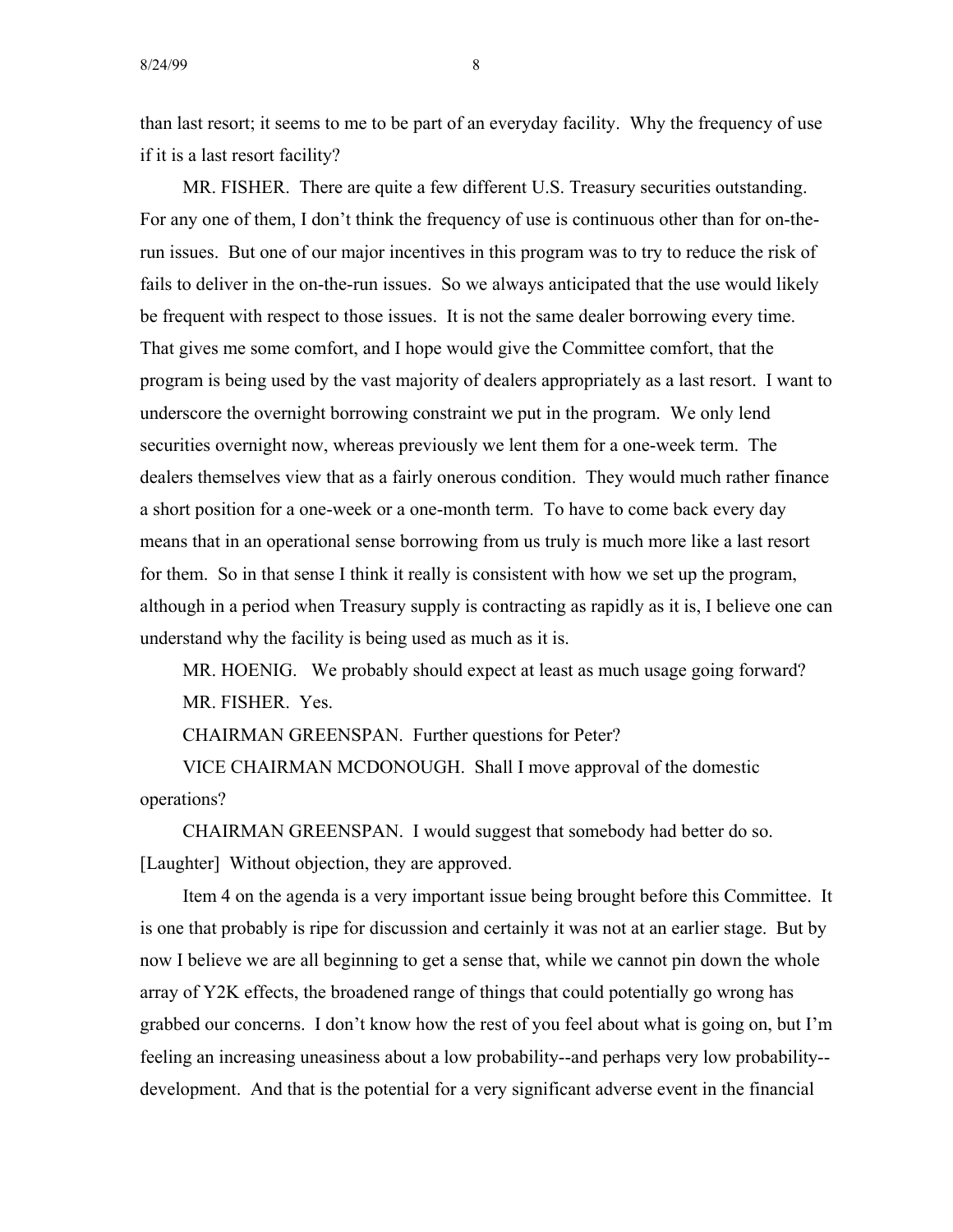than last resort; it seems to me to be part of an everyday facility. Why the frequency of use if it is a last resort facility?

MR. FISHER. There are quite a few different U.S. Treasury securities outstanding. For any one of them, I don't think the frequency of use is continuous other than for on-the-run issues. But one of our major incentives in this program was to try to reduce the risk of fails to deliver in the on-the-run issues. So we always anticipated that the use would likely be frequent with respect to those issues. It is not the same dealer borrowing every time. That gives me some comfort, and I hope would give the Committee comfort, that the program is being used by the vast majority of dealers appropriately as a last resort. I want to underscore the overnight borrowing constraint we put in the program. We only lend securities overnight now, whereas previously we lent them for a one-week term. The dealers themselves view that as a fairly onerous condition. They would much rather finance a short position for a one-week or a one-month term. To have to come back every day means that in an operational sense borrowing from us truly is much more like a last resort for them. So in that sense I think it really is consistent with how we set up the program, although in a period when Treasury supply is contracting as rapidly as it is, I believe one can understand why the facility is being used as much as it is.

MR. HOENIG. We probably should expect at least as much usage going forward?

MR. FISHER. Yes.

CHAIRMAN GREENSPAN. Further questions for Peter?

VICE CHAIRMAN MCDONOUGH. Shall I move approval of the domestic operations?

CHAIRMAN GREENSPAN. I would suggest that somebody had better do so. [Laughter] Without objection, they are approved.

Item 4 on the agenda is a very important issue being brought before this Committee. It is one that probably is ripe for discussion and certainly it was not at an earlier stage. But by now I believe we are all beginning to get a sense that, while we cannot pin down the whole array of Y2K effects, the broadened range of things that could potentially go wrong has grabbed our concerns. I don't know how the rest of you feel about what is going on, but I'm feeling an increasing uneasiness about a low probability--and perhaps very low probability--development. And that is the potential for a very significant adverse event in the financial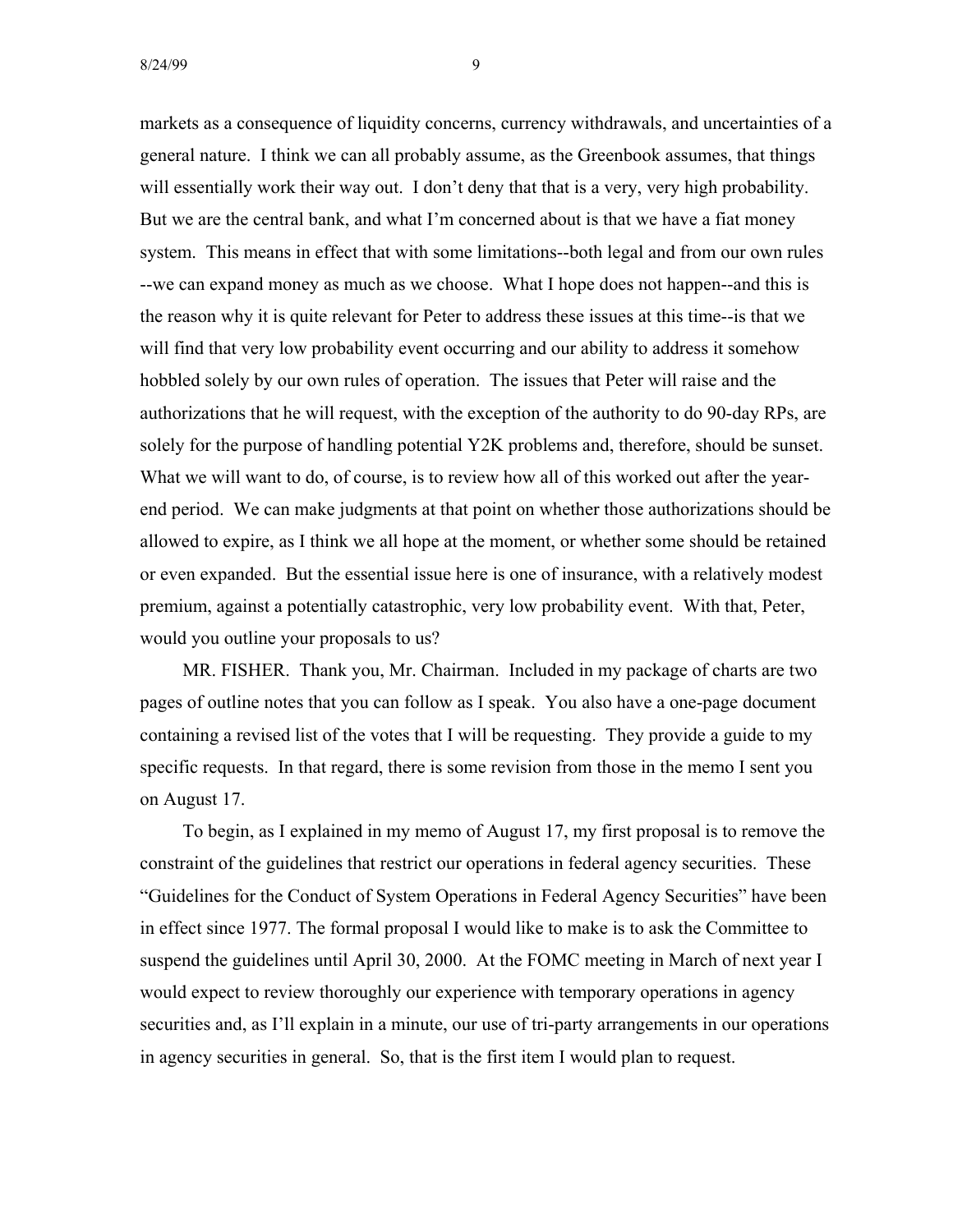markets as a consequence of liquidity concerns, currency withdrawals, and uncertainties of a general nature. I think we can all probably assume, as the Greenbook assumes, that things will essentially work their way out. I don't deny that that is a very, very high probability. But we are the central bank, and what I'm concerned about is that we have a fiat money system. This means in effect that with some limitations--both legal and from our own rules --we can expand money as much as we choose. What I hope does not happen--and this is the reason why it is quite relevant for Peter to address these issues at this time--is that we will find that very low probability event occurring and our ability to address it somehow hobbled solely by our own rules of operation. The issues that Peter will raise and the authorizations that he will request, with the exception of the authority to do 90-day RPs, are solely for the purpose of handling potential Y2K problems and, therefore, should be sunset. What we will want to do, of course, is to review how all of this worked out after the year-end period. We can make judgments at that point on whether those authorizations should be allowed to expire, as I think we all hope at the moment, or whether some should be retained or even expanded. But the essential issue here is one of insurance, with a relatively modest premium, against a potentially catastrophic, very low probability event. With that, Peter, would you outline your proposals to us?

MR. FISHER. Thank you, Mr. Chairman. Included in my package of charts are two pages of outline notes that you can follow as I speak. You also have a one-page document containing a revised list of the votes that I will be requesting. They provide a guide to my specific requests. In that regard, there is some revision from those in the memo I sent you on August 17.

To begin, as I explained in my memo of August 17, my first proposal is to remove the constraint of the guidelines that restrict our operations in federal agency securities. These "Guidelines for the Conduct of System Operations in Federal Agency Securities" have been in effect since 1977. The formal proposal I would like to make is to ask the Committee to suspend the guidelines until April 30, 2000. At the FOMC meeting in March of next year I would expect to review thoroughly our experience with temporary operations in agency securities and, as I'll explain in a minute, our use of tri-party arrangements in our operations in agency securities in general. So, that is the first item I would plan to request.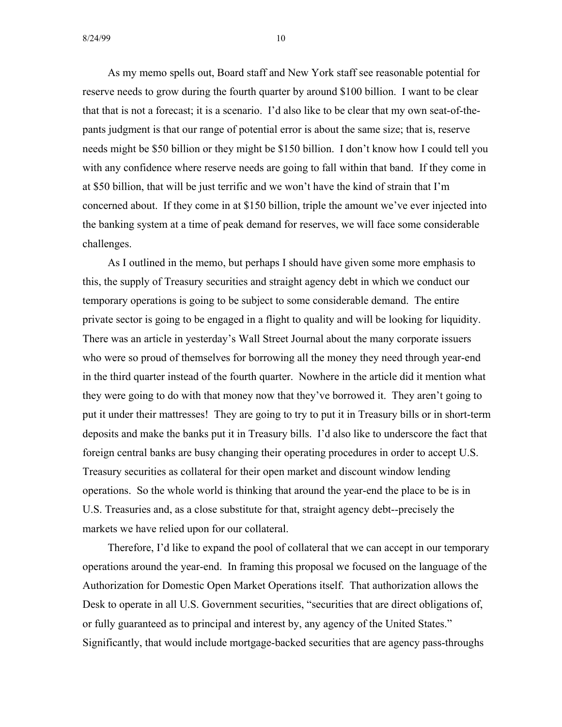As my memo spells out, Board staff and New York staff see reasonable potential for reserve needs to grow during the fourth quarter by around $100 billion. I want to be clear that that is not a forecast; it is a scenario. I'd also like to be clear that my own seat-of-the-pants judgment is that our range of potential error is about the same size; that is, reserve needs might be $50 billion or they might be $150 billion. I don't know how I could tell you with any confidence where reserve needs are going to fall within that band. If they come in at $50 billion, that will be just terrific and we won't have the kind of strain that I'm concerned about. If they come in at $150 billion, triple the amount we've ever injected into the banking system at a time of peak demand for reserves, we will face some considerable challenges.

As I outlined in the memo, but perhaps I should have given some more emphasis to this, the supply of Treasury securities and straight agency debt in which we conduct our temporary operations is going to be subject to some considerable demand. The entire private sector is going to be engaged in a flight to quality and will be looking for liquidity. There was an article in yesterday's Wall Street Journal about the many corporate issuers who were so proud of themselves for borrowing all the money they need through year-end in the third quarter instead of the fourth quarter. Nowhere in the article did it mention what they were going to do with that money now that they've borrowed it. They aren't going to put it under their mattresses! They are going to try to put it in Treasury bills or in short-term deposits and make the banks put it in Treasury bills. I'd also like to underscore the fact that foreign central banks are busy changing their operating procedures in order to accept U.S. Treasury securities as collateral for their open market and discount window lending operations. So the whole world is thinking that around the year-end the place to be is in U.S. Treasuries and, as a close substitute for that, straight agency debt--precisely the markets we have relied upon for our collateral.

Therefore, I'd like to expand the pool of collateral that we can accept in our temporary operations around the year-end. In framing this proposal we focused on the language of the Authorization for Domestic Open Market Operations itself. That authorization allows the Desk to operate in all U.S. Government securities, "securities that are direct obligations of, or fully guaranteed as to principal and interest by, any agency of the United States." Significantly, that would include mortgage-backed securities that are agency pass-throughs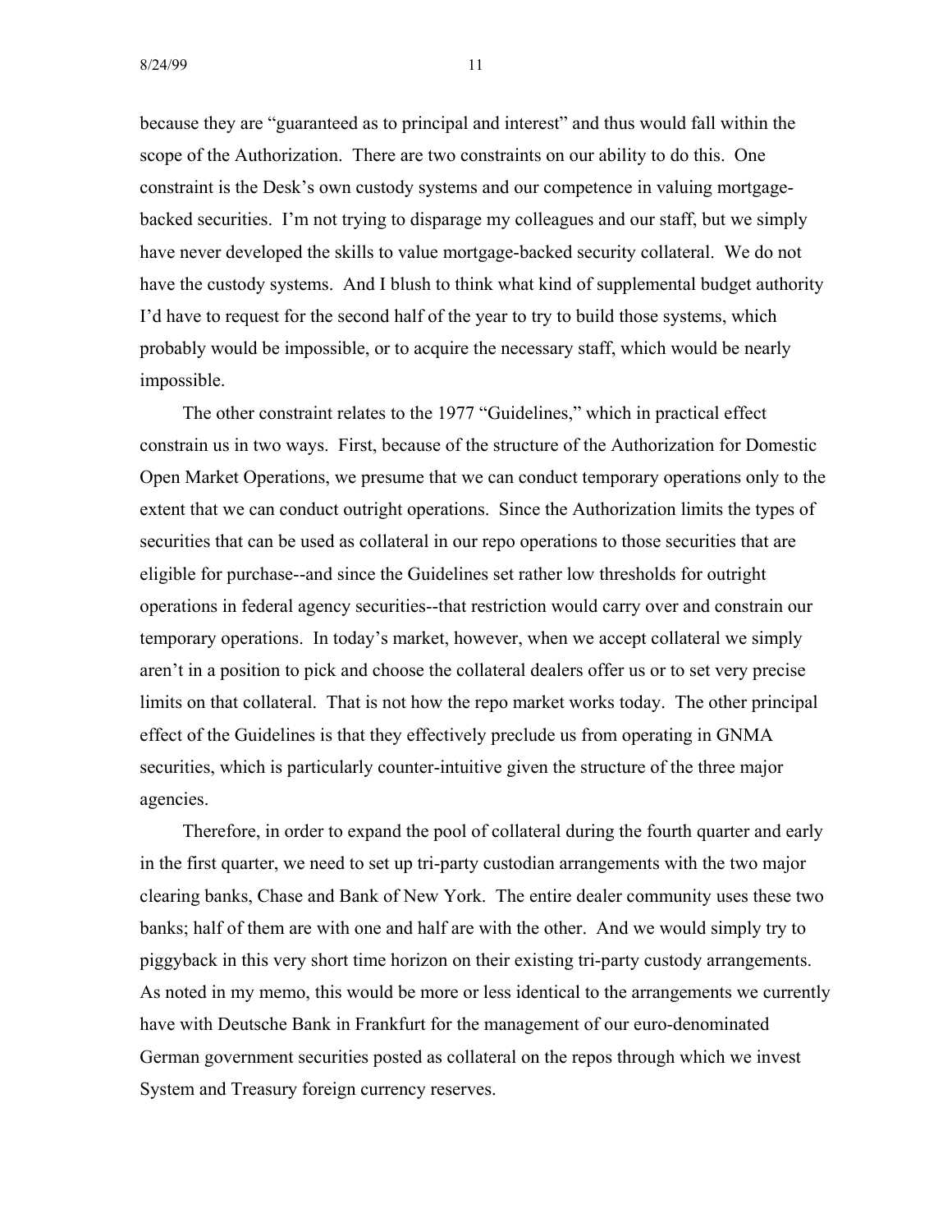because they are "guaranteed as to principal and interest" and thus would fall within the scope of the Authorization. There are two constraints on our ability to do this. One constraint is the Desk's own custody systems and our competence in valuing mortgage-backed securities. I'm not trying to disparage my colleagues and our staff, but we simply have never developed the skills to value mortgage-backed security collateral. We do not have the custody systems. And I blush to think what kind of supplemental budget authority I'd have to request for the second half of the year to try to build those systems, which probably would be impossible, or to acquire the necessary staff, which would be nearly impossible.

The other constraint relates to the 1977 "Guidelines," which in practical effect constrain us in two ways. First, because of the structure of the Authorization for Domestic Open Market Operations, we presume that we can conduct temporary operations only to the extent that we can conduct outright operations. Since the Authorization limits the types of securities that can be used as collateral in our repo operations to those securities that are eligible for purchase--and since the Guidelines set rather low thresholds for outright operations in federal agency securities--that restriction would carry over and constrain our temporary operations. In today's market, however, when we accept collateral we simply aren't in a position to pick and choose the collateral dealers offer us or to set very precise limits on that collateral. That is not how the repo market works today. The other principal effect of the Guidelines is that they effectively preclude us from operating in GNMA securities, which is particularly counter-intuitive given the structure of the three major agencies.

Therefore, in order to expand the pool of collateral during the fourth quarter and early in the first quarter, we need to set up tri-party custodian arrangements with the two major clearing banks, Chase and Bank of New York. The entire dealer community uses these two banks; half of them are with one and half are with the other. And we would simply try to piggyback in this very short time horizon on their existing tri-party custody arrangements. As noted in my memo, this would be more or less identical to the arrangements we currently have with Deutsche Bank in Frankfurt for the management of our euro-denominated German government securities posted as collateral on the repos through which we invest System and Treasury foreign currency reserves.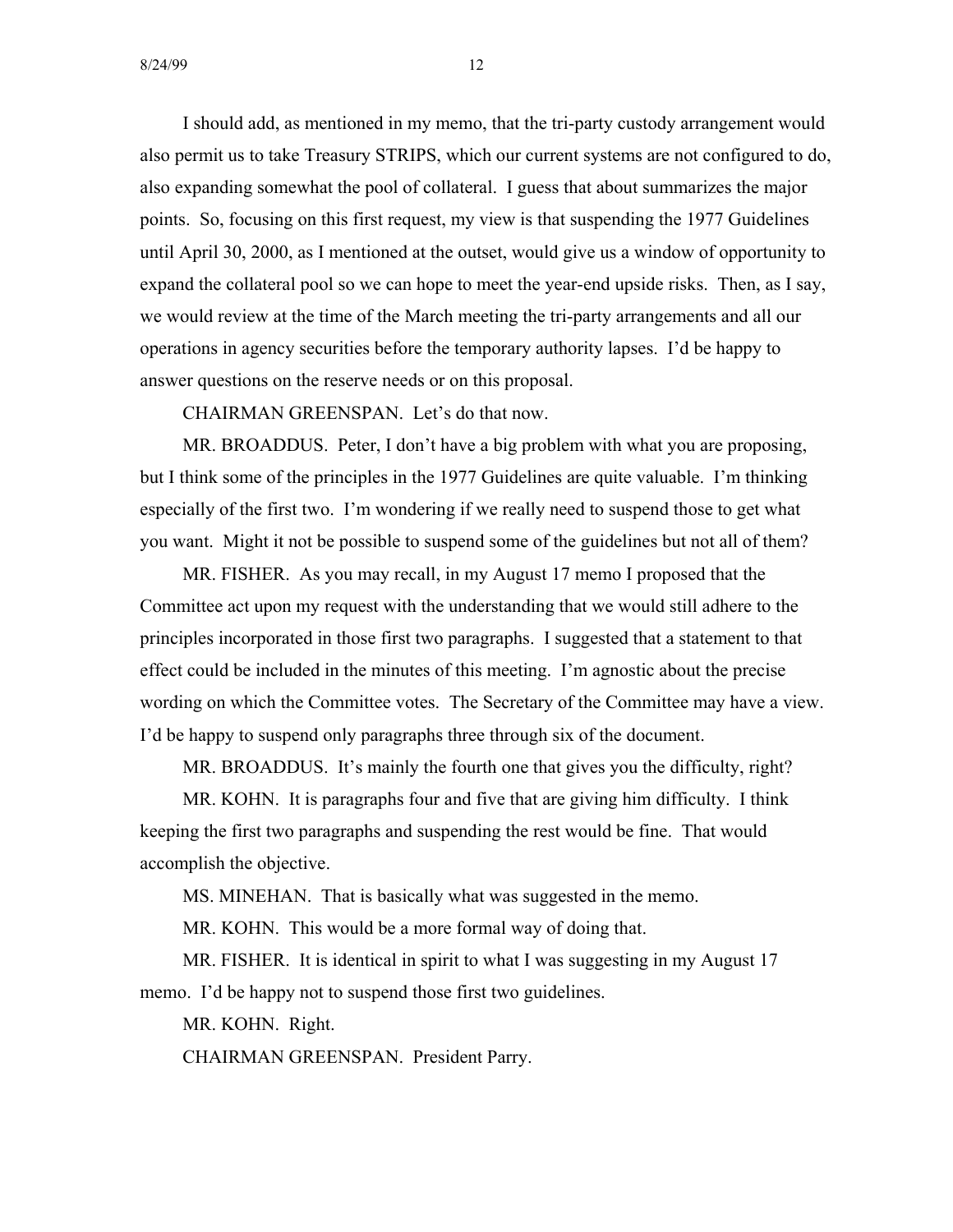I should add, as mentioned in my memo, that the tri-party custody arrangement would also permit us to take Treasury STRIPS, which our current systems are not configured to do, also expanding somewhat the pool of collateral. I guess that about summarizes the major points. So, focusing on this first request, my view is that suspending the 1977 Guidelines until April 30, 2000, as I mentioned at the outset, would give us a window of opportunity to expand the collateral pool so we can hope to meet the year-end upside risks. Then, as I say, we would review at the time of the March meeting the tri-party arrangements and all our operations in agency securities before the temporary authority lapses. I'd be happy to answer questions on the reserve needs or on this proposal.

CHAIRMAN GREENSPAN. Let's do that now.

MR. BROADDUS. Peter, I don't have a big problem with what you are proposing, but I think some of the principles in the 1977 Guidelines are quite valuable. I'm thinking especially of the first two. I'm wondering if we really need to suspend those to get what you want. Might it not be possible to suspend some of the guidelines but not all of them?

MR. FISHER. As you may recall, in my August 17 memo I proposed that the Committee act upon my request with the understanding that we would still adhere to the principles incorporated in those first two paragraphs. I suggested that a statement to that effect could be included in the minutes of this meeting. I'm agnostic about the precise wording on which the Committee votes. The Secretary of the Committee may have a view. I'd be happy to suspend only paragraphs three through six of the document.

MR. BROADDUS. It's mainly the fourth one that gives you the difficulty, right?

MR. KOHN. It is paragraphs four and five that are giving him difficulty. I think keeping the first two paragraphs and suspending the rest would be fine. That would accomplish the objective.

MS. MINEHAN. That is basically what was suggested in the memo.

MR. KOHN. This would be a more formal way of doing that.

MR. FISHER. It is identical in spirit to what I was suggesting in my August 17 memo. I'd be happy not to suspend those first two guidelines.

MR. KOHN. Right.

CHAIRMAN GREENSPAN. President Parry.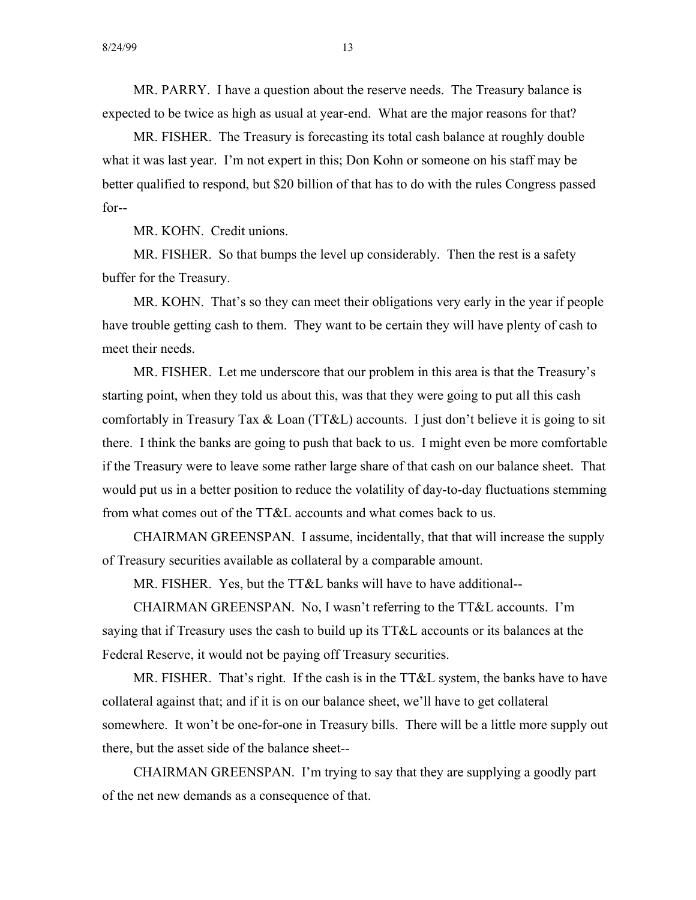MR. PARRY. I have a question about the reserve needs. The Treasury balance is expected to be twice as high as usual at year-end. What are the major reasons for that?

MR. FISHER. The Treasury is forecasting its total cash balance at roughly double what it was last year. I'm not expert in this; Don Kohn or someone on his staff may be better qualified to respond, but $20 billion of that has to do with the rules Congress passed for--

MR. KOHN. Credit unions.

MR. FISHER. So that bumps the level up considerably. Then the rest is a safety buffer for the Treasury.

MR. KOHN. That's so they can meet their obligations very early in the year if people have trouble getting cash to them. They want to be certain they will have plenty of cash to meet their needs.

MR. FISHER. Let me underscore that our problem in this area is that the Treasury's starting point, when they told us about this, was that they were going to put all this cash comfortably in Treasury Tax & Loan (TT&L) accounts. I just don't believe it is going to sit there. I think the banks are going to push that back to us. I might even be more comfortable if the Treasury were to leave some rather large share of that cash on our balance sheet. That would put us in a better position to reduce the volatility of day-to-day fluctuations stemming from what comes out of the TT&L accounts and what comes back to us.

CHAIRMAN GREENSPAN. I assume, incidentally, that that will increase the supply of Treasury securities available as collateral by a comparable amount.

MR. FISHER. Yes, but the TT&L banks will have to have additional--

CHAIRMAN GREENSPAN. No, I wasn't referring to the TT&L accounts. I'm saying that if Treasury uses the cash to build up its TT&L accounts or its balances at the Federal Reserve, it would not be paying off Treasury securities.

MR. FISHER. That's right. If the cash is in the TT&L system, the banks have to have collateral against that; and if it is on our balance sheet, we'll have to get collateral somewhere. It won't be one-for-one in Treasury bills. There will be a little more supply out there, but the asset side of the balance sheet--

CHAIRMAN GREENSPAN. I'm trying to say that they are supplying a goodly part of the net new demands as a consequence of that.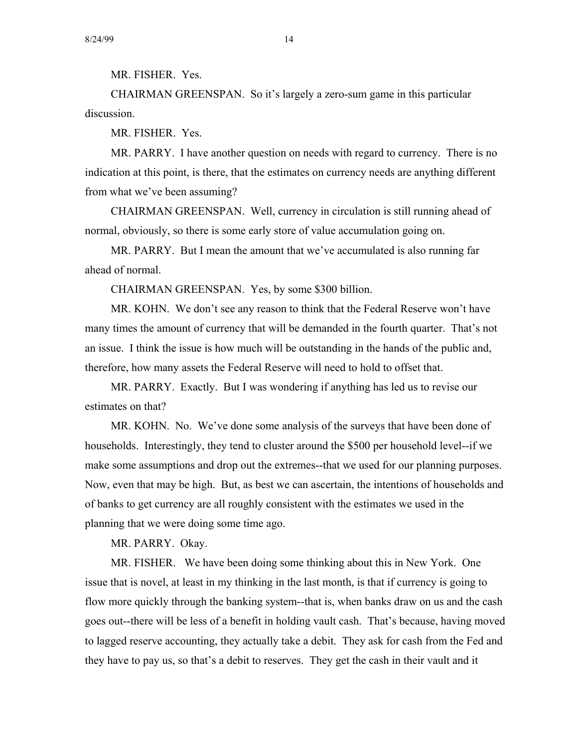MR. FISHER. Yes.

CHAIRMAN GREENSPAN. So it's largely a zero-sum game in this particular discussion.

MR. FISHER. Yes.

MR. PARRY. I have another question on needs with regard to currency. There is no indication at this point, is there, that the estimates on currency needs are anything different from what we've been assuming?

CHAIRMAN GREENSPAN. Well, currency in circulation is still running ahead of normal, obviously, so there is some early store of value accumulation going on.

MR. PARRY. But I mean the amount that we've accumulated is also running far ahead of normal.

CHAIRMAN GREENSPAN. Yes, by some $300 billion.

MR. KOHN. We don't see any reason to think that the Federal Reserve won't have many times the amount of currency that will be demanded in the fourth quarter. That's not an issue. I think the issue is how much will be outstanding in the hands of the public and, therefore, how many assets the Federal Reserve will need to hold to offset that.

MR. PARRY. Exactly. But I was wondering if anything has led us to revise our estimates on that?

MR. KOHN. No. We've done some analysis of the surveys that have been done of households. Interestingly, they tend to cluster around the $500 per household level--if we make some assumptions and drop out the extremes--that we used for our planning purposes. Now, even that may be high. But, as best we can ascertain, the intentions of households and of banks to get currency are all roughly consistent with the estimates we used in the planning that we were doing some time ago.

MR. PARRY. Okay.

MR. FISHER. We have been doing some thinking about this in New York. One issue that is novel, at least in my thinking in the last month, is that if currency is going to flow more quickly through the banking system--that is, when banks draw on us and the cash goes out--there will be less of a benefit in holding vault cash. That's because, having moved to lagged reserve accounting, they actually take a debit. They ask for cash from the Fed and they have to pay us, so that's a debit to reserves. They get the cash in their vault and it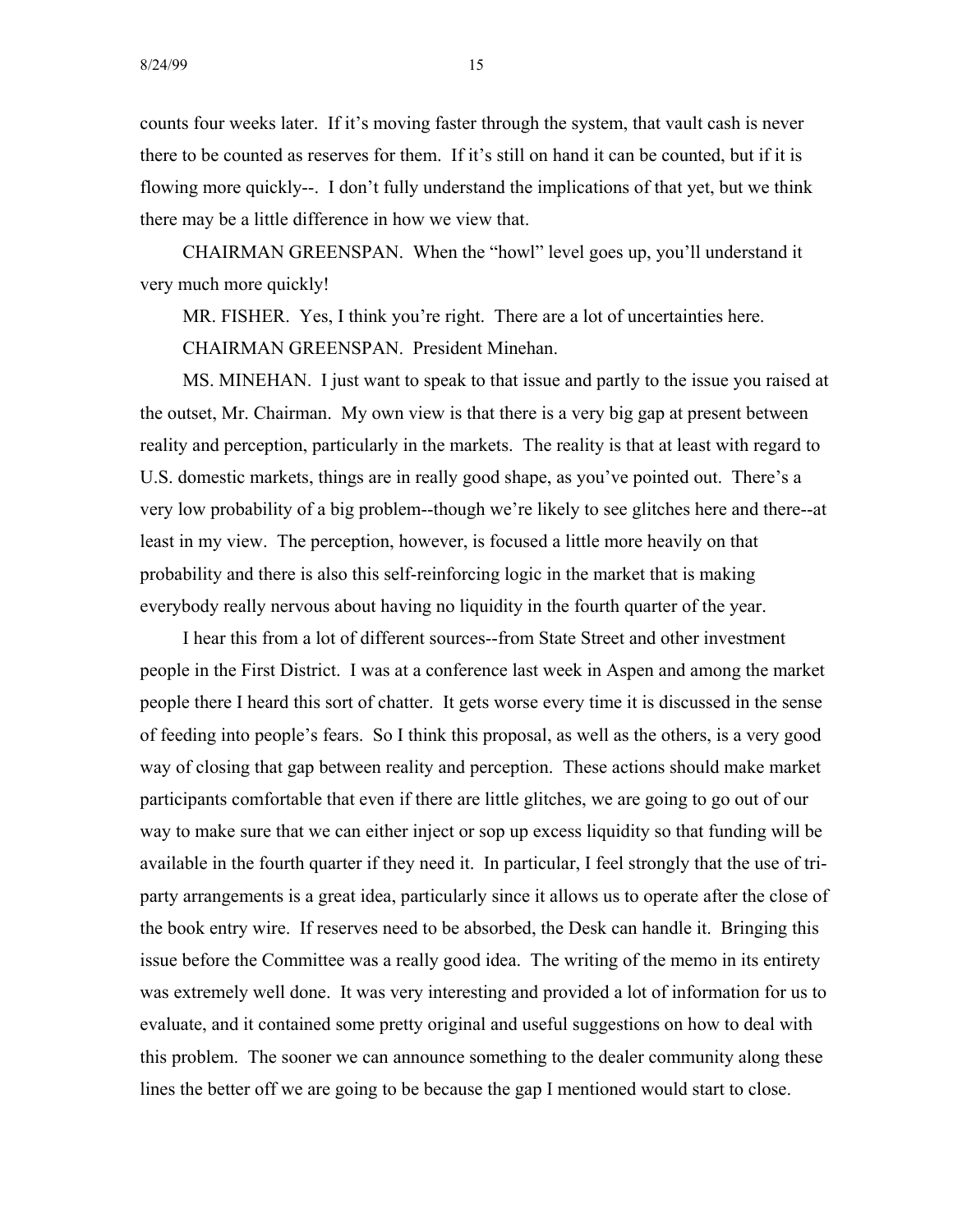counts four weeks later. If it's moving faster through the system, that vault cash is never there to be counted as reserves for them. If it's still on hand it can be counted, but if it is flowing more quickly--. I don't fully understand the implications of that yet, but we think there may be a little difference in how we view that.

CHAIRMAN GREENSPAN. When the "howl" level goes up, you'll understand it very much more quickly!

MR. FISHER. Yes, I think you're right. There are a lot of uncertainties here.

CHAIRMAN GREENSPAN. President Minehan.

MS. MINEHAN. I just want to speak to that issue and partly to the issue you raised at the outset, Mr. Chairman. My own view is that there is a very big gap at present between reality and perception, particularly in the markets. The reality is that at least with regard to U.S. domestic markets, things are in really good shape, as you've pointed out. There's a very low probability of a big problem--though we're likely to see glitches here and there--at least in my view. The perception, however, is focused a little more heavily on that probability and there is also this self-reinforcing logic in the market that is making everybody really nervous about having no liquidity in the fourth quarter of the year.

I hear this from a lot of different sources--from State Street and other investment people in the First District. I was at a conference last week in Aspen and among the market people there I heard this sort of chatter. It gets worse every time it is discussed in the sense of feeding into people's fears. So I think this proposal, as well as the others, is a very good way of closing that gap between reality and perception. These actions should make market participants comfortable that even if there are little glitches, we are going to go out of our way to make sure that we can either inject or sop up excess liquidity so that funding will be available in the fourth quarter if they need it. In particular, I feel strongly that the use of tri-party arrangements is a great idea, particularly since it allows us to operate after the close of the book entry wire. If reserves need to be absorbed, the Desk can handle it. Bringing this issue before the Committee was a really good idea. The writing of the memo in its entirety was extremely well done. It was very interesting and provided a lot of information for us to evaluate, and it contained some pretty original and useful suggestions on how to deal with this problem. The sooner we can announce something to the dealer community along these lines the better off we are going to be because the gap I mentioned would start to close.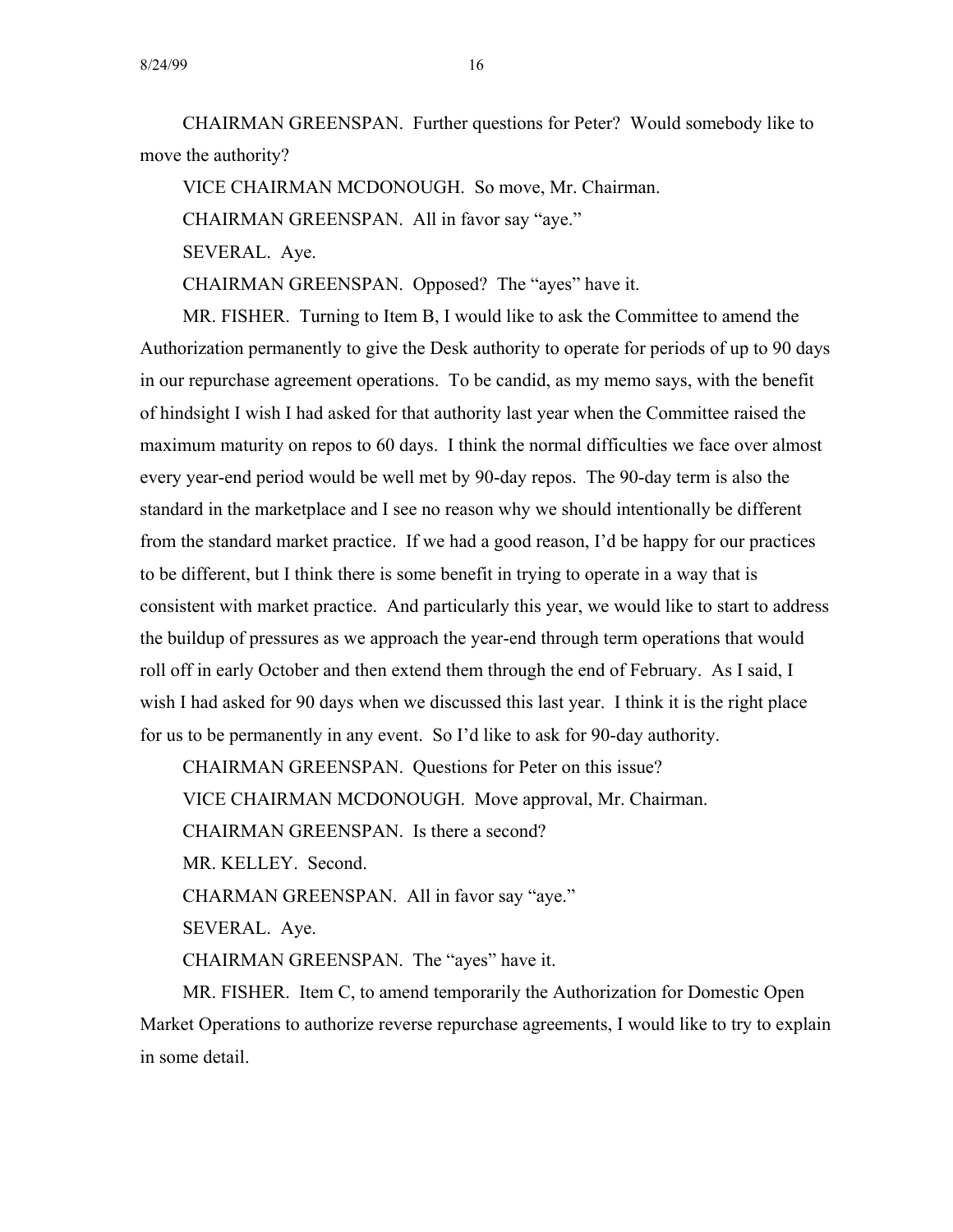CHAIRMAN GREENSPAN. Further questions for Peter? Would somebody like to move the authority?

VICE CHAIRMAN MCDONOUGH. So move, Mr. Chairman.

CHAIRMAN GREENSPAN. All in favor say "aye."

SEVERAL. Aye.

CHAIRMAN GREENSPAN. Opposed? The "ayes" have it.

MR. FISHER. Turning to Item B, I would like to ask the Committee to amend the Authorization permanently to give the Desk authority to operate for periods of up to 90 days in our repurchase agreement operations. To be candid, as my memo says, with the benefit of hindsight I wish I had asked for that authority last year when the Committee raised the maximum maturity on repos to 60 days. I think the normal difficulties we face over almost every year-end period would be well met by 90-day repos. The 90-day term is also the standard in the marketplace and I see no reason why we should intentionally be different from the standard market practice. If we had a good reason, I'd be happy for our practices to be different, but I think there is some benefit in trying to operate in a way that is consistent with market practice. And particularly this year, we would like to start to address the buildup of pressures as we approach the year-end through term operations that would roll off in early October and then extend them through the end of February. As I said, I wish I had asked for 90 days when we discussed this last year. I think it is the right place for us to be permanently in any event. So I'd like to ask for 90-day authority.

CHAIRMAN GREENSPAN. Questions for Peter on this issue?

VICE CHAIRMAN MCDONOUGH. Move approval, Mr. Chairman.

CHAIRMAN GREENSPAN. Is there a second?

MR. KELLEY. Second.

CHARMAN GREENSPAN. All in favor say "aye."

SEVERAL. Aye.

CHAIRMAN GREENSPAN. The "ayes" have it.

MR. FISHER. Item C, to amend temporarily the Authorization for Domestic Open Market Operations to authorize reverse repurchase agreements, I would like to try to explain in some detail.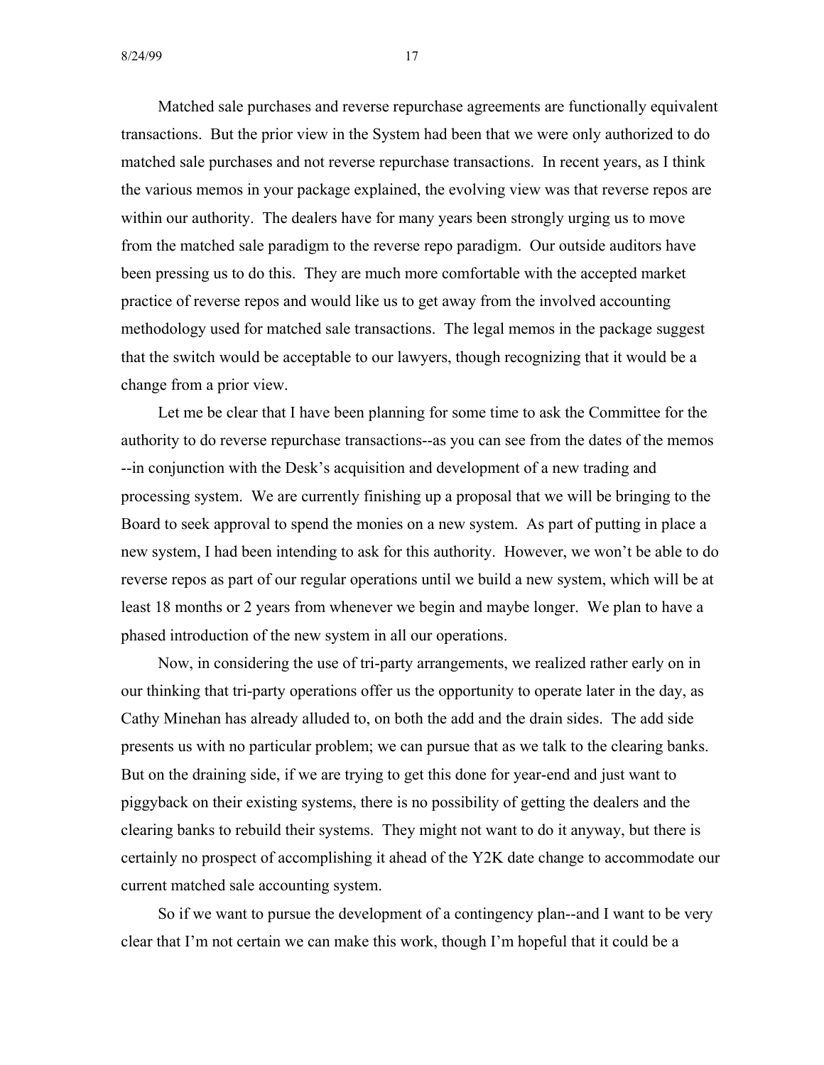Matched sale purchases and reverse repurchase agreements are functionally equivalent transactions. But the prior view in the System had been that we were only authorized to do matched sale purchases and not reverse repurchase transactions. In recent years, as I think the various memos in your package explained, the evolving view was that reverse repos are within our authority. The dealers have for many years been strongly urging us to move from the matched sale paradigm to the reverse repo paradigm. Our outside auditors have been pressing us to do this. They are much more comfortable with the accepted market practice of reverse repos and would like us to get away from the involved accounting methodology used for matched sale transactions. The legal memos in the package suggest that the switch would be acceptable to our lawyers, though recognizing that it would be a change from a prior view.

Let me be clear that I have been planning for some time to ask the Committee for the authority to do reverse repurchase transactions--as you can see from the dates of the memos --in conjunction with the Desk's acquisition and development of a new trading and processing system. We are currently finishing up a proposal that we will be bringing to the Board to seek approval to spend the monies on a new system. As part of putting in place a new system, I had been intending to ask for this authority. However, we won't be able to do reverse repos as part of our regular operations until we build a new system, which will be at least 18 months or 2 years from whenever we begin and maybe longer. We plan to have a phased introduction of the new system in all our operations.

Now, in considering the use of tri-party arrangements, we realized rather early on in our thinking that tri-party operations offer us the opportunity to operate later in the day, as Cathy Minehan has already alluded to, on both the add and the drain sides. The add side presents us with no particular problem; we can pursue that as we talk to the clearing banks. But on the draining side, if we are trying to get this done for year-end and just want to piggyback on their existing systems, there is no possibility of getting the dealers and the clearing banks to rebuild their systems. They might not want to do it anyway, but there is certainly no prospect of accomplishing it ahead of the Y2K date change to accommodate our current matched sale accounting system.

So if we want to pursue the development of a contingency plan--and I want to be very clear that I'm not certain we can make this work, though I'm hopeful that it could be a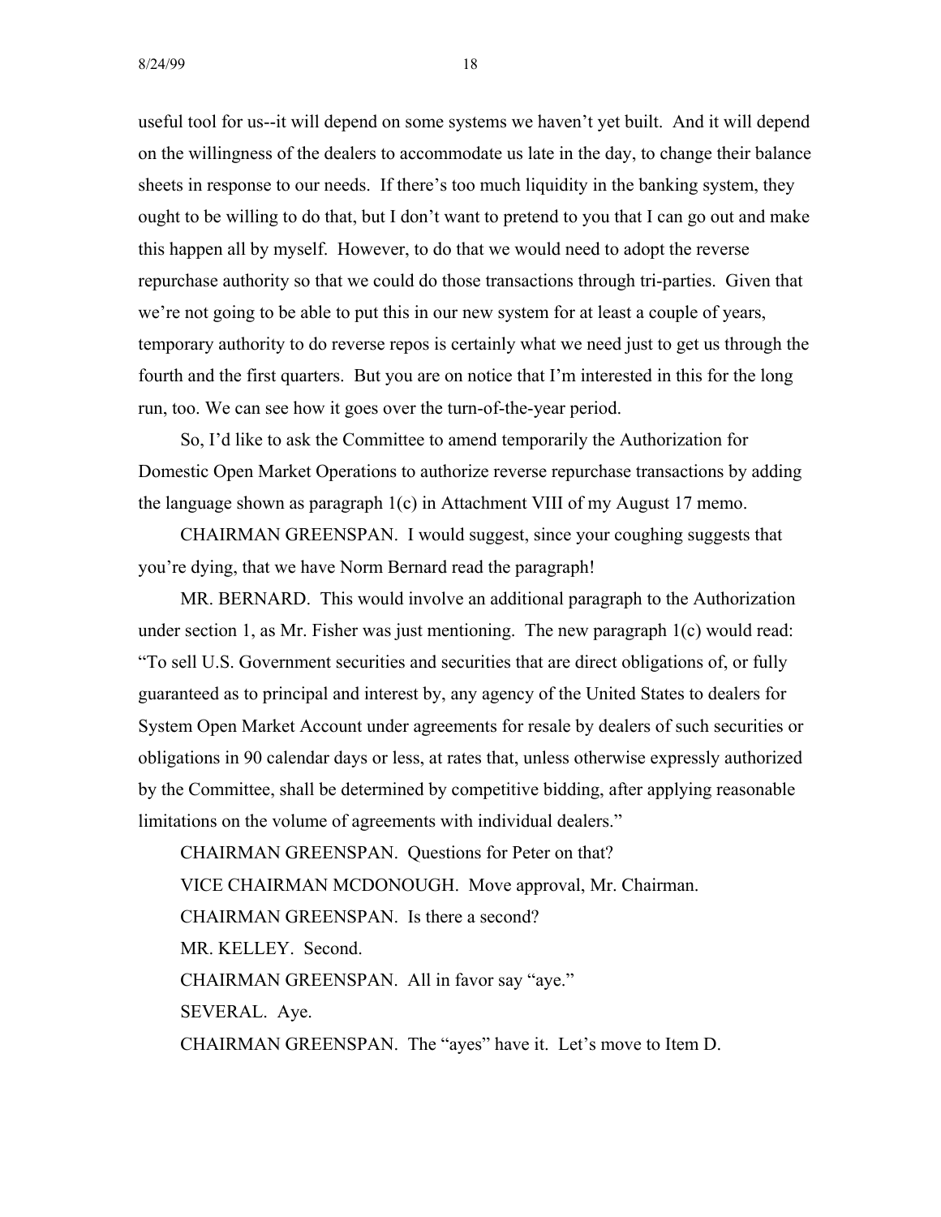useful tool for us--it will depend on some systems we haven't yet built. And it will depend on the willingness of the dealers to accommodate us late in the day, to change their balance sheets in response to our needs. If there's too much liquidity in the banking system, they ought to be willing to do that, but I don't want to pretend to you that I can go out and make this happen all by myself. However, to do that we would need to adopt the reverse repurchase authority so that we could do those transactions through tri-parties. Given that we're not going to be able to put this in our new system for at least a couple of years, temporary authority to do reverse repos is certainly what we need just to get us through the fourth and the first quarters. But you are on notice that I'm interested in this for the long run, too. We can see how it goes over the turn-of-the-year period.

So, I'd like to ask the Committee to amend temporarily the Authorization for Domestic Open Market Operations to authorize reverse repurchase transactions by adding the language shown as paragraph 1(c) in Attachment VIII of my August 17 memo.

CHAIRMAN GREENSPAN. I would suggest, since your coughing suggests that you're dying, that we have Norm Bernard read the paragraph!

MR. BERNARD. This would involve an additional paragraph to the Authorization under section 1, as Mr. Fisher was just mentioning. The new paragraph 1(c) would read: "To sell U.S. Government securities and securities that are direct obligations of, or fully guaranteed as to principal and interest by, any agency of the United States to dealers for System Open Market Account under agreements for resale by dealers of such securities or obligations in 90 calendar days or less, at rates that, unless otherwise expressly authorized by the Committee, shall be determined by competitive bidding, after applying reasonable limitations on the volume of agreements with individual dealers."

CHAIRMAN GREENSPAN. Questions for Peter on that?

VICE CHAIRMAN MCDONOUGH. Move approval, Mr. Chairman.

CHAIRMAN GREENSPAN. Is there a second?

MR. KELLEY. Second.

CHAIRMAN GREENSPAN. All in favor say "aye."

SEVERAL. Aye.

CHAIRMAN GREENSPAN. The "ayes" have it. Let's move to Item D.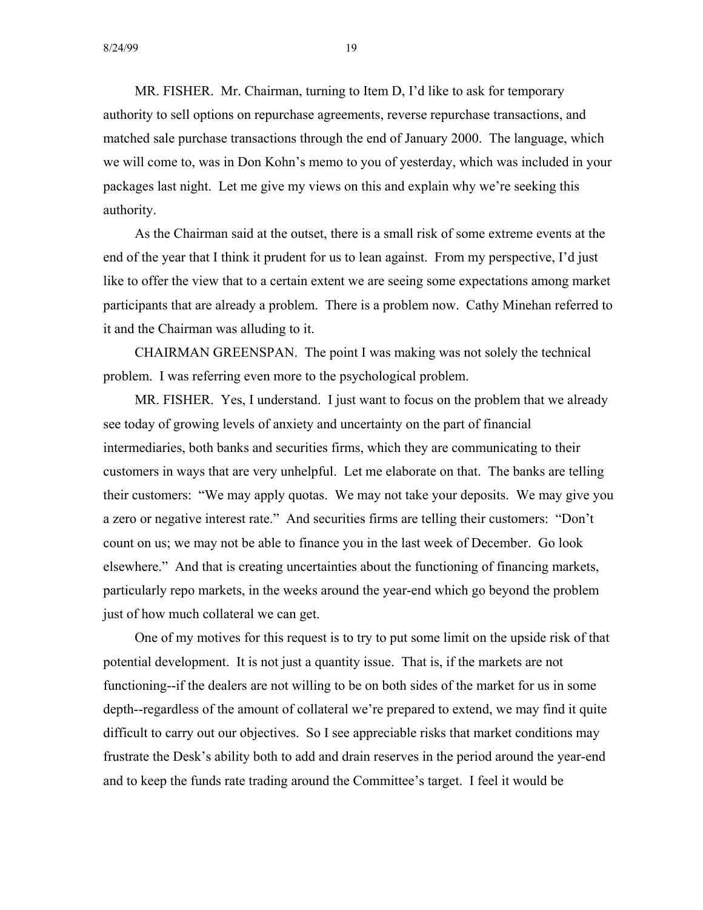MR. FISHER. Mr. Chairman, turning to Item D, I'd like to ask for temporary authority to sell options on repurchase agreements, reverse repurchase transactions, and matched sale purchase transactions through the end of January 2000. The language, which we will come to, was in Don Kohn's memo to you of yesterday, which was included in your packages last night. Let me give my views on this and explain why we're seeking this authority.

As the Chairman said at the outset, there is a small risk of some extreme events at the end of the year that I think it prudent for us to lean against. From my perspective, I'd just like to offer the view that to a certain extent we are seeing some expectations among market participants that are already a problem. There is a problem now. Cathy Minehan referred to it and the Chairman was alluding to it.

CHAIRMAN GREENSPAN. The point I was making was not solely the technical problem. I was referring even more to the psychological problem.

MR. FISHER. Yes, I understand. I just want to focus on the problem that we already see today of growing levels of anxiety and uncertainty on the part of financial intermediaries, both banks and securities firms, which they are communicating to their customers in ways that are very unhelpful. Let me elaborate on that. The banks are telling their customers: "We may apply quotas. We may not take your deposits. We may give you a zero or negative interest rate." And securities firms are telling their customers: "Don't count on us; we may not be able to finance you in the last week of December. Go look elsewhere." And that is creating uncertainties about the functioning of financing markets, particularly repo markets, in the weeks around the year-end which go beyond the problem just of how much collateral we can get.

One of my motives for this request is to try to put some limit on the upside risk of that potential development. It is not just a quantity issue. That is, if the markets are not functioning--if the dealers are not willing to be on both sides of the market for us in some depth--regardless of the amount of collateral we're prepared to extend, we may find it quite difficult to carry out our objectives. So I see appreciable risks that market conditions may frustrate the Desk's ability both to add and drain reserves in the period around the year-end and to keep the funds rate trading around the Committee's target. I feel it would be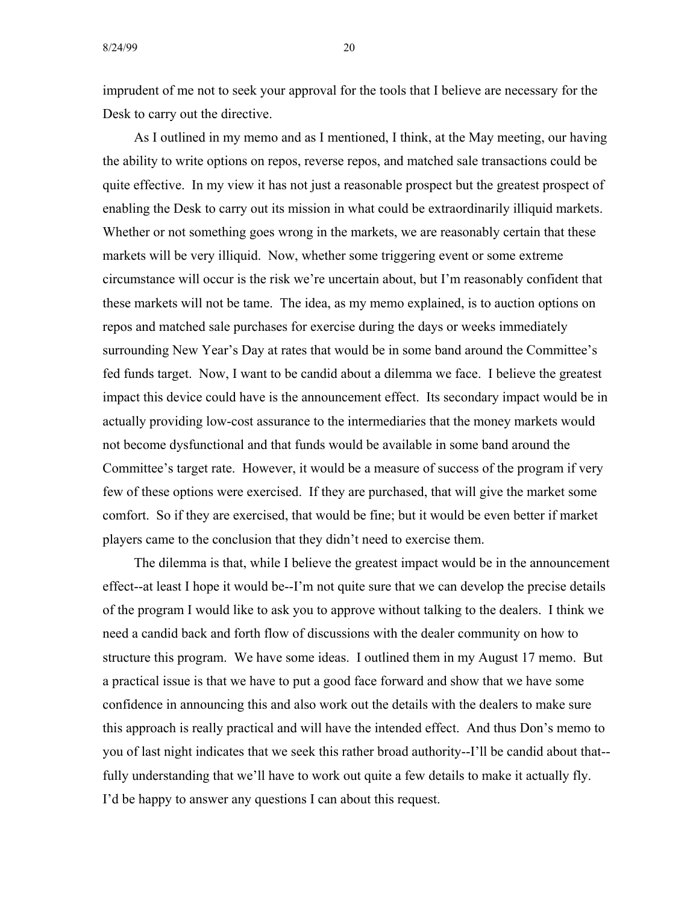imprudent of me not to seek your approval for the tools that I believe are necessary for the Desk to carry out the directive.

As I outlined in my memo and as I mentioned, I think, at the May meeting, our having the ability to write options on repos, reverse repos, and matched sale transactions could be quite effective. In my view it has not just a reasonable prospect but the greatest prospect of enabling the Desk to carry out its mission in what could be extraordinarily illiquid markets. Whether or not something goes wrong in the markets, we are reasonably certain that these markets will be very illiquid. Now, whether some triggering event or some extreme circumstance will occur is the risk we're uncertain about, but I'm reasonably confident that these markets will not be tame. The idea, as my memo explained, is to auction options on repos and matched sale purchases for exercise during the days or weeks immediately surrounding New Year's Day at rates that would be in some band around the Committee's fed funds target. Now, I want to be candid about a dilemma we face. I believe the greatest impact this device could have is the announcement effect. Its secondary impact would be in actually providing low-cost assurance to the intermediaries that the money markets would not become dysfunctional and that funds would be available in some band around the Committee's target rate. However, it would be a measure of success of the program if very few of these options were exercised. If they are purchased, that will give the market some comfort. So if they are exercised, that would be fine; but it would be even better if market players came to the conclusion that they didn't need to exercise them.

The dilemma is that, while I believe the greatest impact would be in the announcement effect--at least I hope it would be--I'm not quite sure that we can develop the precise details of the program I would like to ask you to approve without talking to the dealers. I think we need a candid back and forth flow of discussions with the dealer community on how to structure this program. We have some ideas. I outlined them in my August 17 memo. But a practical issue is that we have to put a good face forward and show that we have some confidence in announcing this and also work out the details with the dealers to make sure this approach is really practical and will have the intended effect. And thus Don's memo to you of last night indicates that we seek this rather broad authority--I'll be candid about that--fully understanding that we'll have to work out quite a few details to make it actually fly. I'd be happy to answer any questions I can about this request.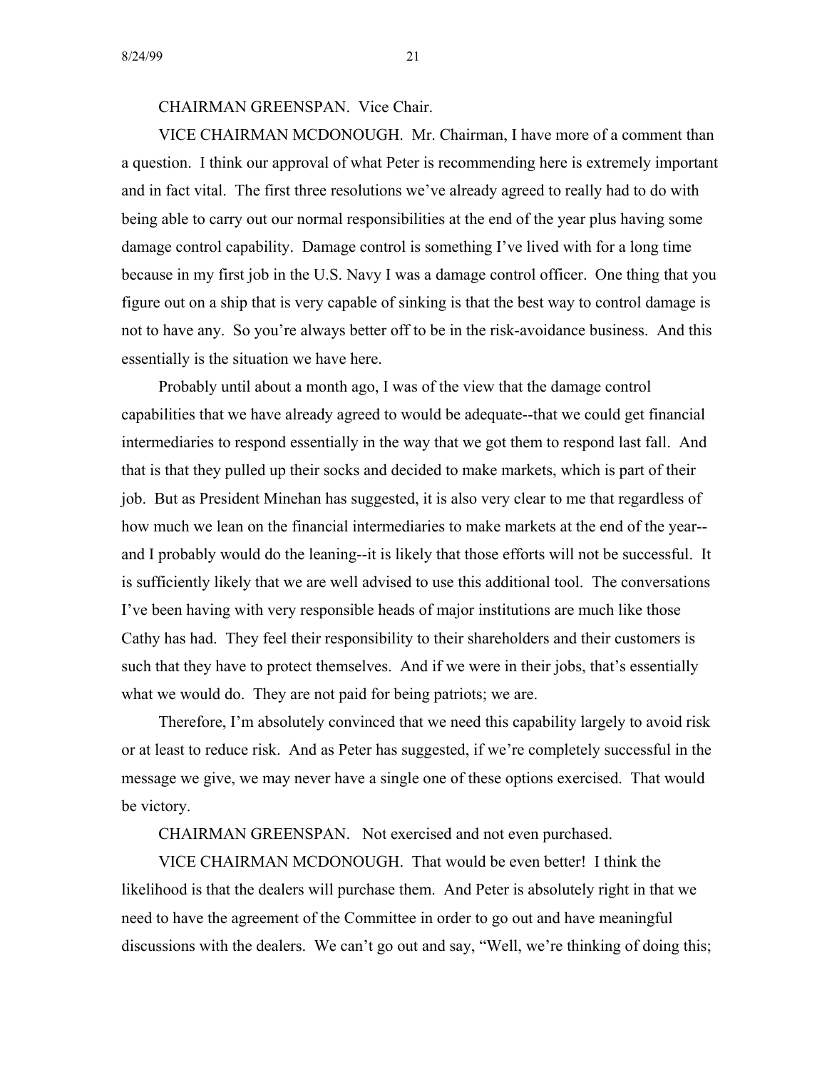CHAIRMAN GREENSPAN. Vice Chair.

VICE CHAIRMAN MCDONOUGH. Mr. Chairman, I have more of a comment than a question. I think our approval of what Peter is recommending here is extremely important and in fact vital. The first three resolutions we've already agreed to really had to do with being able to carry out our normal responsibilities at the end of the year plus having some damage control capability. Damage control is something I've lived with for a long time because in my first job in the U.S. Navy I was a damage control officer. One thing that you figure out on a ship that is very capable of sinking is that the best way to control damage is not to have any. So you're always better off to be in the risk-avoidance business. And this essentially is the situation we have here.

Probably until about a month ago, I was of the view that the damage control capabilities that we have already agreed to would be adequate--that we could get financial intermediaries to respond essentially in the way that we got them to respond last fall. And that is that they pulled up their socks and decided to make markets, which is part of their job. But as President Minehan has suggested, it is also very clear to me that regardless of how much we lean on the financial intermediaries to make markets at the end of the year--and I probably would do the leaning--it is likely that those efforts will not be successful. It is sufficiently likely that we are well advised to use this additional tool. The conversations I've been having with very responsible heads of major institutions are much like those Cathy has had. They feel their responsibility to their shareholders and their customers is such that they have to protect themselves. And if we were in their jobs, that's essentially what we would do. They are not paid for being patriots; we are.

Therefore, I'm absolutely convinced that we need this capability largely to avoid risk or at least to reduce risk. And as Peter has suggested, if we're completely successful in the message we give, we may never have a single one of these options exercised. That would be victory.

CHAIRMAN GREENSPAN. Not exercised and not even purchased.

VICE CHAIRMAN MCDONOUGH. That would be even better! I think the likelihood is that the dealers will purchase them. And Peter is absolutely right in that we need to have the agreement of the Committee in order to go out and have meaningful discussions with the dealers. We can't go out and say, "Well, we're thinking of doing this;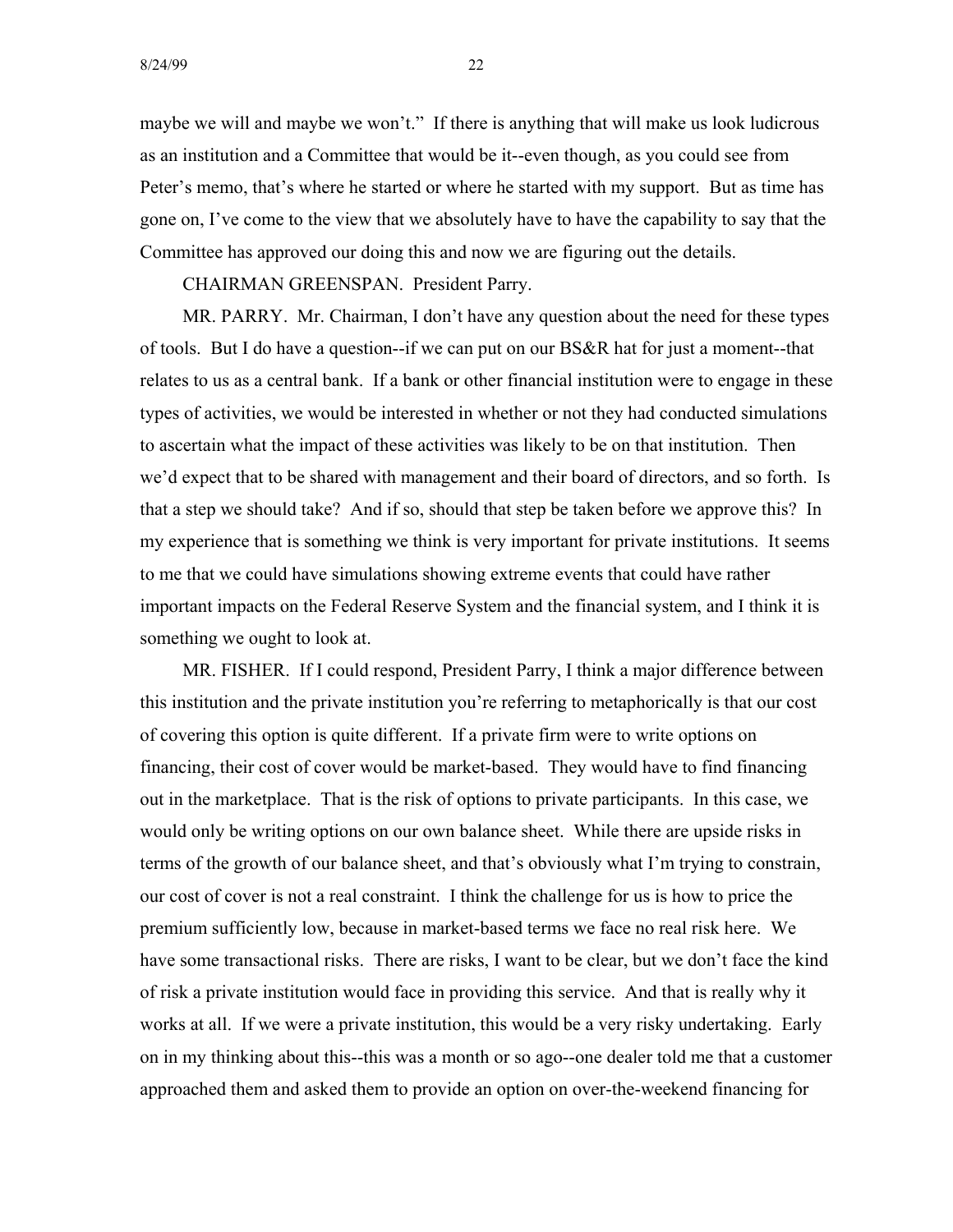maybe we will and maybe we won't." If there is anything that will make us look ludicrous as an institution and a Committee that would be it--even though, as you could see from Peter's memo, that's where he started or where he started with my support. But as time has gone on, I've come to the view that we absolutely have to have the capability to say that the Committee has approved our doing this and now we are figuring out the details.

CHAIRMAN GREENSPAN. President Parry.

MR. PARRY. Mr. Chairman, I don't have any question about the need for these types of tools. But I do have a question--if we can put on our BS&R hat for just a moment--that relates to us as a central bank. If a bank or other financial institution were to engage in these types of activities, we would be interested in whether or not they had conducted simulations to ascertain what the impact of these activities was likely to be on that institution. Then we'd expect that to be shared with management and their board of directors, and so forth. Is that a step we should take? And if so, should that step be taken before we approve this? In my experience that is something we think is very important for private institutions. It seems to me that we could have simulations showing extreme events that could have rather important impacts on the Federal Reserve System and the financial system, and I think it is something we ought to look at.

MR. FISHER. If I could respond, President Parry, I think a major difference between this institution and the private institution you're referring to metaphorically is that our cost of covering this option is quite different. If a private firm were to write options on financing, their cost of cover would be market-based. They would have to find financing out in the marketplace. That is the risk of options to private participants. In this case, we would only be writing options on our own balance sheet. While there are upside risks in terms of the growth of our balance sheet, and that's obviously what I'm trying to constrain, our cost of cover is not a real constraint. I think the challenge for us is how to price the premium sufficiently low, because in market-based terms we face no real risk here. We have some transactional risks. There are risks, I want to be clear, but we don't face the kind of risk a private institution would face in providing this service. And that is really why it works at all. If we were a private institution, this would be a very risky undertaking. Early on in my thinking about this--this was a month or so ago--one dealer told me that a customer approached them and asked them to provide an option on over-the-weekend financing for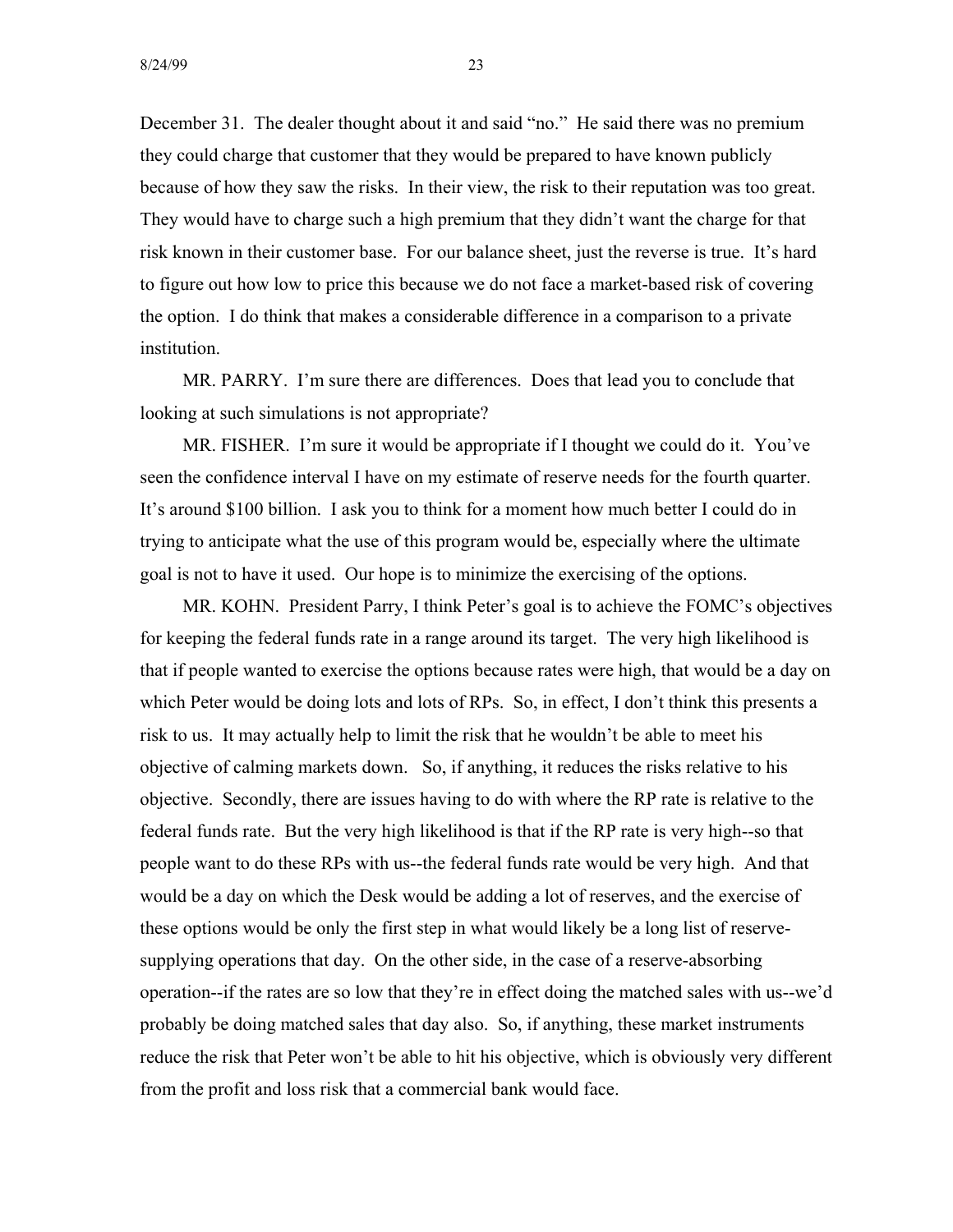December 31. The dealer thought about it and said "no." He said there was no premium they could charge that customer that they would be prepared to have known publicly because of how they saw the risks. In their view, the risk to their reputation was too great. They would have to charge such a high premium that they didn't want the charge for that risk known in their customer base. For our balance sheet, just the reverse is true. It's hard to figure out how low to price this because we do not face a market-based risk of covering the option. I do think that makes a considerable difference in a comparison to a private institution.

MR. PARRY. I'm sure there are differences. Does that lead you to conclude that looking at such simulations is not appropriate?

MR. FISHER. I'm sure it would be appropriate if I thought we could do it. You've seen the confidence interval I have on my estimate of reserve needs for the fourth quarter. It's around $100 billion. I ask you to think for a moment how much better I could do in trying to anticipate what the use of this program would be, especially where the ultimate goal is not to have it used. Our hope is to minimize the exercising of the options.

MR. KOHN. President Parry, I think Peter's goal is to achieve the FOMC's objectives for keeping the federal funds rate in a range around its target. The very high likelihood is that if people wanted to exercise the options because rates were high, that would be a day on which Peter would be doing lots and lots of RPs. So, in effect, I don't think this presents a risk to us. It may actually help to limit the risk that he wouldn't be able to meet his objective of calming markets down. So, if anything, it reduces the risks relative to his objective. Secondly, there are issues having to do with where the RP rate is relative to the federal funds rate. But the very high likelihood is that if the RP rate is very high--so that people want to do these RPs with us--the federal funds rate would be very high. And that would be a day on which the Desk would be adding a lot of reserves, and the exercise of these options would be only the first step in what would likely be a long list of reserve-supplying operations that day. On the other side, in the case of a reserve-absorbing operation--if the rates are so low that they're in effect doing the matched sales with us--we'd probably be doing matched sales that day also. So, if anything, these market instruments reduce the risk that Peter won't be able to hit his objective, which is obviously very different from the profit and loss risk that a commercial bank would face.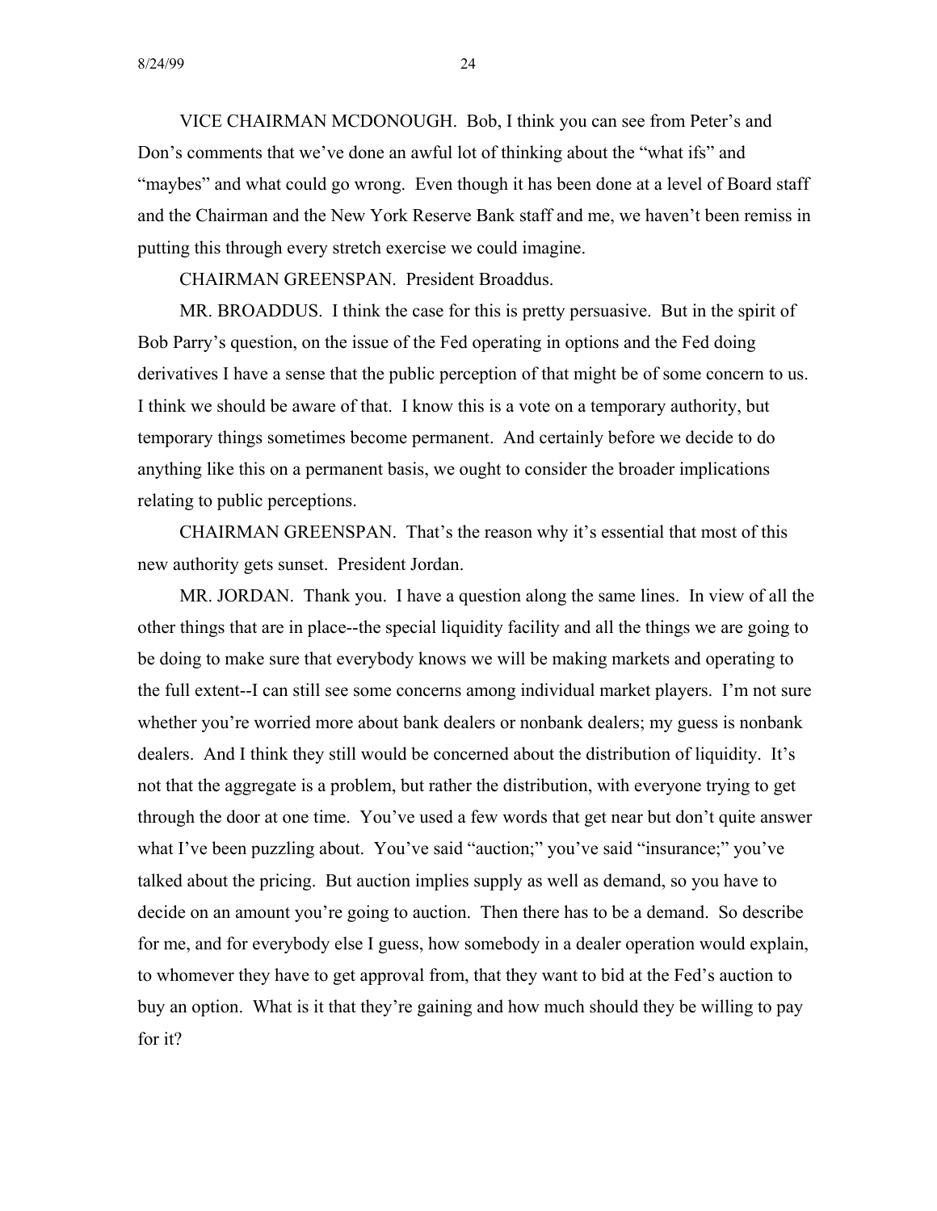VICE CHAIRMAN MCDONOUGH. Bob, I think you can see from Peter's and Don's comments that we've done an awful lot of thinking about the "what ifs" and "maybes" and what could go wrong. Even though it has been done at a level of Board staff and the Chairman and the New York Reserve Bank staff and me, we haven't been remiss in putting this through every stretch exercise we could imagine.

CHAIRMAN GREENSPAN. President Broaddus.

MR. BROADDUS. I think the case for this is pretty persuasive. But in the spirit of Bob Parry's question, on the issue of the Fed operating in options and the Fed doing derivatives I have a sense that the public perception of that might be of some concern to us. I think we should be aware of that. I know this is a vote on a temporary authority, but temporary things sometimes become permanent. And certainly before we decide to do anything like this on a permanent basis, we ought to consider the broader implications relating to public perceptions.

CHAIRMAN GREENSPAN. That's the reason why it's essential that most of this new authority gets sunset. President Jordan.

MR. JORDAN. Thank you. I have a question along the same lines. In view of all the other things that are in place--the special liquidity facility and all the things we are going to be doing to make sure that everybody knows we will be making markets and operating to the full extent--I can still see some concerns among individual market players. I'm not sure whether you're worried more about bank dealers or nonbank dealers; my guess is nonbank dealers. And I think they still would be concerned about the distribution of liquidity. It's not that the aggregate is a problem, but rather the distribution, with everyone trying to get through the door at one time. You've used a few words that get near but don't quite answer what I've been puzzling about. You've said "auction;" you've said "insurance;" you've talked about the pricing. But auction implies supply as well as demand, so you have to decide on an amount you're going to auction. Then there has to be a demand. So describe for me, and for everybody else I guess, how somebody in a dealer operation would explain, to whomever they have to get approval from, that they want to bid at the Fed's auction to buy an option. What is it that they're gaining and how much should they be willing to pay for it?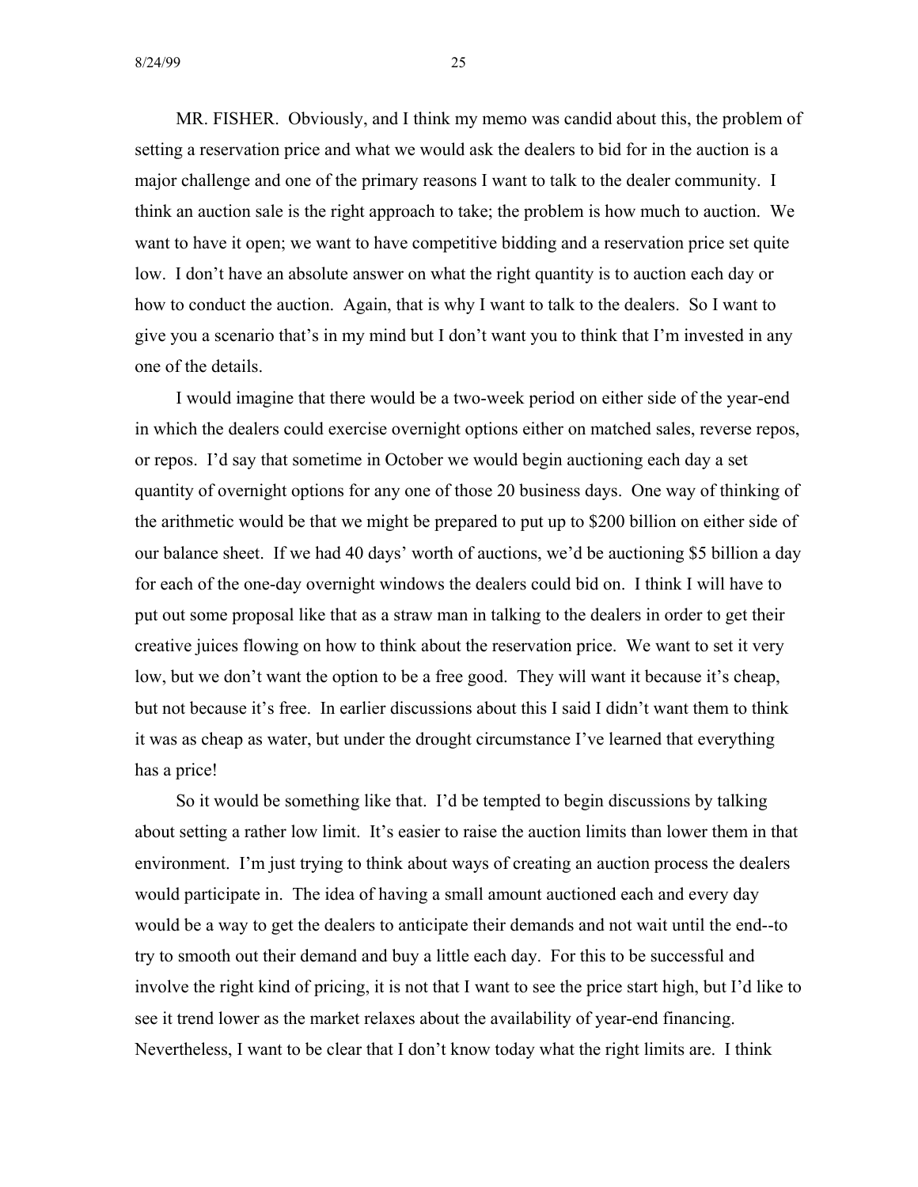MR. FISHER. Obviously, and I think my memo was candid about this, the problem of setting a reservation price and what we would ask the dealers to bid for in the auction is a major challenge and one of the primary reasons I want to talk to the dealer community. I think an auction sale is the right approach to take; the problem is how much to auction. We want to have it open; we want to have competitive bidding and a reservation price set quite low. I don't have an absolute answer on what the right quantity is to auction each day or how to conduct the auction. Again, that is why I want to talk to the dealers. So I want to give you a scenario that's in my mind but I don't want you to think that I'm invested in any one of the details.

I would imagine that there would be a two-week period on either side of the year-end in which the dealers could exercise overnight options either on matched sales, reverse repos, or repos. I'd say that sometime in October we would begin auctioning each day a set quantity of overnight options for any one of those 20 business days. One way of thinking of the arithmetic would be that we might be prepared to put up to $200 billion on either side of our balance sheet. If we had 40 days' worth of auctions, we'd be auctioning $5 billion a day for each of the one-day overnight windows the dealers could bid on. I think I will have to put out some proposal like that as a straw man in talking to the dealers in order to get their creative juices flowing on how to think about the reservation price. We want to set it very low, but we don't want the option to be a free good. They will want it because it's cheap, but not because it's free. In earlier discussions about this I said I didn't want them to think it was as cheap as water, but under the drought circumstance I've learned that everything has a price!

So it would be something like that. I'd be tempted to begin discussions by talking about setting a rather low limit. It's easier to raise the auction limits than lower them in that environment. I'm just trying to think about ways of creating an auction process the dealers would participate in. The idea of having a small amount auctioned each and every day would be a way to get the dealers to anticipate their demands and not wait until the end--to try to smooth out their demand and buy a little each day. For this to be successful and involve the right kind of pricing, it is not that I want to see the price start high, but I'd like to see it trend lower as the market relaxes about the availability of year-end financing. Nevertheless, I want to be clear that I don't know today what the right limits are. I think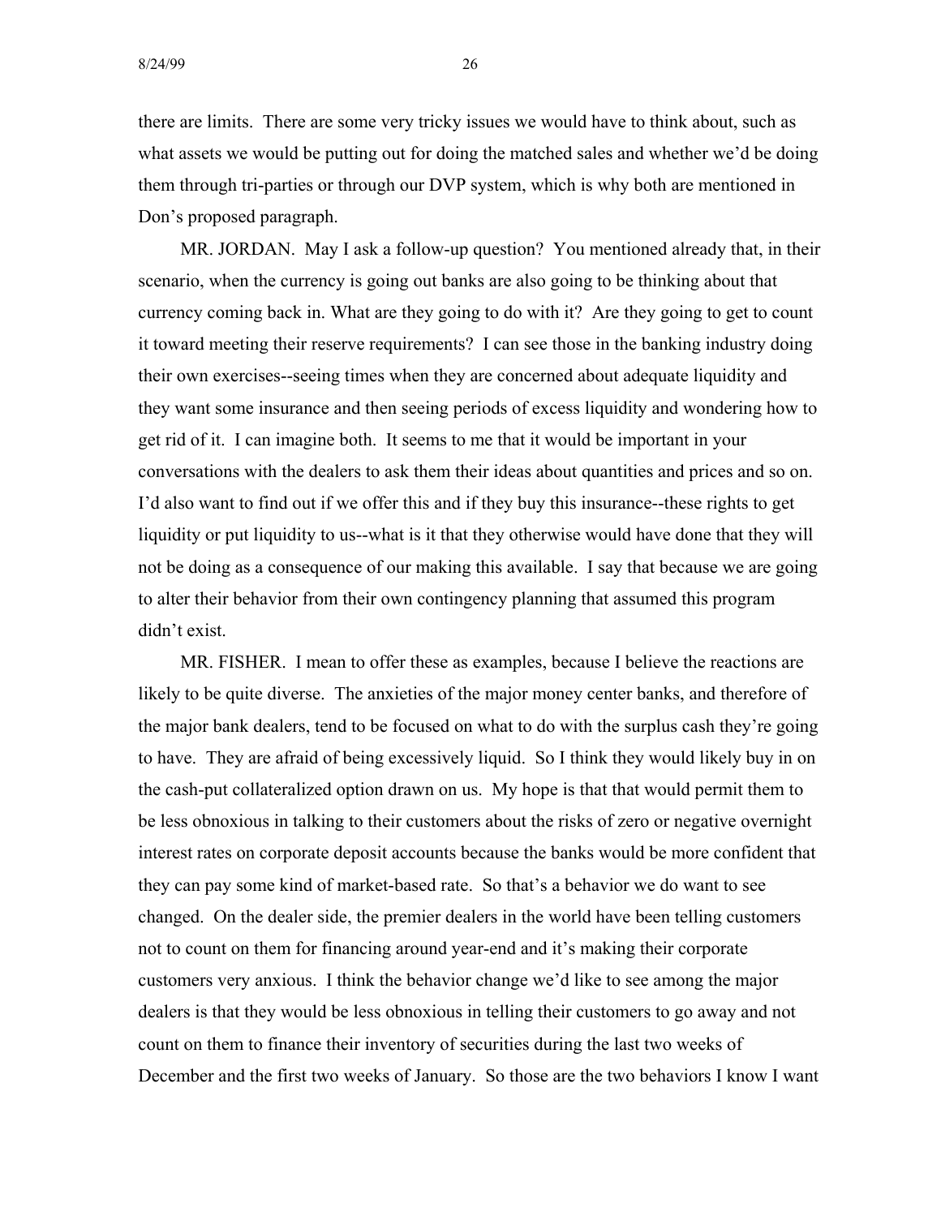there are limits. There are some very tricky issues we would have to think about, such as what assets we would be putting out for doing the matched sales and whether we'd be doing them through tri-parties or through our DVP system, which is why both are mentioned in Don's proposed paragraph.

MR. JORDAN. May I ask a follow-up question? You mentioned already that, in their scenario, when the currency is going out banks are also going to be thinking about that currency coming back in. What are they going to do with it? Are they going to get to count it toward meeting their reserve requirements? I can see those in the banking industry doing their own exercises--seeing times when they are concerned about adequate liquidity and they want some insurance and then seeing periods of excess liquidity and wondering how to get rid of it. I can imagine both. It seems to me that it would be important in your conversations with the dealers to ask them their ideas about quantities and prices and so on. I'd also want to find out if we offer this and if they buy this insurance--these rights to get liquidity or put liquidity to us--what is it that they otherwise would have done that they will not be doing as a consequence of our making this available. I say that because we are going to alter their behavior from their own contingency planning that assumed this program didn't exist.

MR. FISHER. I mean to offer these as examples, because I believe the reactions are likely to be quite diverse. The anxieties of the major money center banks, and therefore of the major bank dealers, tend to be focused on what to do with the surplus cash they're going to have. They are afraid of being excessively liquid. So I think they would likely buy in on the cash-put collateralized option drawn on us. My hope is that that would permit them to be less obnoxious in talking to their customers about the risks of zero or negative overnight interest rates on corporate deposit accounts because the banks would be more confident that they can pay some kind of market-based rate. So that's a behavior we do want to see changed. On the dealer side, the premier dealers in the world have been telling customers not to count on them for financing around year-end and it's making their corporate customers very anxious. I think the behavior change we'd like to see among the major dealers is that they would be less obnoxious in telling their customers to go away and not count on them to finance their inventory of securities during the last two weeks of December and the first two weeks of January. So those are the two behaviors I know I want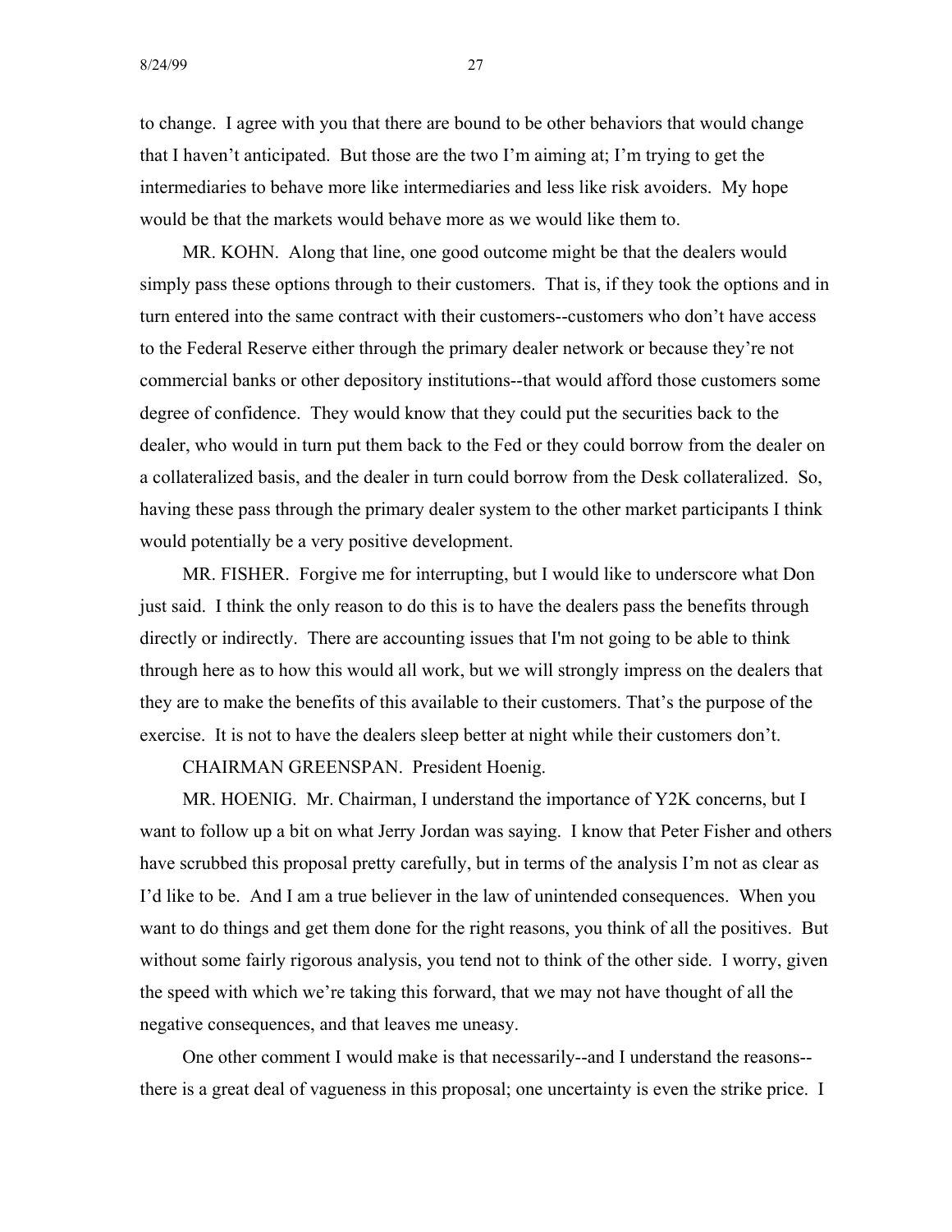to change. I agree with you that there are bound to be other behaviors that would change that I haven't anticipated. But those are the two I'm aiming at; I'm trying to get the intermediaries to behave more like intermediaries and less like risk avoiders. My hope would be that the markets would behave more as we would like them to.

MR. KOHN. Along that line, one good outcome might be that the dealers would simply pass these options through to their customers. That is, if they took the options and in turn entered into the same contract with their customers--customers who don't have access to the Federal Reserve either through the primary dealer network or because they're not commercial banks or other depository institutions--that would afford those customers some degree of confidence. They would know that they could put the securities back to the dealer, who would in turn put them back to the Fed or they could borrow from the dealer on a collateralized basis, and the dealer in turn could borrow from the Desk collateralized. So, having these pass through the primary dealer system to the other market participants I think would potentially be a very positive development.

MR. FISHER. Forgive me for interrupting, but I would like to underscore what Don just said. I think the only reason to do this is to have the dealers pass the benefits through directly or indirectly. There are accounting issues that I'm not going to be able to think through here as to how this would all work, but we will strongly impress on the dealers that they are to make the benefits of this available to their customers. That's the purpose of the exercise. It is not to have the dealers sleep better at night while their customers don't.

CHAIRMAN GREENSPAN. President Hoenig.

MR. HOENIG. Mr. Chairman, I understand the importance of Y2K concerns, but I want to follow up a bit on what Jerry Jordan was saying. I know that Peter Fisher and others have scrubbed this proposal pretty carefully, but in terms of the analysis I'm not as clear as I'd like to be. And I am a true believer in the law of unintended consequences. When you want to do things and get them done for the right reasons, you think of all the positives. But without some fairly rigorous analysis, you tend not to think of the other side. I worry, given the speed with which we're taking this forward, that we may not have thought of all the negative consequences, and that leaves me uneasy.

One other comment I would make is that necessarily--and I understand the reasons--there is a great deal of vagueness in this proposal; one uncertainty is even the strike price. I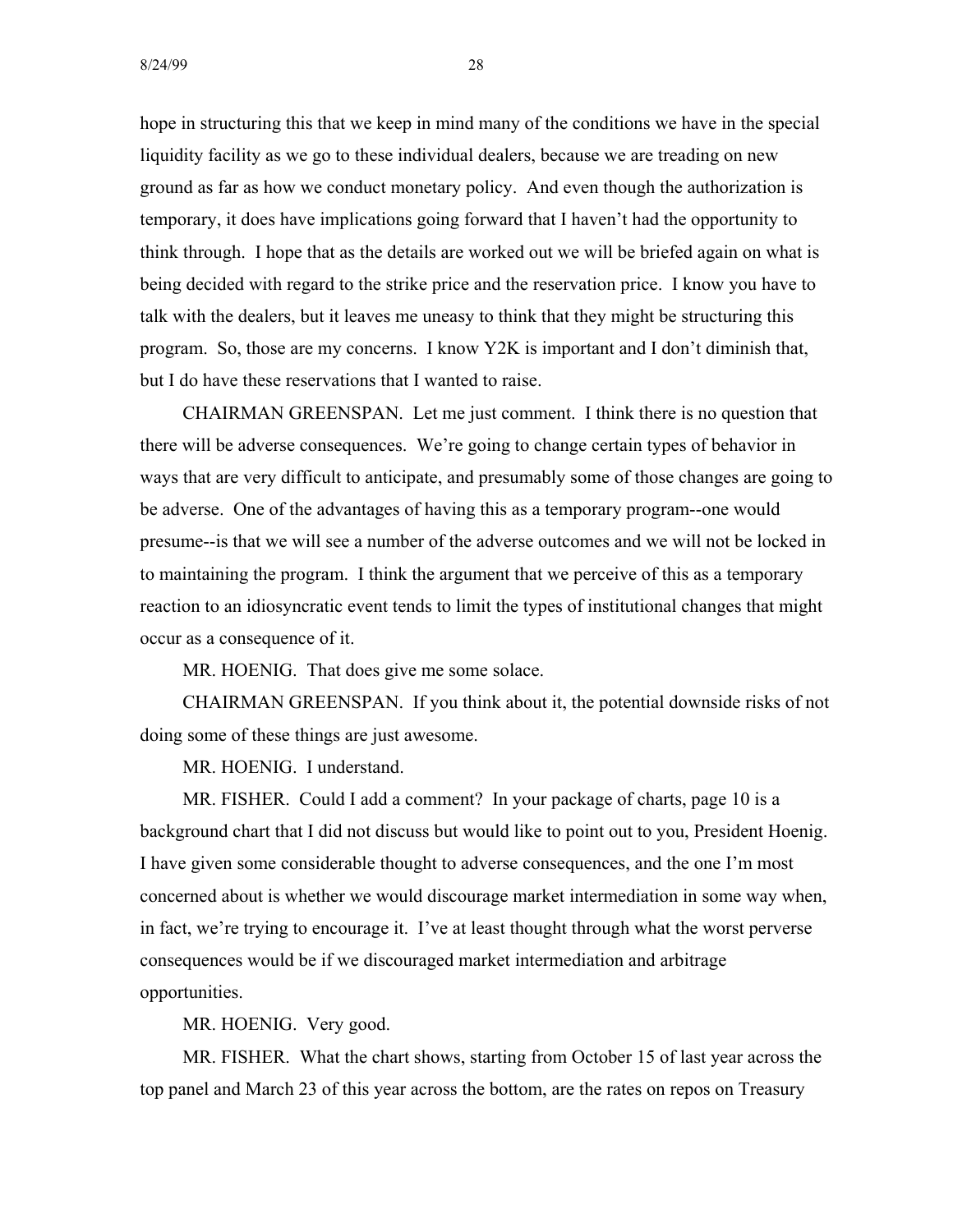hope in structuring this that we keep in mind many of the conditions we have in the special liquidity facility as we go to these individual dealers, because we are treading on new ground as far as how we conduct monetary policy. And even though the authorization is temporary, it does have implications going forward that I haven't had the opportunity to think through. I hope that as the details are worked out we will be briefed again on what is being decided with regard to the strike price and the reservation price. I know you have to talk with the dealers, but it leaves me uneasy to think that they might be structuring this program. So, those are my concerns. I know Y2K is important and I don't diminish that, but I do have these reservations that I wanted to raise.

CHAIRMAN GREENSPAN. Let me just comment. I think there is no question that there will be adverse consequences. We're going to change certain types of behavior in ways that are very difficult to anticipate, and presumably some of those changes are going to be adverse. One of the advantages of having this as a temporary program--one would presume--is that we will see a number of the adverse outcomes and we will not be locked in to maintaining the program. I think the argument that we perceive of this as a temporary reaction to an idiosyncratic event tends to limit the types of institutional changes that might occur as a consequence of it.

MR. HOENIG. That does give me some solace.

CHAIRMAN GREENSPAN. If you think about it, the potential downside risks of not doing some of these things are just awesome.

MR. HOENIG. I understand.

MR. FISHER. Could I add a comment? In your package of charts, page 10 is a background chart that I did not discuss but would like to point out to you, President Hoenig. I have given some considerable thought to adverse consequences, and the one I'm most concerned about is whether we would discourage market intermediation in some way when, in fact, we're trying to encourage it. I've at least thought through what the worst perverse consequences would be if we discouraged market intermediation and arbitrage opportunities.

MR. HOENIG. Very good.

MR. FISHER. What the chart shows, starting from October 15 of last year across the top panel and March 23 of this year across the bottom, are the rates on repos on Treasury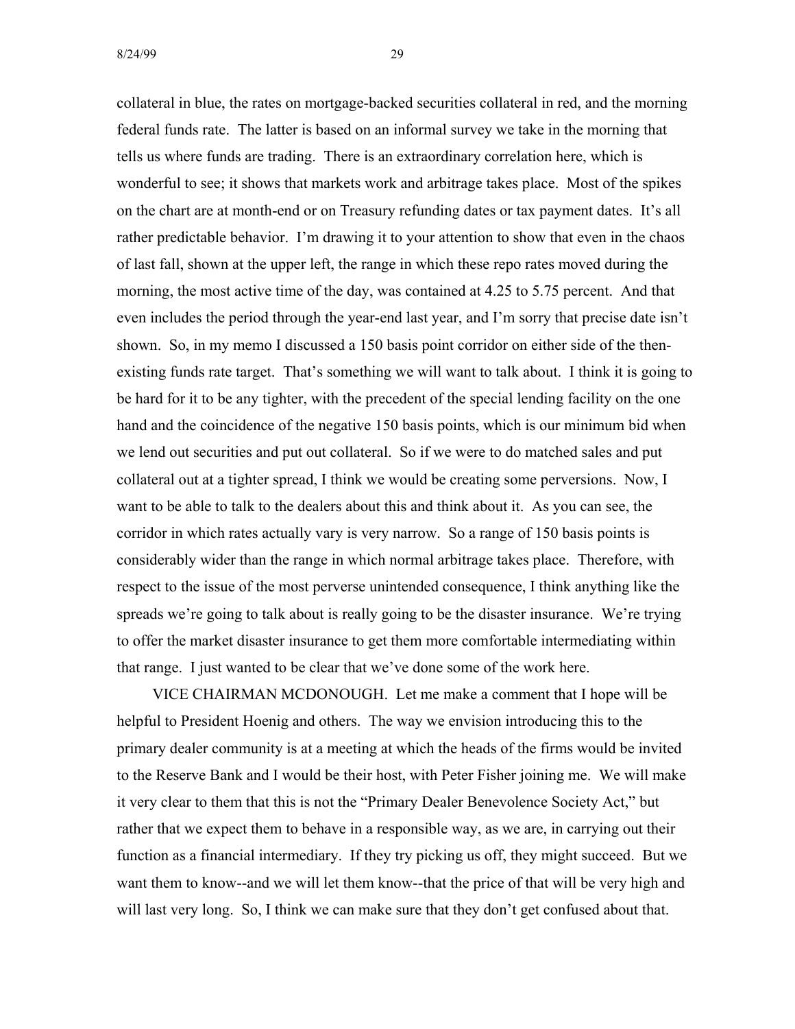collateral in blue, the rates on mortgage-backed securities collateral in red, and the morning federal funds rate. The latter is based on an informal survey we take in the morning that tells us where funds are trading. There is an extraordinary correlation here, which is wonderful to see; it shows that markets work and arbitrage takes place. Most of the spikes on the chart are at month-end or on Treasury refunding dates or tax payment dates. It's all rather predictable behavior. I'm drawing it to your attention to show that even in the chaos of last fall, shown at the upper left, the range in which these repo rates moved during the morning, the most active time of the day, was contained at 4.25 to 5.75 percent. And that even includes the period through the year-end last year, and I'm sorry that precise date isn't shown. So, in my memo I discussed a 150 basis point corridor on either side of the then-existing funds rate target. That's something we will want to talk about. I think it is going to be hard for it to be any tighter, with the precedent of the special lending facility on the one hand and the coincidence of the negative 150 basis points, which is our minimum bid when we lend out securities and put out collateral. So if we were to do matched sales and put collateral out at a tighter spread, I think we would be creating some perversions. Now, I want to be able to talk to the dealers about this and think about it. As you can see, the corridor in which rates actually vary is very narrow. So a range of 150 basis points is considerably wider than the range in which normal arbitrage takes place. Therefore, with respect to the issue of the most perverse unintended consequence, I think anything like the spreads we're going to talk about is really going to be the disaster insurance. We're trying to offer the market disaster insurance to get them more comfortable intermediating within that range. I just wanted to be clear that we've done some of the work here.

VICE CHAIRMAN MCDONOUGH. Let me make a comment that I hope will be helpful to President Hoenig and others. The way we envision introducing this to the primary dealer community is at a meeting at which the heads of the firms would be invited to the Reserve Bank and I would be their host, with Peter Fisher joining me. We will make it very clear to them that this is not the "Primary Dealer Benevolence Society Act," but rather that we expect them to behave in a responsible way, as we are, in carrying out their function as a financial intermediary. If they try picking us off, they might succeed. But we want them to know--and we will let them know--that the price of that will be very high and will last very long. So, I think we can make sure that they don't get confused about that.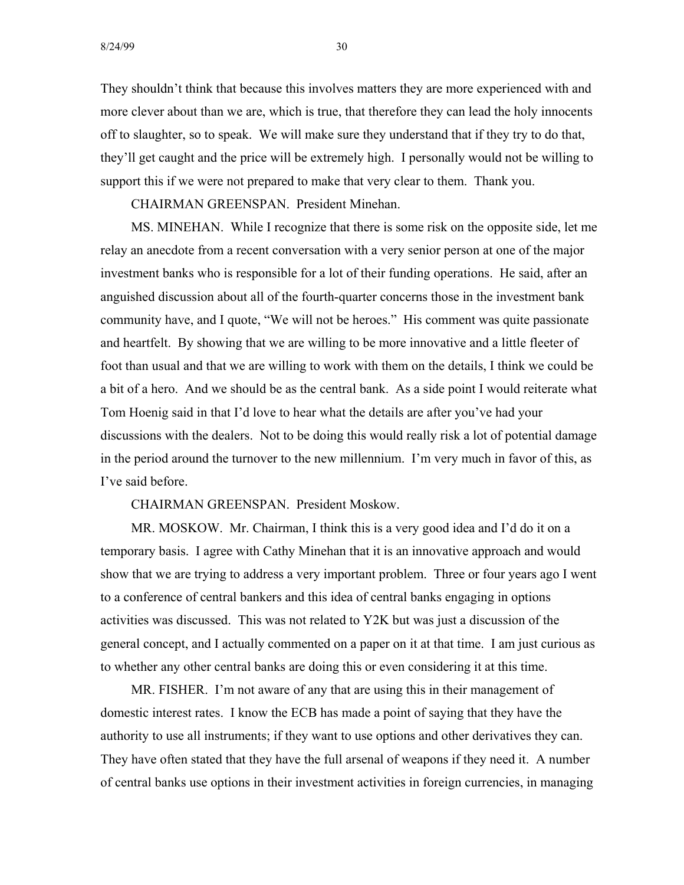They shouldn't think that because this involves matters they are more experienced with and more clever about than we are, which is true, that therefore they can lead the holy innocents off to slaughter, so to speak. We will make sure they understand that if they try to do that, they'll get caught and the price will be extremely high. I personally would not be willing to support this if we were not prepared to make that very clear to them. Thank you.

CHAIRMAN GREENSPAN. President Minehan.

MS. MINEHAN. While I recognize that there is some risk on the opposite side, let me relay an anecdote from a recent conversation with a very senior person at one of the major investment banks who is responsible for a lot of their funding operations. He said, after an anguished discussion about all of the fourth-quarter concerns those in the investment bank community have, and I quote, "We will not be heroes." His comment was quite passionate and heartfelt. By showing that we are willing to be more innovative and a little fleeter of foot than usual and that we are willing to work with them on the details, I think we could be a bit of a hero. And we should be as the central bank. As a side point I would reiterate what Tom Hoenig said in that I'd love to hear what the details are after you've had your discussions with the dealers. Not to be doing this would really risk a lot of potential damage in the period around the turnover to the new millennium. I'm very much in favor of this, as I've said before.

CHAIRMAN GREENSPAN. President Moskow.

MR. MOSKOW. Mr. Chairman, I think this is a very good idea and I'd do it on a temporary basis. I agree with Cathy Minehan that it is an innovative approach and would show that we are trying to address a very important problem. Three or four years ago I went to a conference of central bankers and this idea of central banks engaging in options activities was discussed. This was not related to Y2K but was just a discussion of the general concept, and I actually commented on a paper on it at that time. I am just curious as to whether any other central banks are doing this or even considering it at this time.

MR. FISHER. I'm not aware of any that are using this in their management of domestic interest rates. I know the ECB has made a point of saying that they have the authority to use all instruments; if they want to use options and other derivatives they can. They have often stated that they have the full arsenal of weapons if they need it. A number of central banks use options in their investment activities in foreign currencies, in managing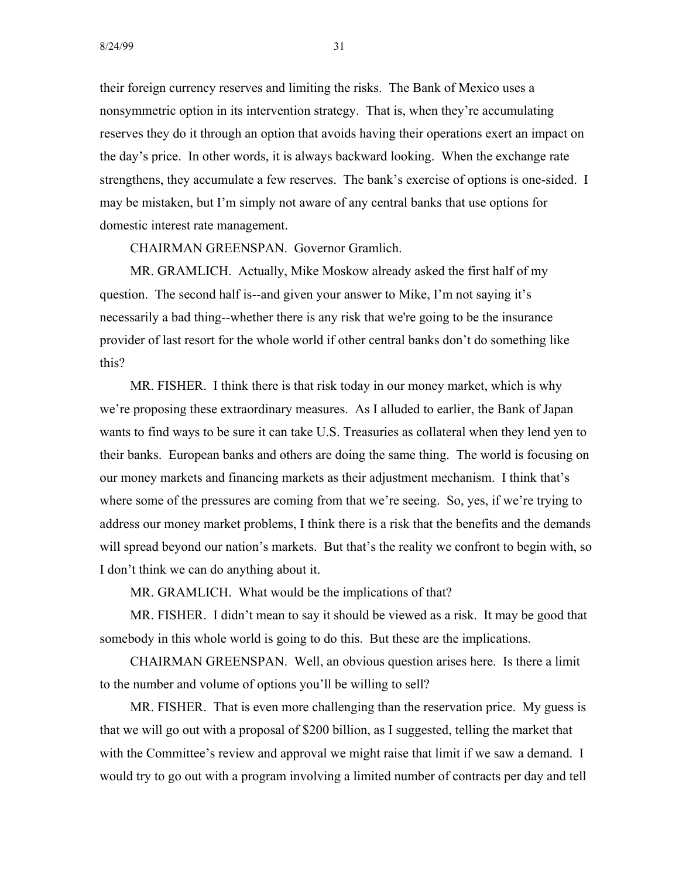their foreign currency reserves and limiting the risks. The Bank of Mexico uses a nonsymmetric option in its intervention strategy. That is, when they're accumulating reserves they do it through an option that avoids having their operations exert an impact on the day's price. In other words, it is always backward looking. When the exchange rate strengthens, they accumulate a few reserves. The bank's exercise of options is one-sided. I may be mistaken, but I'm simply not aware of any central banks that use options for domestic interest rate management.

CHAIRMAN GREENSPAN. Governor Gramlich.

MR. GRAMLICH. Actually, Mike Moskow already asked the first half of my question. The second half is--and given your answer to Mike, I'm not saying it's necessarily a bad thing--whether there is any risk that we're going to be the insurance provider of last resort for the whole world if other central banks don't do something like this?

MR. FISHER. I think there is that risk today in our money market, which is why we're proposing these extraordinary measures. As I alluded to earlier, the Bank of Japan wants to find ways to be sure it can take U.S. Treasuries as collateral when they lend yen to their banks. European banks and others are doing the same thing. The world is focusing on our money markets and financing markets as their adjustment mechanism. I think that's where some of the pressures are coming from that we're seeing. So, yes, if we're trying to address our money market problems, I think there is a risk that the benefits and the demands will spread beyond our nation's markets. But that's the reality we confront to begin with, so I don't think we can do anything about it.

MR. GRAMLICH. What would be the implications of that?

MR. FISHER. I didn't mean to say it should be viewed as a risk. It may be good that somebody in this whole world is going to do this. But these are the implications.

CHAIRMAN GREENSPAN. Well, an obvious question arises here. Is there a limit to the number and volume of options you'll be willing to sell?

MR. FISHER. That is even more challenging than the reservation price. My guess is that we will go out with a proposal of $200 billion, as I suggested, telling the market that with the Committee's review and approval we might raise that limit if we saw a demand. I would try to go out with a program involving a limited number of contracts per day and tell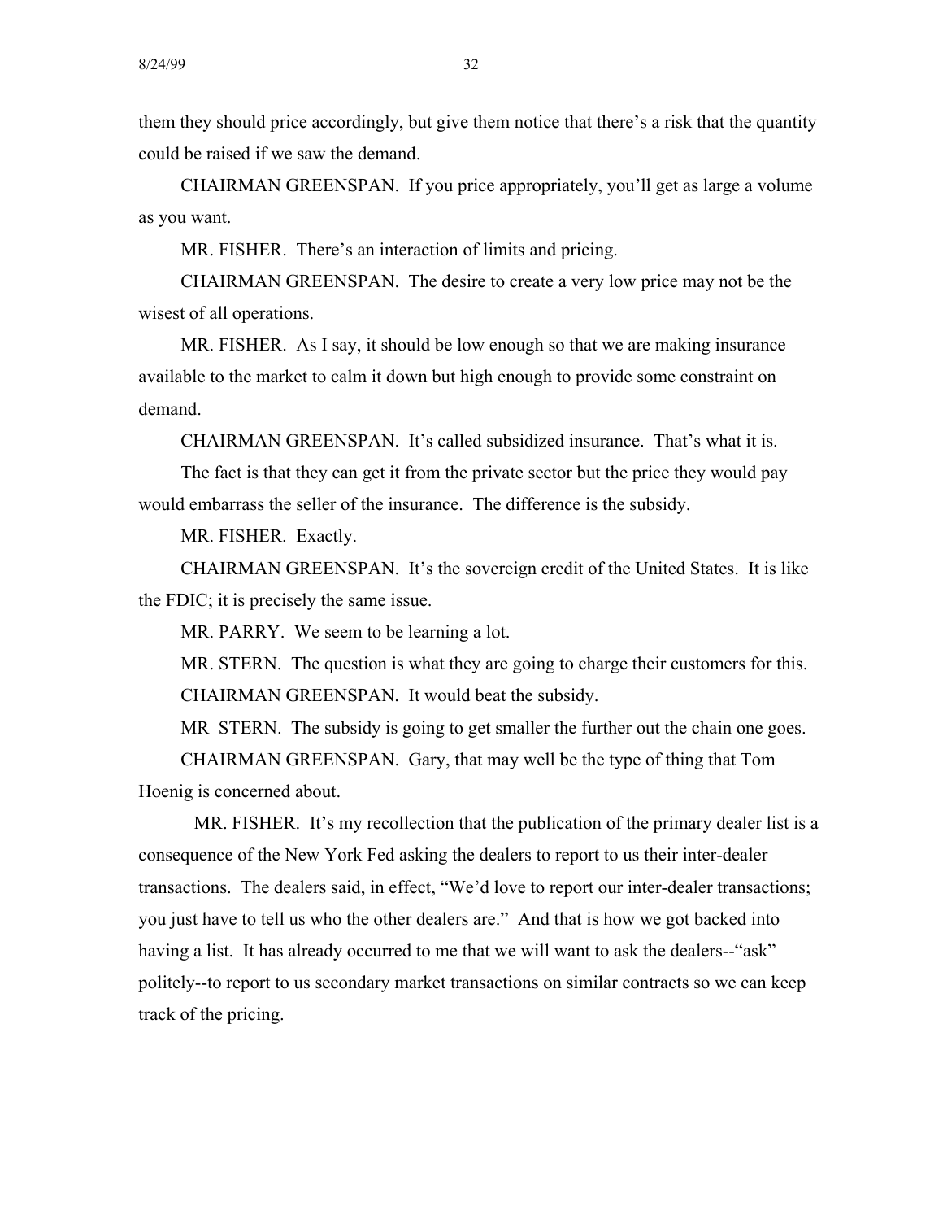them they should price accordingly, but give them notice that there's a risk that the quantity could be raised if we saw the demand.

CHAIRMAN GREENSPAN. If you price appropriately, you'll get as large a volume as you want.

MR. FISHER. There's an interaction of limits and pricing.

CHAIRMAN GREENSPAN. The desire to create a very low price may not be the wisest of all operations.

MR. FISHER. As I say, it should be low enough so that we are making insurance available to the market to calm it down but high enough to provide some constraint on demand.

CHAIRMAN GREENSPAN. It's called subsidized insurance. That's what it is.

The fact is that they can get it from the private sector but the price they would pay would embarrass the seller of the insurance. The difference is the subsidy.

MR. FISHER. Exactly.

CHAIRMAN GREENSPAN. It's the sovereign credit of the United States. It is like the FDIC; it is precisely the same issue.

MR. PARRY. We seem to be learning a lot.

MR. STERN. The question is what they are going to charge their customers for this.

CHAIRMAN GREENSPAN. It would beat the subsidy.

MR STERN. The subsidy is going to get smaller the further out the chain one goes.

CHAIRMAN GREENSPAN. Gary, that may well be the type of thing that Tom Hoenig is concerned about.

MR. FISHER. It's my recollection that the publication of the primary dealer list is a consequence of the New York Fed asking the dealers to report to us their inter-dealer transactions. The dealers said, in effect, "We'd love to report our inter-dealer transactions; you just have to tell us who the other dealers are." And that is how we got backed into having a list. It has already occurred to me that we will want to ask the dealers--"ask" politely--to report to us secondary market transactions on similar contracts so we can keep track of the pricing.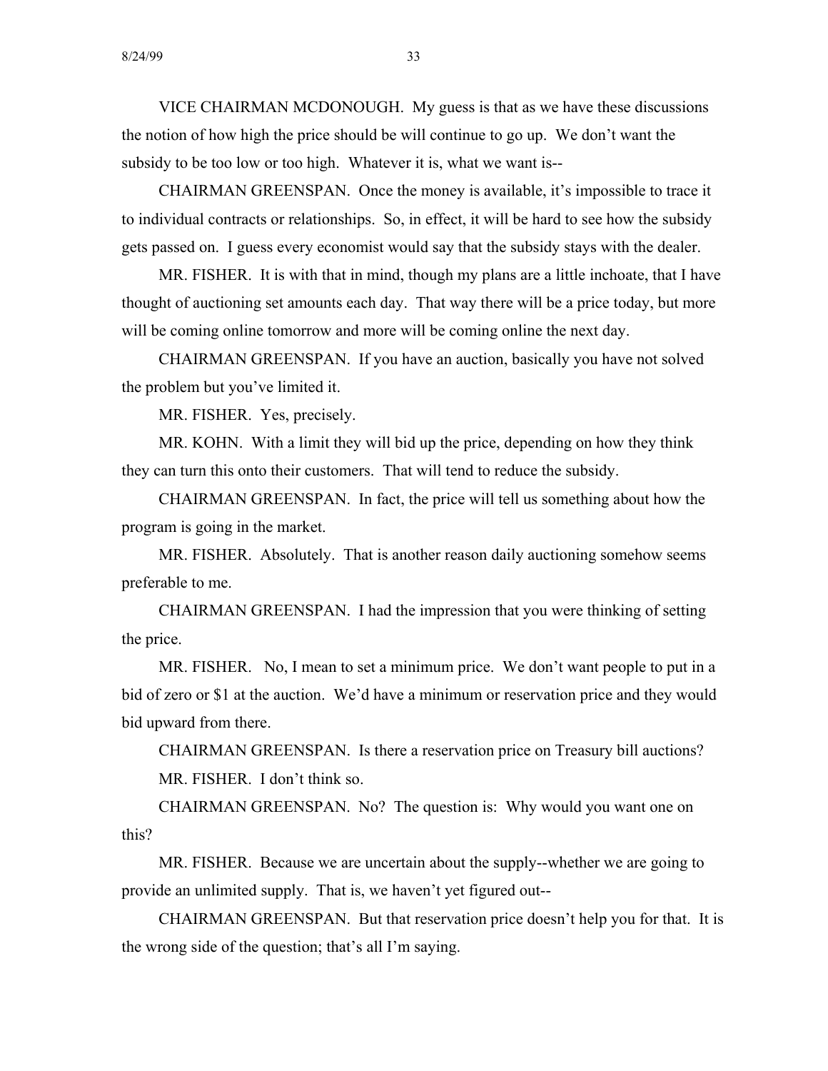VICE CHAIRMAN MCDONOUGH. My guess is that as we have these discussions the notion of how high the price should be will continue to go up. We don't want the subsidy to be too low or too high. Whatever it is, what we want is--

CHAIRMAN GREENSPAN. Once the money is available, it's impossible to trace it to individual contracts or relationships. So, in effect, it will be hard to see how the subsidy gets passed on. I guess every economist would say that the subsidy stays with the dealer.

MR. FISHER. It is with that in mind, though my plans are a little inchoate, that I have thought of auctioning set amounts each day. That way there will be a price today, but more will be coming online tomorrow and more will be coming online the next day.

CHAIRMAN GREENSPAN. If you have an auction, basically you have not solved the problem but you've limited it.

MR. FISHER. Yes, precisely.

MR. KOHN. With a limit they will bid up the price, depending on how they think they can turn this onto their customers. That will tend to reduce the subsidy.

CHAIRMAN GREENSPAN. In fact, the price will tell us something about how the program is going in the market.

MR. FISHER. Absolutely. That is another reason daily auctioning somehow seems preferable to me.

CHAIRMAN GREENSPAN. I had the impression that you were thinking of setting the price.

MR. FISHER. No, I mean to set a minimum price. We don't want people to put in a bid of zero or $1 at the auction. We'd have a minimum or reservation price and they would bid upward from there.

CHAIRMAN GREENSPAN. Is there a reservation price on Treasury bill auctions?

MR. FISHER. I don't think so.

CHAIRMAN GREENSPAN. No? The question is: Why would you want one on this?

MR. FISHER. Because we are uncertain about the supply--whether we are going to provide an unlimited supply. That is, we haven't yet figured out--

CHAIRMAN GREENSPAN. But that reservation price doesn't help you for that. It is the wrong side of the question; that's all I'm saying.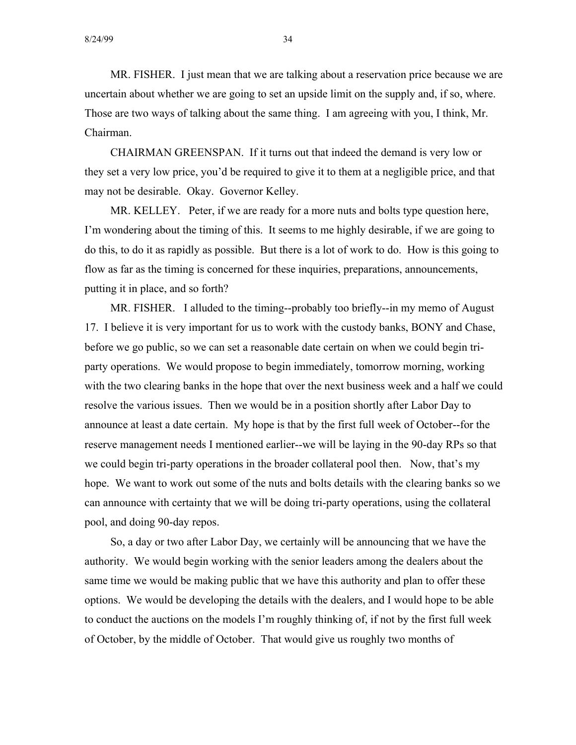MR. FISHER. I just mean that we are talking about a reservation price because we are uncertain about whether we are going to set an upside limit on the supply and, if so, where. Those are two ways of talking about the same thing. I am agreeing with you, I think, Mr. Chairman.

CHAIRMAN GREENSPAN. If it turns out that indeed the demand is very low or they set a very low price, you'd be required to give it to them at a negligible price, and that may not be desirable. Okay. Governor Kelley.

MR. KELLEY. Peter, if we are ready for a more nuts and bolts type question here, I'm wondering about the timing of this. It seems to me highly desirable, if we are going to do this, to do it as rapidly as possible. But there is a lot of work to do. How is this going to flow as far as the timing is concerned for these inquiries, preparations, announcements, putting it in place, and so forth?

MR. FISHER. I alluded to the timing--probably too briefly--in my memo of August 17. I believe it is very important for us to work with the custody banks, BONY and Chase, before we go public, so we can set a reasonable date certain on when we could begin tri-party operations. We would propose to begin immediately, tomorrow morning, working with the two clearing banks in the hope that over the next business week and a half we could resolve the various issues. Then we would be in a position shortly after Labor Day to announce at least a date certain. My hope is that by the first full week of October--for the reserve management needs I mentioned earlier--we will be laying in the 90-day RPs so that we could begin tri-party operations in the broader collateral pool then. Now, that's my hope. We want to work out some of the nuts and bolts details with the clearing banks so we can announce with certainty that we will be doing tri-party operations, using the collateral pool, and doing 90-day repos.

So, a day or two after Labor Day, we certainly will be announcing that we have the authority. We would begin working with the senior leaders among the dealers about the same time we would be making public that we have this authority and plan to offer these options. We would be developing the details with the dealers, and I would hope to be able to conduct the auctions on the models I'm roughly thinking of, if not by the first full week of October, by the middle of October. That would give us roughly two months of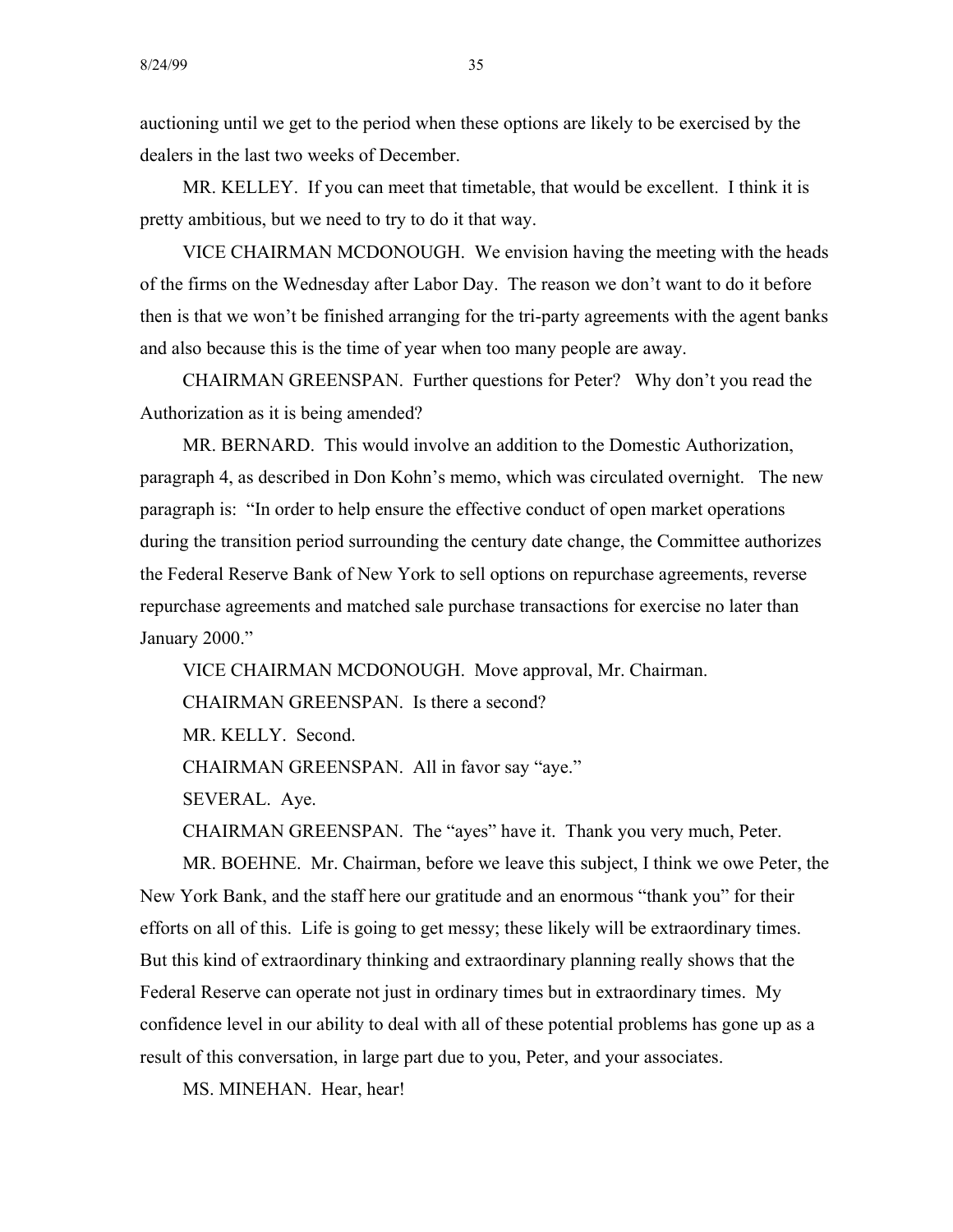auctioning until we get to the period when these options are likely to be exercised by the dealers in the last two weeks of December.

MR. KELLEY. If you can meet that timetable, that would be excellent. I think it is pretty ambitious, but we need to try to do it that way.

VICE CHAIRMAN MCDONOUGH. We envision having the meeting with the heads of the firms on the Wednesday after Labor Day. The reason we don't want to do it before then is that we won't be finished arranging for the tri-party agreements with the agent banks and also because this is the time of year when too many people are away.

CHAIRMAN GREENSPAN. Further questions for Peter? Why don't you read the Authorization as it is being amended?

MR. BERNARD. This would involve an addition to the Domestic Authorization, paragraph 4, as described in Don Kohn's memo, which was circulated overnight. The new paragraph is: "In order to help ensure the effective conduct of open market operations during the transition period surrounding the century date change, the Committee authorizes the Federal Reserve Bank of New York to sell options on repurchase agreements, reverse repurchase agreements and matched sale purchase transactions for exercise no later than January 2000."

VICE CHAIRMAN MCDONOUGH. Move approval, Mr. Chairman.

CHAIRMAN GREENSPAN. Is there a second?

MR. KELLY. Second.

CHAIRMAN GREENSPAN. All in favor say "aye."

SEVERAL. Aye.

CHAIRMAN GREENSPAN. The "ayes" have it. Thank you very much, Peter.

MR. BOEHNE. Mr. Chairman, before we leave this subject, I think we owe Peter, the New York Bank, and the staff here our gratitude and an enormous "thank you" for their efforts on all of this. Life is going to get messy; these likely will be extraordinary times. But this kind of extraordinary thinking and extraordinary planning really shows that the Federal Reserve can operate not just in ordinary times but in extraordinary times. My confidence level in our ability to deal with all of these potential problems has gone up as a result of this conversation, in large part due to you, Peter, and your associates.

MS. MINEHAN. Hear, hear!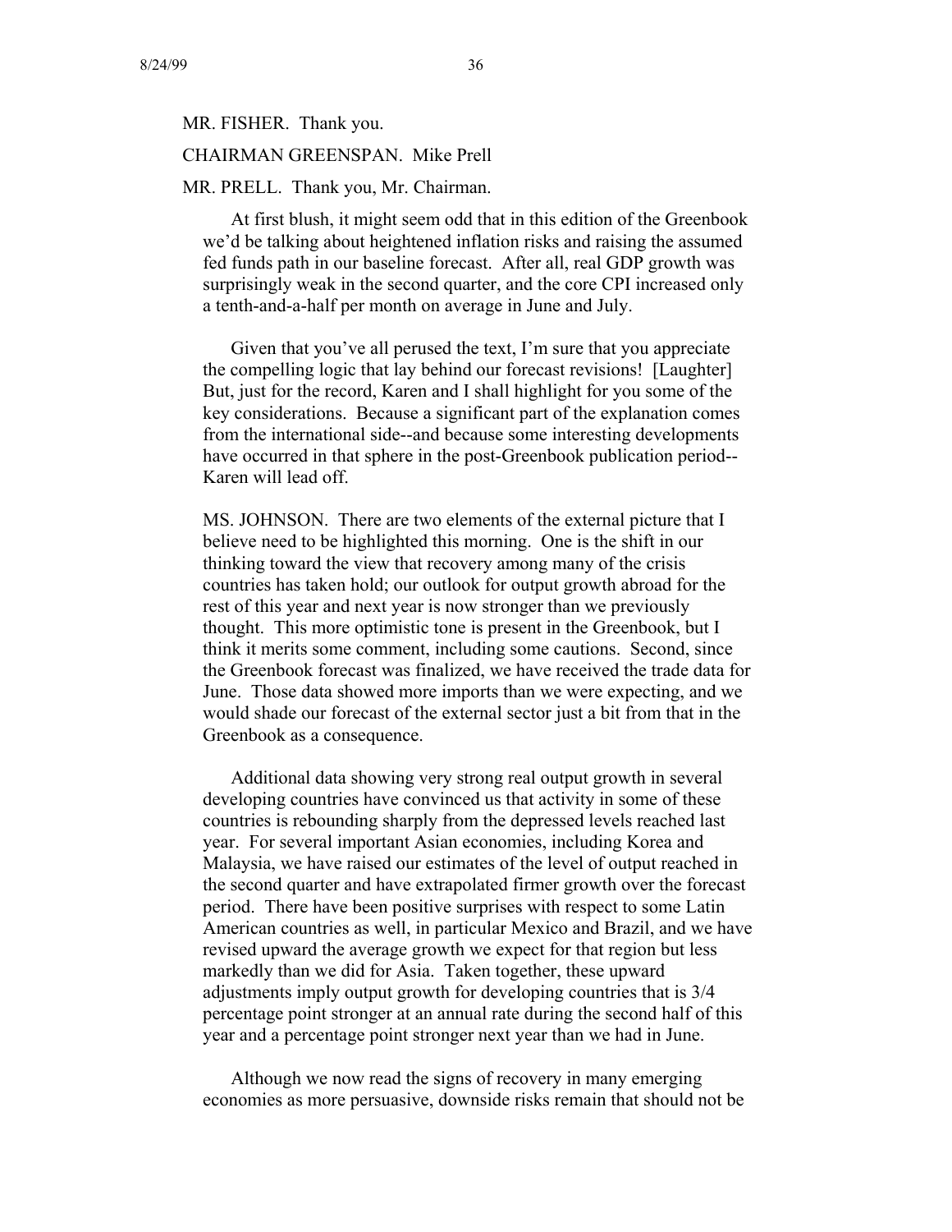MR. FISHER. Thank you.

CHAIRMAN GREENSPAN. Mike Prell

MR. PRELL. Thank you, Mr. Chairman.

At first blush, it might seem odd that in this edition of the Greenbook we'd be talking about heightened inflation risks and raising the assumed fed funds path in our baseline forecast. After all, real GDP growth was surprisingly weak in the second quarter, and the core CPI increased only a tenth-and-a-half per month on average in June and July.

Given that you've all perused the text, I'm sure that you appreciate the compelling logic that lay behind our forecast revisions! [Laughter] But, just for the record, Karen and I shall highlight for you some of the key considerations. Because a significant part of the explanation comes from the international side--and because some interesting developments have occurred in that sphere in the post-Greenbook publication period--Karen will lead off.

MS. JOHNSON. There are two elements of the external picture that I believe need to be highlighted this morning. One is the shift in our thinking toward the view that recovery among many of the crisis countries has taken hold; our outlook for output growth abroad for the rest of this year and next year is now stronger than we previously thought. This more optimistic tone is present in the Greenbook, but I think it merits some comment, including some cautions. Second, since the Greenbook forecast was finalized, we have received the trade data for June. Those data showed more imports than we were expecting, and we would shade our forecast of the external sector just a bit from that in the Greenbook as a consequence.

Additional data showing very strong real output growth in several developing countries have convinced us that activity in some of these countries is rebounding sharply from the depressed levels reached last year. For several important Asian economies, including Korea and Malaysia, we have raised our estimates of the level of output reached in the second quarter and have extrapolated firmer growth over the forecast period. There have been positive surprises with respect to some Latin American countries as well, in particular Mexico and Brazil, and we have revised upward the average growth we expect for that region but less markedly than we did for Asia. Taken together, these upward adjustments imply output growth for developing countries that is 3/4 percentage point stronger at an annual rate during the second half of this year and a percentage point stronger next year than we had in June.

Although we now read the signs of recovery in many emerging economies as more persuasive, downside risks remain that should not be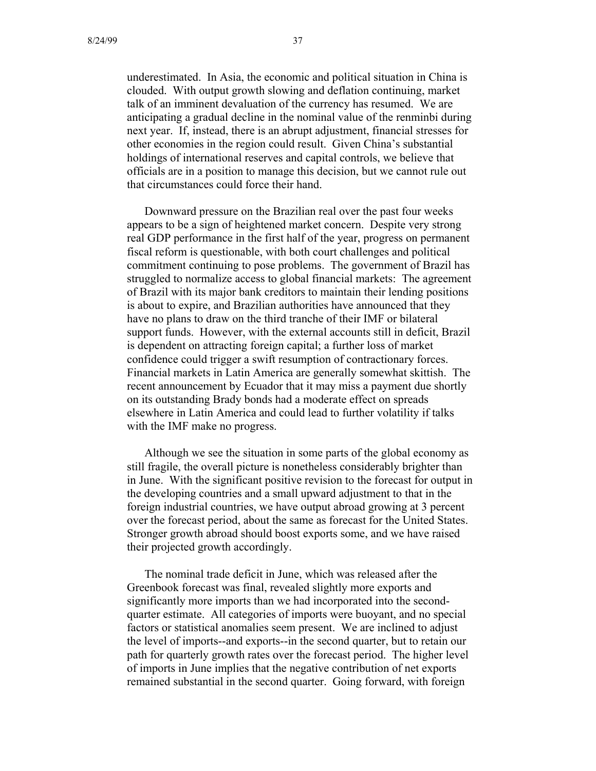underestimated. In Asia, the economic and political situation in China is clouded. With output growth slowing and deflation continuing, market talk of an imminent devaluation of the currency has resumed. We are anticipating a gradual decline in the nominal value of the renminbi during next year. If, instead, there is an abrupt adjustment, financial stresses for other economies in the region could result. Given China's substantial holdings of international reserves and capital controls, we believe that officials are in a position to manage this decision, but we cannot rule out that circumstances could force their hand.

Downward pressure on the Brazilian real over the past four weeks appears to be a sign of heightened market concern. Despite very strong real GDP performance in the first half of the year, progress on permanent fiscal reform is questionable, with both court challenges and political commitment continuing to pose problems. The government of Brazil has struggled to normalize access to global financial markets: The agreement of Brazil with its major bank creditors to maintain their lending positions is about to expire, and Brazilian authorities have announced that they have no plans to draw on the third tranche of their IMF or bilateral support funds. However, with the external accounts still in deficit, Brazil is dependent on attracting foreign capital; a further loss of market confidence could trigger a swift resumption of contractionary forces. Financial markets in Latin America are generally somewhat skittish. The recent announcement by Ecuador that it may miss a payment due shortly on its outstanding Brady bonds had a moderate effect on spreads elsewhere in Latin America and could lead to further volatility if talks with the IMF make no progress.

Although we see the situation in some parts of the global economy as still fragile, the overall picture is nonetheless considerably brighter than in June. With the significant positive revision to the forecast for output in the developing countries and a small upward adjustment to that in the foreign industrial countries, we have output abroad growing at 3 percent over the forecast period, about the same as forecast for the United States. Stronger growth abroad should boost exports some, and we have raised their projected growth accordingly.

The nominal trade deficit in June, which was released after the Greenbook forecast was final, revealed slightly more exports and significantly more imports than we had incorporated into the second-quarter estimate. All categories of imports were buoyant, and no special factors or statistical anomalies seem present. We are inclined to adjust the level of imports--and exports--in the second quarter, but to retain our path for quarterly growth rates over the forecast period. The higher level of imports in June implies that the negative contribution of net exports remained substantial in the second quarter. Going forward, with foreign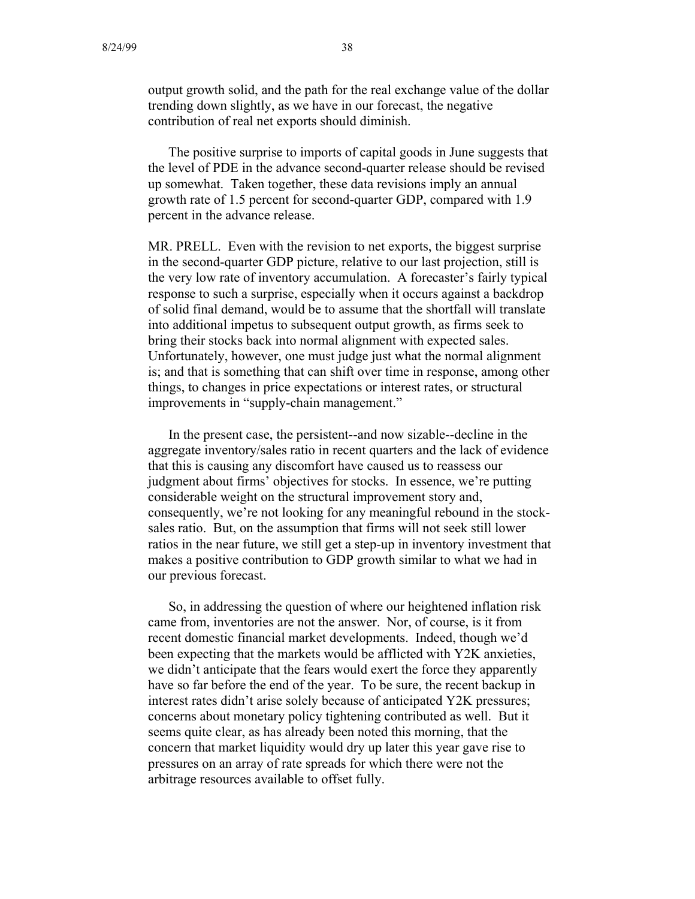output growth solid, and the path for the real exchange value of the dollar trending down slightly, as we have in our forecast, the negative contribution of real net exports should diminish.

The positive surprise to imports of capital goods in June suggests that the level of PDE in the advance second-quarter release should be revised up somewhat. Taken together, these data revisions imply an annual growth rate of 1.5 percent for second-quarter GDP, compared with 1.9 percent in the advance release.

MR. PRELL. Even with the revision to net exports, the biggest surprise in the second-quarter GDP picture, relative to our last projection, still is the very low rate of inventory accumulation. A forecaster's fairly typical response to such a surprise, especially when it occurs against a backdrop of solid final demand, would be to assume that the shortfall will translate into additional impetus to subsequent output growth, as firms seek to bring their stocks back into normal alignment with expected sales. Unfortunately, however, one must judge just what the normal alignment is; and that is something that can shift over time in response, among other things, to changes in price expectations or interest rates, or structural improvements in "supply-chain management."

In the present case, the persistent--and now sizable--decline in the aggregate inventory/sales ratio in recent quarters and the lack of evidence that this is causing any discomfort have caused us to reassess our judgment about firms' objectives for stocks. In essence, we're putting considerable weight on the structural improvement story and, consequently, we're not looking for any meaningful rebound in the stock-sales ratio. But, on the assumption that firms will not seek still lower ratios in the near future, we still get a step-up in inventory investment that makes a positive contribution to GDP growth similar to what we had in our previous forecast.

So, in addressing the question of where our heightened inflation risk came from, inventories are not the answer. Nor, of course, is it from recent domestic financial market developments. Indeed, though we'd been expecting that the markets would be afflicted with Y2K anxieties, we didn't anticipate that the fears would exert the force they apparently have so far before the end of the year. To be sure, the recent backup in interest rates didn't arise solely because of anticipated Y2K pressures; concerns about monetary policy tightening contributed as well. But it seems quite clear, as has already been noted this morning, that the concern that market liquidity would dry up later this year gave rise to pressures on an array of rate spreads for which there were not the arbitrage resources available to offset fully.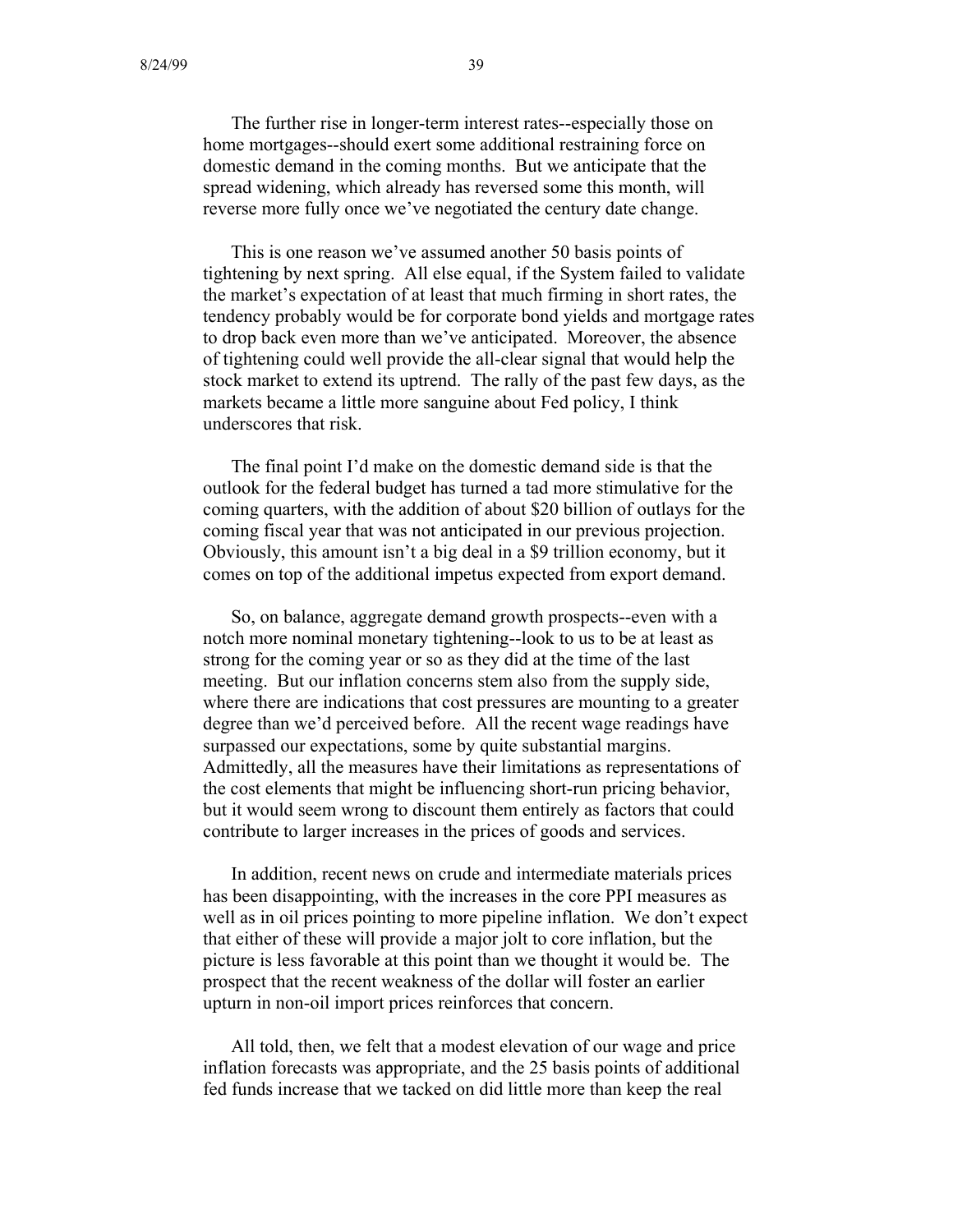The further rise in longer-term interest rates--especially those on home mortgages--should exert some additional restraining force on domestic demand in the coming months. But we anticipate that the spread widening, which already has reversed some this month, will reverse more fully once we've negotiated the century date change.

This is one reason we've assumed another 50 basis points of tightening by next spring. All else equal, if the System failed to validate the market's expectation of at least that much firming in short rates, the tendency probably would be for corporate bond yields and mortgage rates to drop back even more than we've anticipated. Moreover, the absence of tightening could well provide the all-clear signal that would help the stock market to extend its uptrend. The rally of the past few days, as the markets became a little more sanguine about Fed policy, I think underscores that risk.

The final point I'd make on the domestic demand side is that the outlook for the federal budget has turned a tad more stimulative for the coming quarters, with the addition of about $20 billion of outlays for the coming fiscal year that was not anticipated in our previous projection. Obviously, this amount isn't a big deal in a $9 trillion economy, but it comes on top of the additional impetus expected from export demand.

So, on balance, aggregate demand growth prospects--even with a notch more nominal monetary tightening--look to us to be at least as strong for the coming year or so as they did at the time of the last meeting. But our inflation concerns stem also from the supply side, where there are indications that cost pressures are mounting to a greater degree than we'd perceived before. All the recent wage readings have surpassed our expectations, some by quite substantial margins. Admittedly, all the measures have their limitations as representations of the cost elements that might be influencing short-run pricing behavior, but it would seem wrong to discount them entirely as factors that could contribute to larger increases in the prices of goods and services.

In addition, recent news on crude and intermediate materials prices has been disappointing, with the increases in the core PPI measures as well as in oil prices pointing to more pipeline inflation. We don't expect that either of these will provide a major jolt to core inflation, but the picture is less favorable at this point than we thought it would be. The prospect that the recent weakness of the dollar will foster an earlier upturn in non-oil import prices reinforces that concern.

All told, then, we felt that a modest elevation of our wage and price inflation forecasts was appropriate, and the 25 basis points of additional fed funds increase that we tacked on did little more than keep the real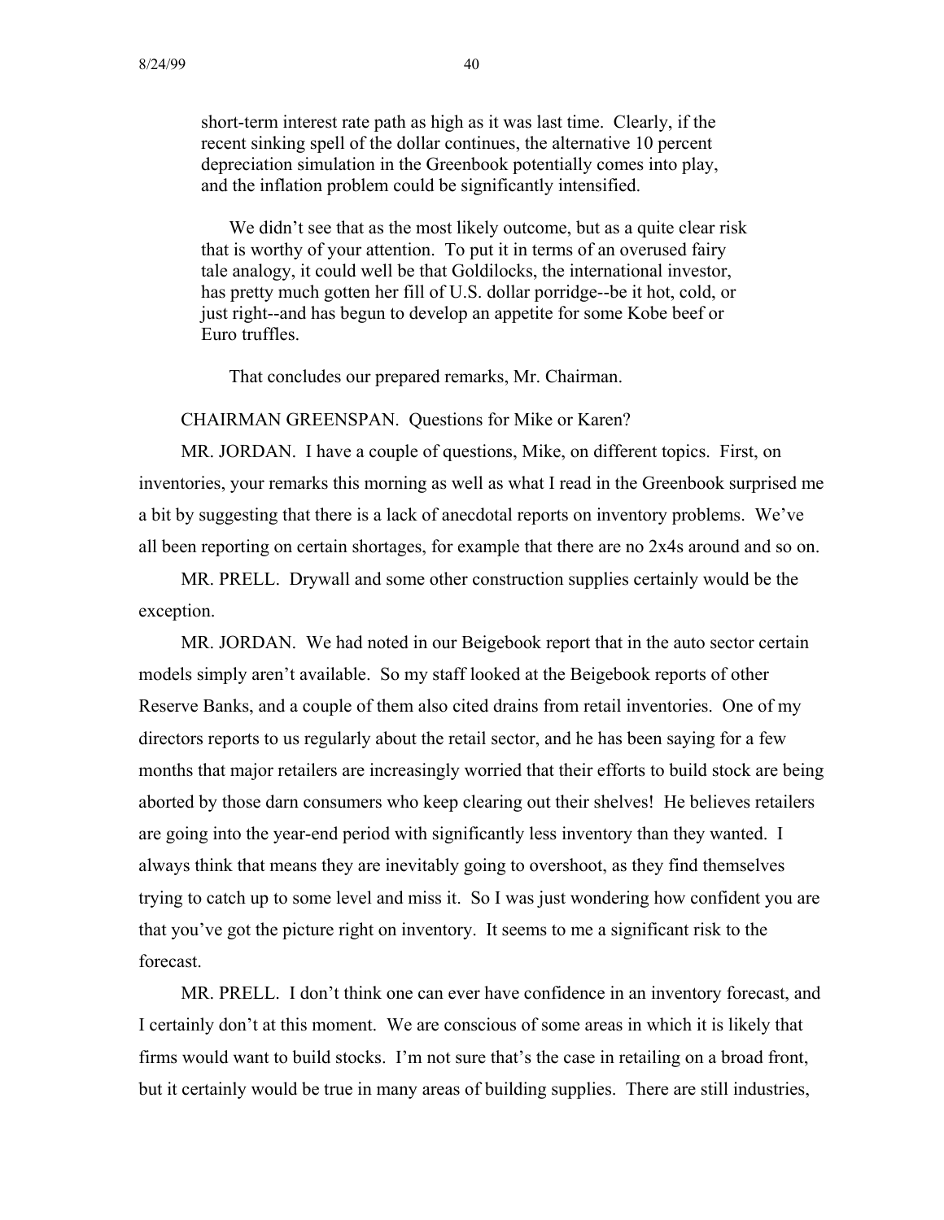short-term interest rate path as high as it was last time. Clearly, if the recent sinking spell of the dollar continues, the alternative 10 percent depreciation simulation in the Greenbook potentially comes into play, and the inflation problem could be significantly intensified.

> We didn't see that as the most likely outcome, but as a quite clear risk that is worthy of your attention. To put it in terms of an overused fairy tale analogy, it could well be that Goldilocks, the international investor, has pretty much gotten her fill of U.S. dollar porridge--be it hot, cold, or just right--and has begun to develop an appetite for some Kobe beef or Euro truffles.
>
> That concludes our prepared remarks, Mr. Chairman.

CHAIRMAN GREENSPAN. Questions for Mike or Karen?

MR. JORDAN. I have a couple of questions, Mike, on different topics. First, on inventories, your remarks this morning as well as what I read in the Greenbook surprised me a bit by suggesting that there is a lack of anecdotal reports on inventory problems. We've all been reporting on certain shortages, for example that there are no 2x4s around and so on.

MR. PRELL. Drywall and some other construction supplies certainly would be the exception.

MR. JORDAN. We had noted in our Beigebook report that in the auto sector certain models simply aren't available. So my staff looked at the Beigebook reports of other Reserve Banks, and a couple of them also cited drains from retail inventories. One of my directors reports to us regularly about the retail sector, and he has been saying for a few months that major retailers are increasingly worried that their efforts to build stock are being aborted by those darn consumers who keep clearing out their shelves! He believes retailers are going into the year-end period with significantly less inventory than they wanted. I always think that means they are inevitably going to overshoot, as they find themselves trying to catch up to some level and miss it. So I was just wondering how confident you are that you've got the picture right on inventory. It seems to me a significant risk to the forecast.

MR. PRELL. I don't think one can ever have confidence in an inventory forecast, and I certainly don't at this moment. We are conscious of some areas in which it is likely that firms would want to build stocks. I'm not sure that's the case in retailing on a broad front, but it certainly would be true in many areas of building supplies. There are still industries,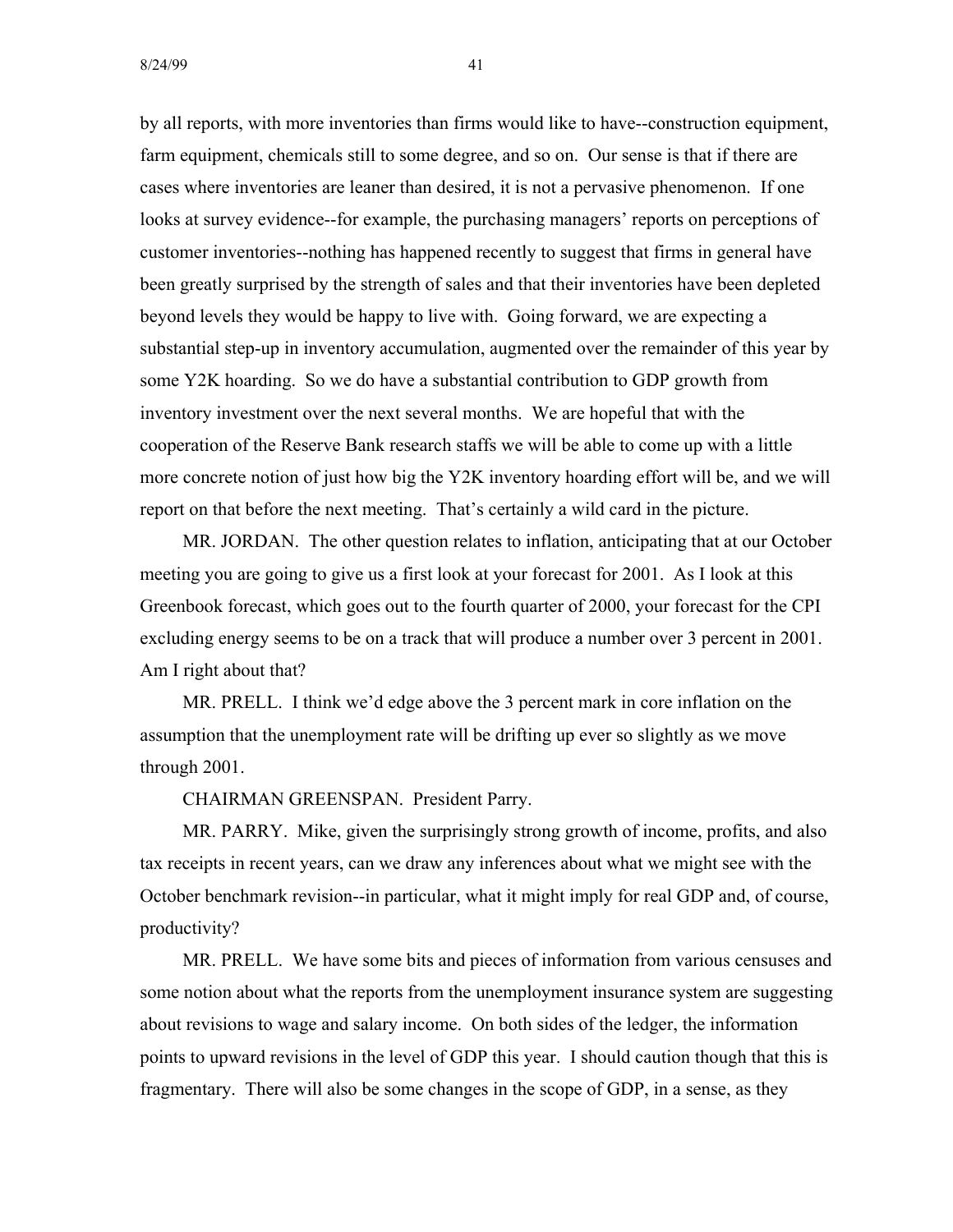by all reports, with more inventories than firms would like to have--construction equipment, farm equipment, chemicals still to some degree, and so on. Our sense is that if there are cases where inventories are leaner than desired, it is not a pervasive phenomenon. If one looks at survey evidence--for example, the purchasing managers' reports on perceptions of customer inventories--nothing has happened recently to suggest that firms in general have been greatly surprised by the strength of sales and that their inventories have been depleted beyond levels they would be happy to live with. Going forward, we are expecting a substantial step-up in inventory accumulation, augmented over the remainder of this year by some Y2K hoarding. So we do have a substantial contribution to GDP growth from inventory investment over the next several months. We are hopeful that with the cooperation of the Reserve Bank research staffs we will be able to come up with a little more concrete notion of just how big the Y2K inventory hoarding effort will be, and we will report on that before the next meeting. That's certainly a wild card in the picture.

MR. JORDAN. The other question relates to inflation, anticipating that at our October meeting you are going to give us a first look at your forecast for 2001. As I look at this Greenbook forecast, which goes out to the fourth quarter of 2000, your forecast for the CPI excluding energy seems to be on a track that will produce a number over 3 percent in 2001. Am I right about that?

MR. PRELL. I think we'd edge above the 3 percent mark in core inflation on the assumption that the unemployment rate will be drifting up ever so slightly as we move through 2001.

CHAIRMAN GREENSPAN. President Parry.

MR. PARRY. Mike, given the surprisingly strong growth of income, profits, and also tax receipts in recent years, can we draw any inferences about what we might see with the October benchmark revision--in particular, what it might imply for real GDP and, of course, productivity?

MR. PRELL. We have some bits and pieces of information from various censuses and some notion about what the reports from the unemployment insurance system are suggesting about revisions to wage and salary income. On both sides of the ledger, the information points to upward revisions in the level of GDP this year. I should caution though that this is fragmentary. There will also be some changes in the scope of GDP, in a sense, as they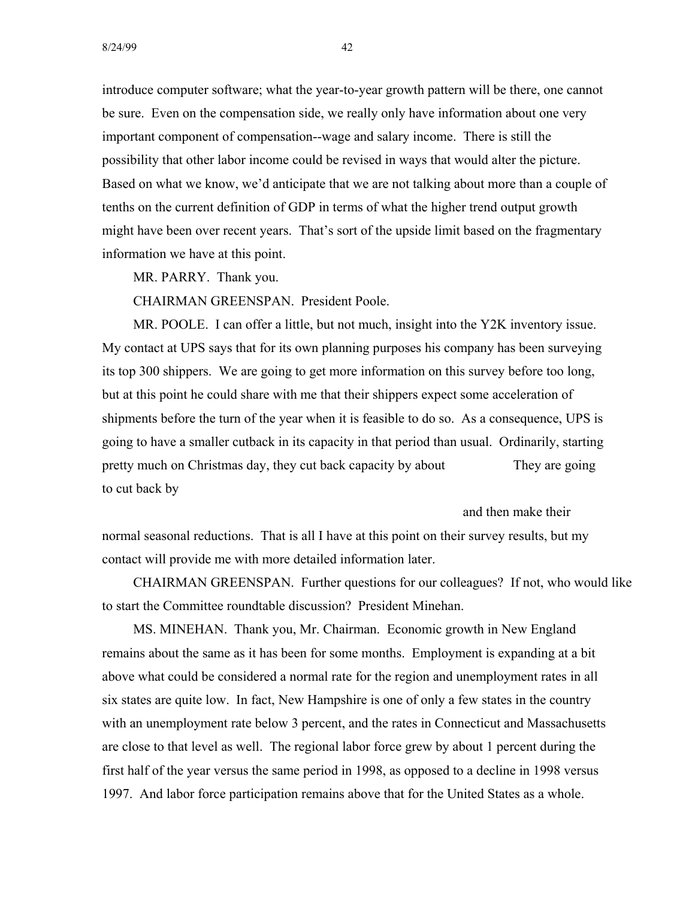introduce computer software; what the year-to-year growth pattern will be there, one cannot be sure. Even on the compensation side, we really only have information about one very important component of compensation--wage and salary income. There is still the possibility that other labor income could be revised in ways that would alter the picture. Based on what we know, we'd anticipate that we are not talking about more than a couple of tenths on the current definition of GDP in terms of what the higher trend output growth might have been over recent years. That's sort of the upside limit based on the fragmentary information we have at this point.

MR. PARRY. Thank you.

CHAIRMAN GREENSPAN. President Poole.

MR. POOLE. I can offer a little, but not much, insight into the Y2K inventory issue. My contact at UPS says that for its own planning purposes his company has been surveying its top 300 shippers. We are going to get more information on this survey before too long, but at this point he could share with me that their shippers expect some acceleration of shipments before the turn of the year when it is feasible to do so. As a consequence, UPS is going to have a smaller cutback in its capacity in that period than usual. Ordinarily, starting pretty much on Christmas day, they cut back capacity by about They are going to cut back by

and then make their normal seasonal reductions. That is all I have at this point on their survey results, but my contact will provide me with more detailed information later.

CHAIRMAN GREENSPAN. Further questions for our colleagues? If not, who would like to start the Committee roundtable discussion? President Minehan.

MS. MINEHAN. Thank you, Mr. Chairman. Economic growth in New England remains about the same as it has been for some months. Employment is expanding at a bit above what could be considered a normal rate for the region and unemployment rates in all six states are quite low. In fact, New Hampshire is one of only a few states in the country with an unemployment rate below 3 percent, and the rates in Connecticut and Massachusetts are close to that level as well. The regional labor force grew by about 1 percent during the first half of the year versus the same period in 1998, as opposed to a decline in 1998 versus 1997. And labor force participation remains above that for the United States as a whole.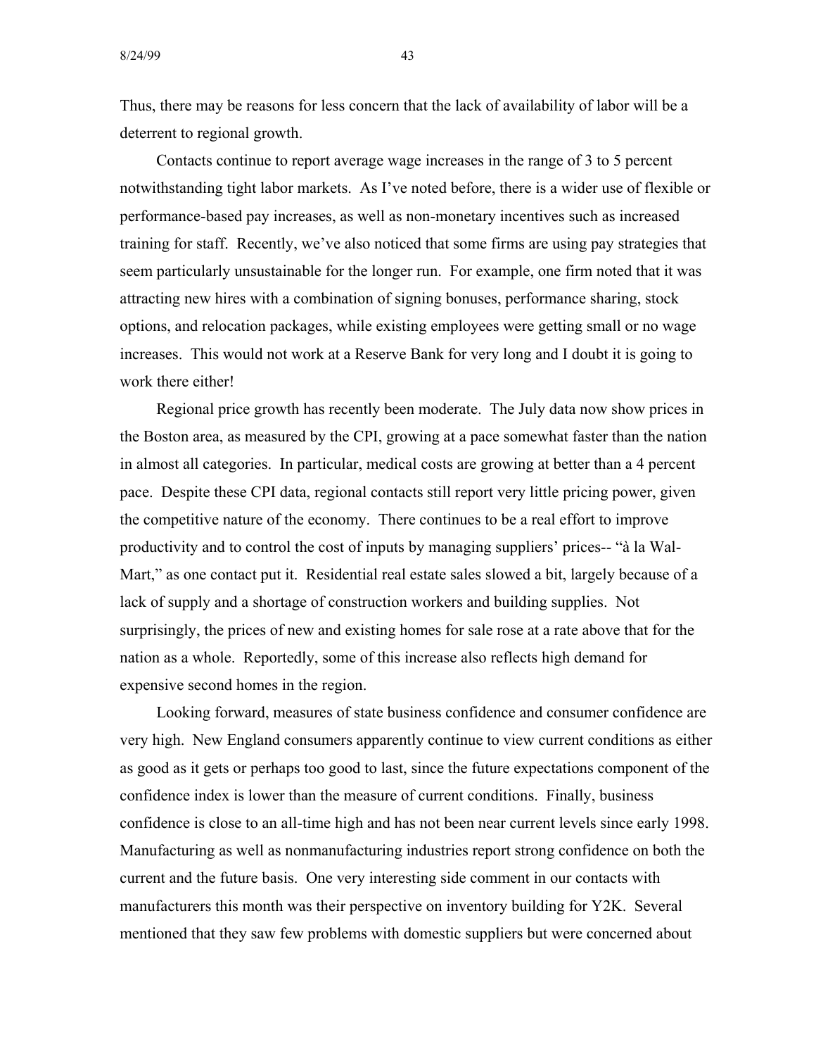Thus, there may be reasons for less concern that the lack of availability of labor will be a deterrent to regional growth.

Contacts continue to report average wage increases in the range of 3 to 5 percent notwithstanding tight labor markets. As I've noted before, there is a wider use of flexible or performance-based pay increases, as well as non-monetary incentives such as increased training for staff. Recently, we've also noticed that some firms are using pay strategies that seem particularly unsustainable for the longer run. For example, one firm noted that it was attracting new hires with a combination of signing bonuses, performance sharing, stock options, and relocation packages, while existing employees were getting small or no wage increases. This would not work at a Reserve Bank for very long and I doubt it is going to work there either!

Regional price growth has recently been moderate. The July data now show prices in the Boston area, as measured by the CPI, growing at a pace somewhat faster than the nation in almost all categories. In particular, medical costs are growing at better than a 4 percent pace. Despite these CPI data, regional contacts still report very little pricing power, given the competitive nature of the economy. There continues to be a real effort to improve productivity and to control the cost of inputs by managing suppliers' prices-- "à la Wal-Mart," as one contact put it. Residential real estate sales slowed a bit, largely because of a lack of supply and a shortage of construction workers and building supplies. Not surprisingly, the prices of new and existing homes for sale rose at a rate above that for the nation as a whole. Reportedly, some of this increase also reflects high demand for expensive second homes in the region.

Looking forward, measures of state business confidence and consumer confidence are very high. New England consumers apparently continue to view current conditions as either as good as it gets or perhaps too good to last, since the future expectations component of the confidence index is lower than the measure of current conditions. Finally, business confidence is close to an all-time high and has not been near current levels since early 1998. Manufacturing as well as nonmanufacturing industries report strong confidence on both the current and the future basis. One very interesting side comment in our contacts with manufacturers this month was their perspective on inventory building for Y2K. Several mentioned that they saw few problems with domestic suppliers but were concerned about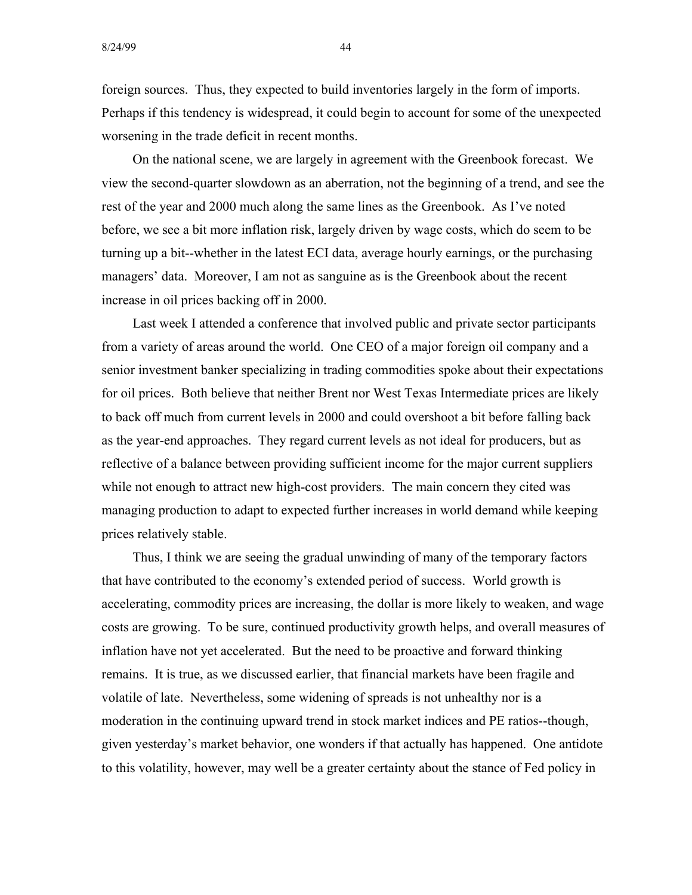foreign sources. Thus, they expected to build inventories largely in the form of imports. Perhaps if this tendency is widespread, it could begin to account for some of the unexpected worsening in the trade deficit in recent months.

On the national scene, we are largely in agreement with the Greenbook forecast. We view the second-quarter slowdown as an aberration, not the beginning of a trend, and see the rest of the year and 2000 much along the same lines as the Greenbook. As I've noted before, we see a bit more inflation risk, largely driven by wage costs, which do seem to be turning up a bit--whether in the latest ECI data, average hourly earnings, or the purchasing managers' data. Moreover, I am not as sanguine as is the Greenbook about the recent increase in oil prices backing off in 2000.

Last week I attended a conference that involved public and private sector participants from a variety of areas around the world. One CEO of a major foreign oil company and a senior investment banker specializing in trading commodities spoke about their expectations for oil prices. Both believe that neither Brent nor West Texas Intermediate prices are likely to back off much from current levels in 2000 and could overshoot a bit before falling back as the year-end approaches. They regard current levels as not ideal for producers, but as reflective of a balance between providing sufficient income for the major current suppliers while not enough to attract new high-cost providers. The main concern they cited was managing production to adapt to expected further increases in world demand while keeping prices relatively stable.

Thus, I think we are seeing the gradual unwinding of many of the temporary factors that have contributed to the economy's extended period of success. World growth is accelerating, commodity prices are increasing, the dollar is more likely to weaken, and wage costs are growing. To be sure, continued productivity growth helps, and overall measures of inflation have not yet accelerated. But the need to be proactive and forward thinking remains. It is true, as we discussed earlier, that financial markets have been fragile and volatile of late. Nevertheless, some widening of spreads is not unhealthy nor is a moderation in the continuing upward trend in stock market indices and PE ratios--though, given yesterday's market behavior, one wonders if that actually has happened. One antidote to this volatility, however, may well be a greater certainty about the stance of Fed policy in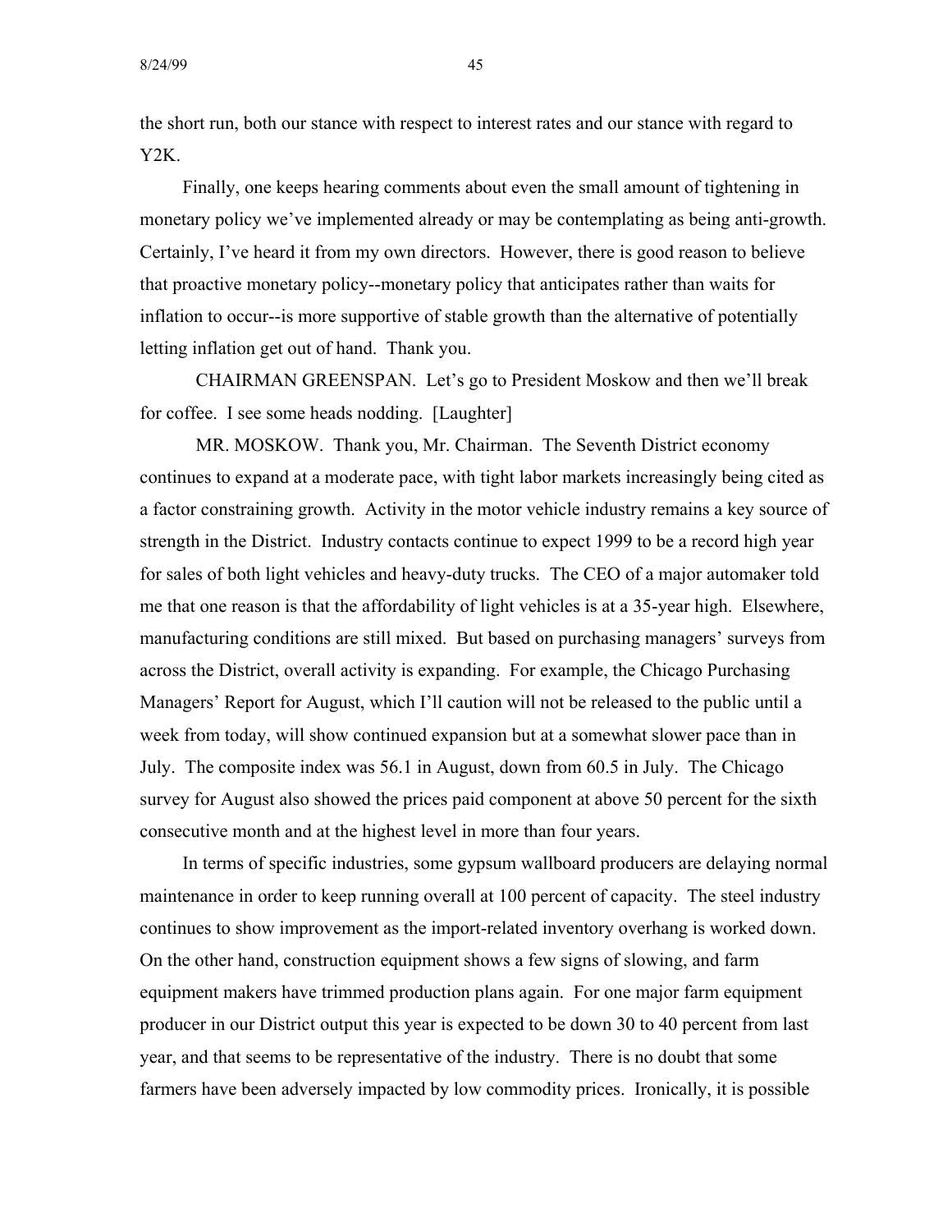the short run, both our stance with respect to interest rates and our stance with regard to Y2K.

Finally, one keeps hearing comments about even the small amount of tightening in monetary policy we've implemented already or may be contemplating as being anti-growth. Certainly, I've heard it from my own directors. However, there is good reason to believe that proactive monetary policy--monetary policy that anticipates rather than waits for inflation to occur--is more supportive of stable growth than the alternative of potentially letting inflation get out of hand. Thank you.

CHAIRMAN GREENSPAN. Let's go to President Moskow and then we'll break for coffee. I see some heads nodding. [Laughter]

MR. MOSKOW. Thank you, Mr. Chairman. The Seventh District economy continues to expand at a moderate pace, with tight labor markets increasingly being cited as a factor constraining growth. Activity in the motor vehicle industry remains a key source of strength in the District. Industry contacts continue to expect 1999 to be a record high year for sales of both light vehicles and heavy-duty trucks. The CEO of a major automaker told me that one reason is that the affordability of light vehicles is at a 35-year high. Elsewhere, manufacturing conditions are still mixed. But based on purchasing managers' surveys from across the District, overall activity is expanding. For example, the Chicago Purchasing Managers' Report for August, which I'll caution will not be released to the public until a week from today, will show continued expansion but at a somewhat slower pace than in July. The composite index was 56.1 in August, down from 60.5 in July. The Chicago survey for August also showed the prices paid component at above 50 percent for the sixth consecutive month and at the highest level in more than four years.

In terms of specific industries, some gypsum wallboard producers are delaying normal maintenance in order to keep running overall at 100 percent of capacity. The steel industry continues to show improvement as the import-related inventory overhang is worked down. On the other hand, construction equipment shows a few signs of slowing, and farm equipment makers have trimmed production plans again. For one major farm equipment producer in our District output this year is expected to be down 30 to 40 percent from last year, and that seems to be representative of the industry. There is no doubt that some farmers have been adversely impacted by low commodity prices. Ironically, it is possible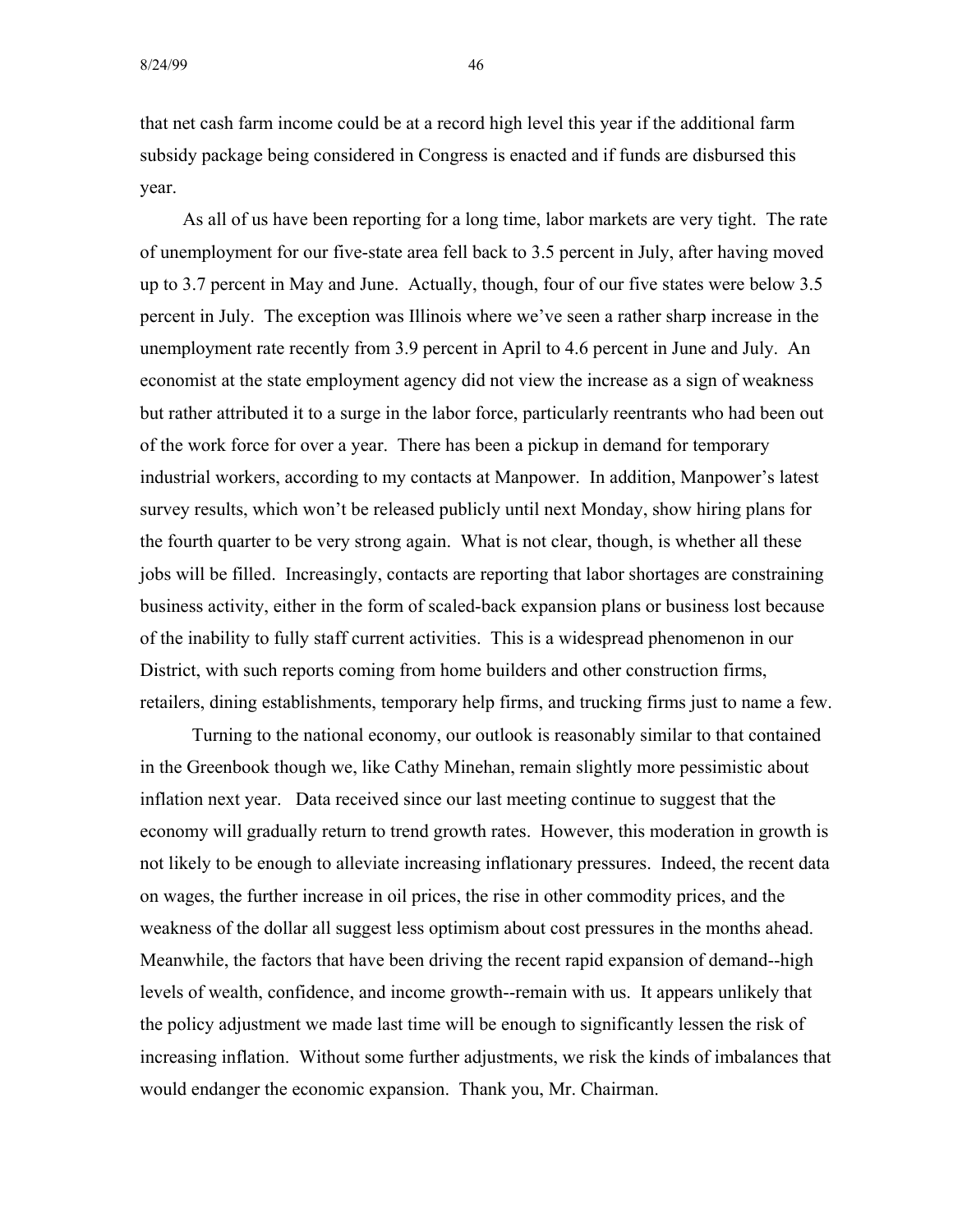that net cash farm income could be at a record high level this year if the additional farm subsidy package being considered in Congress is enacted and if funds are disbursed this year.

As all of us have been reporting for a long time, labor markets are very tight. The rate of unemployment for our five-state area fell back to 3.5 percent in July, after having moved up to 3.7 percent in May and June. Actually, though, four of our five states were below 3.5 percent in July. The exception was Illinois where we've seen a rather sharp increase in the unemployment rate recently from 3.9 percent in April to 4.6 percent in June and July. An economist at the state employment agency did not view the increase as a sign of weakness but rather attributed it to a surge in the labor force, particularly reentrants who had been out of the work force for over a year. There has been a pickup in demand for temporary industrial workers, according to my contacts at Manpower. In addition, Manpower's latest survey results, which won't be released publicly until next Monday, show hiring plans for the fourth quarter to be very strong again. What is not clear, though, is whether all these jobs will be filled. Increasingly, contacts are reporting that labor shortages are constraining business activity, either in the form of scaled-back expansion plans or business lost because of the inability to fully staff current activities. This is a widespread phenomenon in our District, with such reports coming from home builders and other construction firms, retailers, dining establishments, temporary help firms, and trucking firms just to name a few.

Turning to the national economy, our outlook is reasonably similar to that contained in the Greenbook though we, like Cathy Minehan, remain slightly more pessimistic about inflation next year. Data received since our last meeting continue to suggest that the economy will gradually return to trend growth rates. However, this moderation in growth is not likely to be enough to alleviate increasing inflationary pressures. Indeed, the recent data on wages, the further increase in oil prices, the rise in other commodity prices, and the weakness of the dollar all suggest less optimism about cost pressures in the months ahead. Meanwhile, the factors that have been driving the recent rapid expansion of demand--high levels of wealth, confidence, and income growth--remain with us. It appears unlikely that the policy adjustment we made last time will be enough to significantly lessen the risk of increasing inflation. Without some further adjustments, we risk the kinds of imbalances that would endanger the economic expansion. Thank you, Mr. Chairman.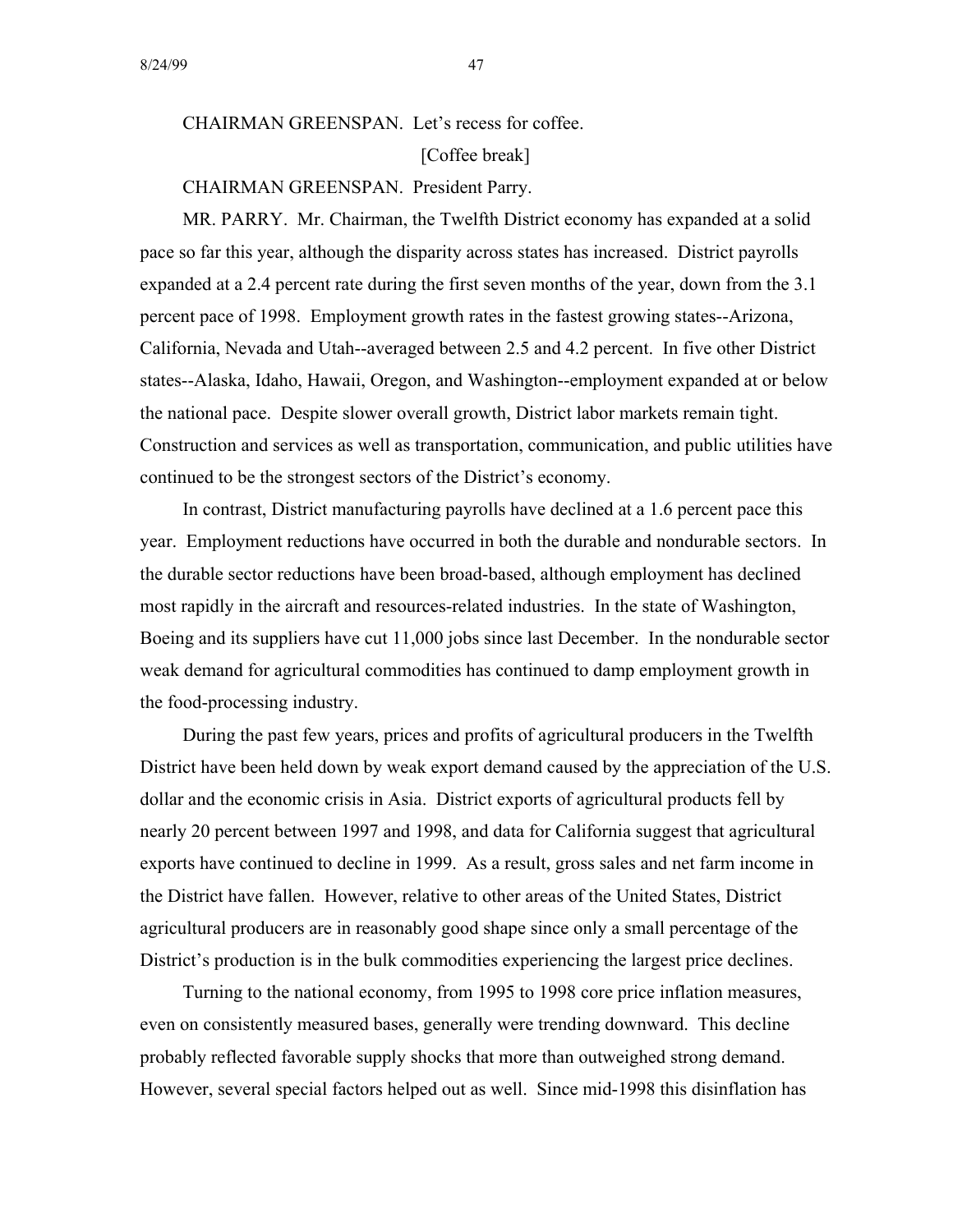CHAIRMAN GREENSPAN. Let's recess for coffee.

[Coffee break]

CHAIRMAN GREENSPAN. President Parry.

MR. PARRY. Mr. Chairman, the Twelfth District economy has expanded at a solid pace so far this year, although the disparity across states has increased. District payrolls expanded at a 2.4 percent rate during the first seven months of the year, down from the 3.1 percent pace of 1998. Employment growth rates in the fastest growing states--Arizona, California, Nevada and Utah--averaged between 2.5 and 4.2 percent. In five other District states--Alaska, Idaho, Hawaii, Oregon, and Washington--employment expanded at or below the national pace. Despite slower overall growth, District labor markets remain tight. Construction and services as well as transportation, communication, and public utilities have continued to be the strongest sectors of the District's economy.

In contrast, District manufacturing payrolls have declined at a 1.6 percent pace this year. Employment reductions have occurred in both the durable and nondurable sectors. In the durable sector reductions have been broad-based, although employment has declined most rapidly in the aircraft and resources-related industries. In the state of Washington, Boeing and its suppliers have cut 11,000 jobs since last December. In the nondurable sector weak demand for agricultural commodities has continued to damp employment growth in the food-processing industry.

During the past few years, prices and profits of agricultural producers in the Twelfth District have been held down by weak export demand caused by the appreciation of the U.S. dollar and the economic crisis in Asia. District exports of agricultural products fell by nearly 20 percent between 1997 and 1998, and data for California suggest that agricultural exports have continued to decline in 1999. As a result, gross sales and net farm income in the District have fallen. However, relative to other areas of the United States, District agricultural producers are in reasonably good shape since only a small percentage of the District's production is in the bulk commodities experiencing the largest price declines.

Turning to the national economy, from 1995 to 1998 core price inflation measures, even on consistently measured bases, generally were trending downward. This decline probably reflected favorable supply shocks that more than outweighed strong demand. However, several special factors helped out as well. Since mid-1998 this disinflation has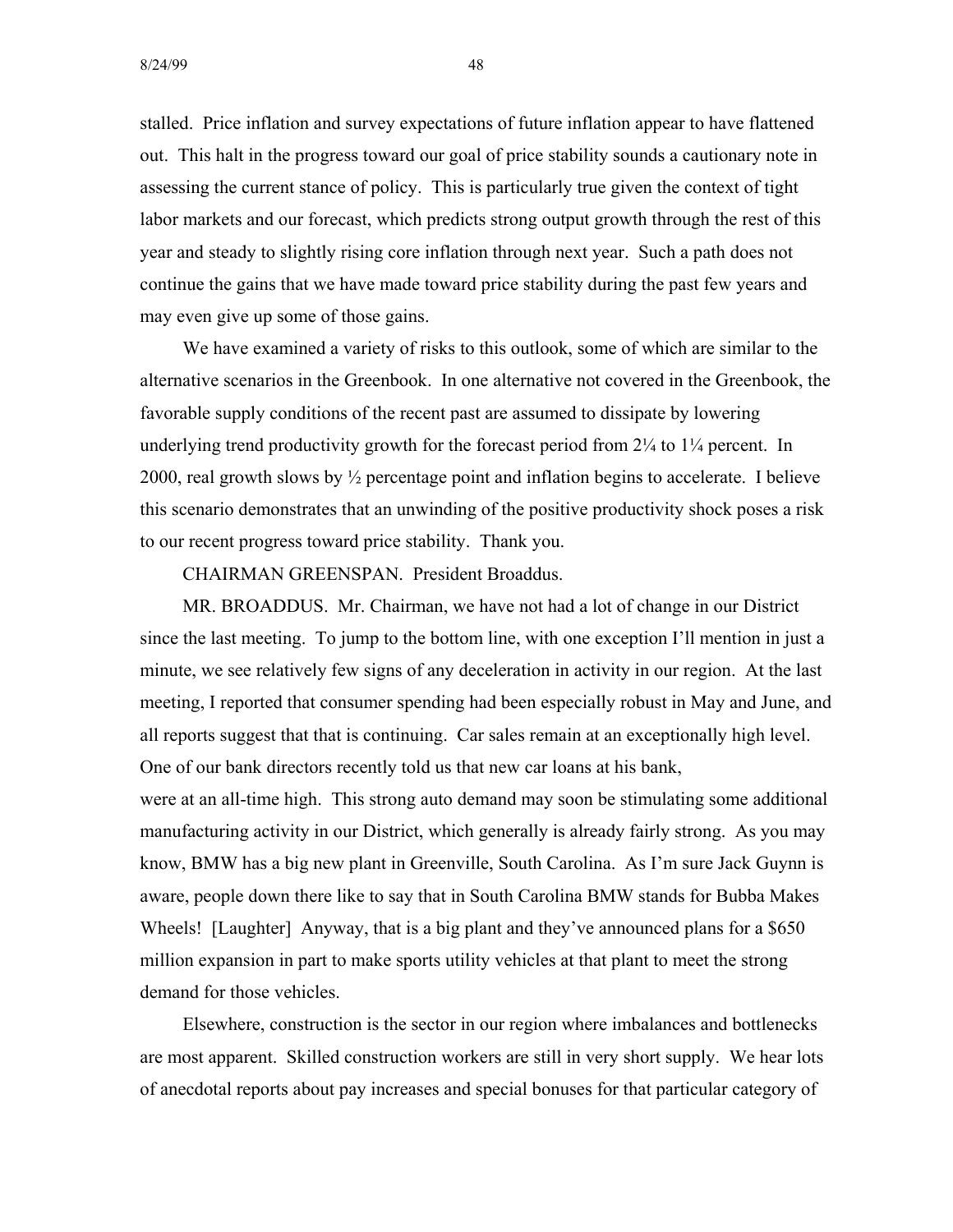stalled. Price inflation and survey expectations of future inflation appear to have flattened out. This halt in the progress toward our goal of price stability sounds a cautionary note in assessing the current stance of policy. This is particularly true given the context of tight labor markets and our forecast, which predicts strong output growth through the rest of this year and steady to slightly rising core inflation through next year. Such a path does not continue the gains that we have made toward price stability during the past few years and may even give up some of those gains.

We have examined a variety of risks to this outlook, some of which are similar to the alternative scenarios in the Greenbook. In one alternative not covered in the Greenbook, the favorable supply conditions of the recent past are assumed to dissipate by lowering underlying trend productivity growth for the forecast period from 2¼ to 1¼ percent. In 2000, real growth slows by ½ percentage point and inflation begins to accelerate. I believe this scenario demonstrates that an unwinding of the positive productivity shock poses a risk to our recent progress toward price stability. Thank you.

CHAIRMAN GREENSPAN. President Broaddus.

MR. BROADDUS. Mr. Chairman, we have not had a lot of change in our District since the last meeting. To jump to the bottom line, with one exception I'll mention in just a minute, we see relatively few signs of any deceleration in activity in our region. At the last meeting, I reported that consumer spending had been especially robust in May and June, and all reports suggest that that is continuing. Car sales remain at an exceptionally high level. One of our bank directors recently told us that new car loans at his bank, were at an all-time high. This strong auto demand may soon be stimulating some additional manufacturing activity in our District, which generally is already fairly strong. As you may know, BMW has a big new plant in Greenville, South Carolina. As I'm sure Jack Guynn is aware, people down there like to say that in South Carolina BMW stands for Bubba Makes Wheels! [Laughter] Anyway, that is a big plant and they've announced plans for a $650 million expansion in part to make sports utility vehicles at that plant to meet the strong demand for those vehicles.

Elsewhere, construction is the sector in our region where imbalances and bottlenecks are most apparent. Skilled construction workers are still in very short supply. We hear lots of anecdotal reports about pay increases and special bonuses for that particular category of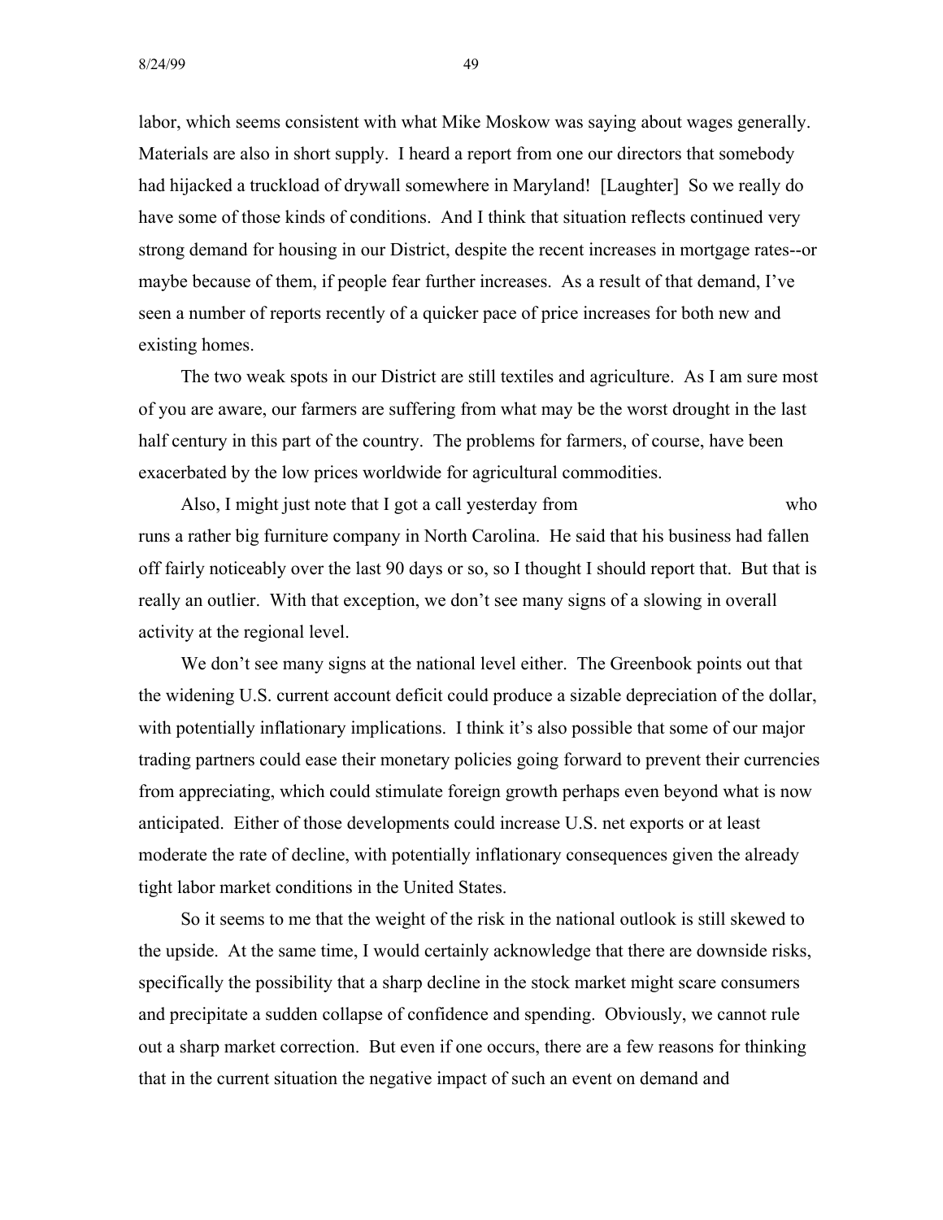labor, which seems consistent with what Mike Moskow was saying about wages generally. Materials are also in short supply. I heard a report from one our directors that somebody had hijacked a truckload of drywall somewhere in Maryland! [Laughter] So we really do have some of those kinds of conditions. And I think that situation reflects continued very strong demand for housing in our District, despite the recent increases in mortgage rates--or maybe because of them, if people fear further increases. As a result of that demand, I've seen a number of reports recently of a quicker pace of price increases for both new and existing homes.

The two weak spots in our District are still textiles and agriculture. As I am sure most of you are aware, our farmers are suffering from what may be the worst drought in the last half century in this part of the country. The problems for farmers, of course, have been exacerbated by the low prices worldwide for agricultural commodities.

Also, I might just note that I got a call yesterday from who runs a rather big furniture company in North Carolina. He said that his business had fallen off fairly noticeably over the last 90 days or so, so I thought I should report that. But that is really an outlier. With that exception, we don't see many signs of a slowing in overall activity at the regional level.

We don't see many signs at the national level either. The Greenbook points out that the widening U.S. current account deficit could produce a sizable depreciation of the dollar, with potentially inflationary implications. I think it's also possible that some of our major trading partners could ease their monetary policies going forward to prevent their currencies from appreciating, which could stimulate foreign growth perhaps even beyond what is now anticipated. Either of those developments could increase U.S. net exports or at least moderate the rate of decline, with potentially inflationary consequences given the already tight labor market conditions in the United States.

So it seems to me that the weight of the risk in the national outlook is still skewed to the upside. At the same time, I would certainly acknowledge that there are downside risks, specifically the possibility that a sharp decline in the stock market might scare consumers and precipitate a sudden collapse of confidence and spending. Obviously, we cannot rule out a sharp market correction. But even if one occurs, there are a few reasons for thinking that in the current situation the negative impact of such an event on demand and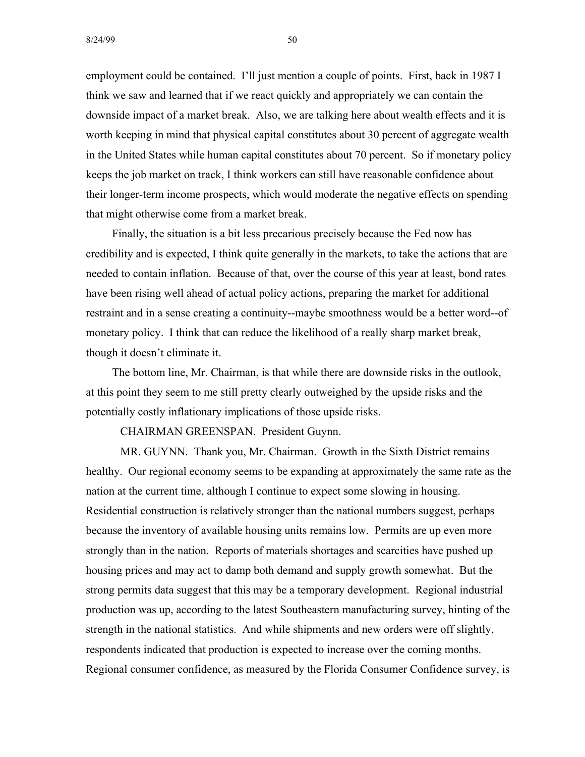employment could be contained. I'll just mention a couple of points. First, back in 1987 I think we saw and learned that if we react quickly and appropriately we can contain the downside impact of a market break. Also, we are talking here about wealth effects and it is worth keeping in mind that physical capital constitutes about 30 percent of aggregate wealth in the United States while human capital constitutes about 70 percent. So if monetary policy keeps the job market on track, I think workers can still have reasonable confidence about their longer-term income prospects, which would moderate the negative effects on spending that might otherwise come from a market break.

Finally, the situation is a bit less precarious precisely because the Fed now has credibility and is expected, I think quite generally in the markets, to take the actions that are needed to contain inflation. Because of that, over the course of this year at least, bond rates have been rising well ahead of actual policy actions, preparing the market for additional restraint and in a sense creating a continuity--maybe smoothness would be a better word--of monetary policy. I think that can reduce the likelihood of a really sharp market break, though it doesn't eliminate it.

The bottom line, Mr. Chairman, is that while there are downside risks in the outlook, at this point they seem to me still pretty clearly outweighed by the upside risks and the potentially costly inflationary implications of those upside risks.

CHAIRMAN GREENSPAN. President Guynn.

MR. GUYNN. Thank you, Mr. Chairman. Growth in the Sixth District remains healthy. Our regional economy seems to be expanding at approximately the same rate as the nation at the current time, although I continue to expect some slowing in housing. Residential construction is relatively stronger than the national numbers suggest, perhaps because the inventory of available housing units remains low. Permits are up even more strongly than in the nation. Reports of materials shortages and scarcities have pushed up housing prices and may act to damp both demand and supply growth somewhat. But the strong permits data suggest that this may be a temporary development. Regional industrial production was up, according to the latest Southeastern manufacturing survey, hinting of the strength in the national statistics. And while shipments and new orders were off slightly, respondents indicated that production is expected to increase over the coming months. Regional consumer confidence, as measured by the Florida Consumer Confidence survey, is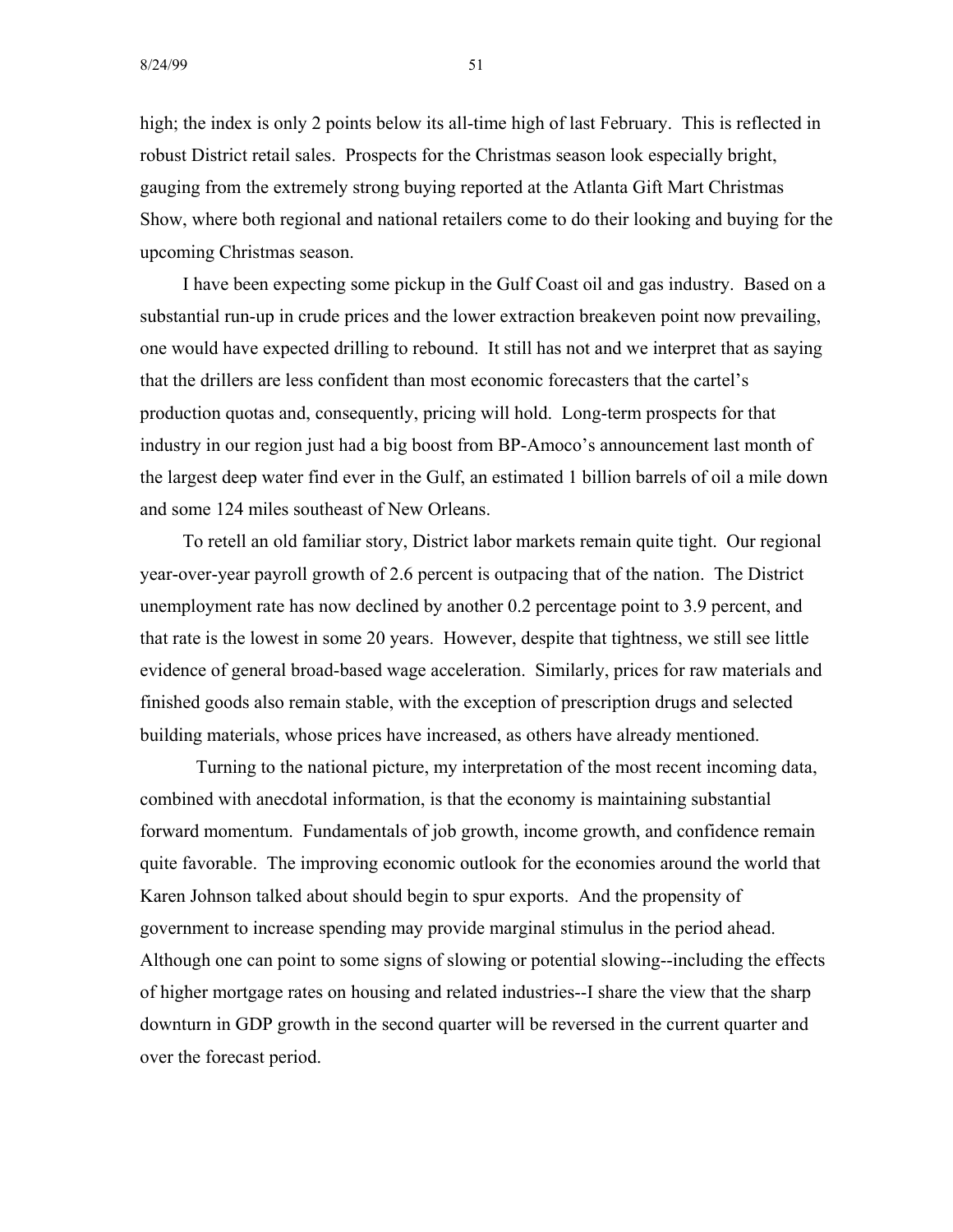high; the index is only 2 points below its all-time high of last February. This is reflected in robust District retail sales. Prospects for the Christmas season look especially bright, gauging from the extremely strong buying reported at the Atlanta Gift Mart Christmas Show, where both regional and national retailers come to do their looking and buying for the upcoming Christmas season.

I have been expecting some pickup in the Gulf Coast oil and gas industry. Based on a substantial run-up in crude prices and the lower extraction breakeven point now prevailing, one would have expected drilling to rebound. It still has not and we interpret that as saying that the drillers are less confident than most economic forecasters that the cartel's production quotas and, consequently, pricing will hold. Long-term prospects for that industry in our region just had a big boost from BP-Amoco's announcement last month of the largest deep water find ever in the Gulf, an estimated 1 billion barrels of oil a mile down and some 124 miles southeast of New Orleans.

To retell an old familiar story, District labor markets remain quite tight. Our regional year-over-year payroll growth of 2.6 percent is outpacing that of the nation. The District unemployment rate has now declined by another 0.2 percentage point to 3.9 percent, and that rate is the lowest in some 20 years. However, despite that tightness, we still see little evidence of general broad-based wage acceleration. Similarly, prices for raw materials and finished goods also remain stable, with the exception of prescription drugs and selected building materials, whose prices have increased, as others have already mentioned.

Turning to the national picture, my interpretation of the most recent incoming data, combined with anecdotal information, is that the economy is maintaining substantial forward momentum. Fundamentals of job growth, income growth, and confidence remain quite favorable. The improving economic outlook for the economies around the world that Karen Johnson talked about should begin to spur exports. And the propensity of government to increase spending may provide marginal stimulus in the period ahead. Although one can point to some signs of slowing or potential slowing--including the effects of higher mortgage rates on housing and related industries--I share the view that the sharp downturn in GDP growth in the second quarter will be reversed in the current quarter and over the forecast period.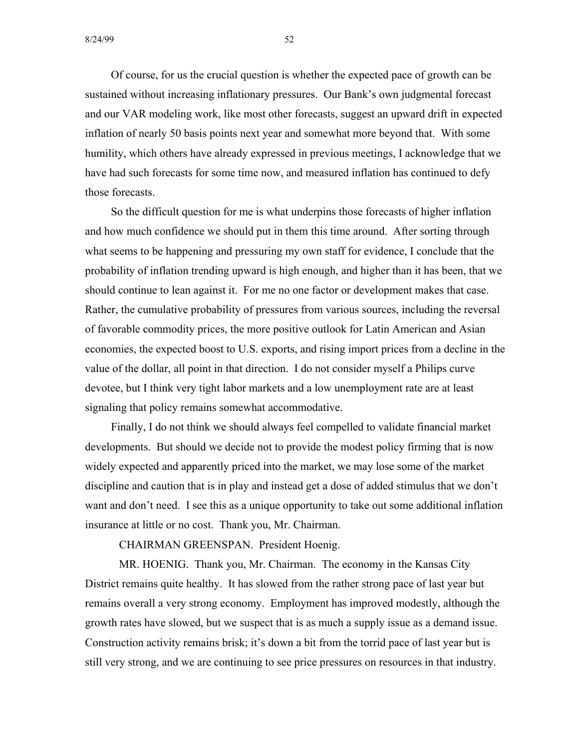Of course, for us the crucial question is whether the expected pace of growth can be sustained without increasing inflationary pressures. Our Bank's own judgmental forecast and our VAR modeling work, like most other forecasts, suggest an upward drift in expected inflation of nearly 50 basis points next year and somewhat more beyond that. With some humility, which others have already expressed in previous meetings, I acknowledge that we have had such forecasts for some time now, and measured inflation has continued to defy those forecasts.

So the difficult question for me is what underpins those forecasts of higher inflation and how much confidence we should put in them this time around. After sorting through what seems to be happening and pressuring my own staff for evidence, I conclude that the probability of inflation trending upward is high enough, and higher than it has been, that we should continue to lean against it. For me no one factor or development makes that case. Rather, the cumulative probability of pressures from various sources, including the reversal of favorable commodity prices, the more positive outlook for Latin American and Asian economies, the expected boost to U.S. exports, and rising import prices from a decline in the value of the dollar, all point in that direction. I do not consider myself a Philips curve devotee, but I think very tight labor markets and a low unemployment rate are at least signaling that policy remains somewhat accommodative.

Finally, I do not think we should always feel compelled to validate financial market developments. But should we decide not to provide the modest policy firming that is now widely expected and apparently priced into the market, we may lose some of the market discipline and caution that is in play and instead get a dose of added stimulus that we don't want and don't need. I see this as a unique opportunity to take out some additional inflation insurance at little or no cost. Thank you, Mr. Chairman.

CHAIRMAN GREENSPAN. President Hoenig.

MR. HOENIG. Thank you, Mr. Chairman. The economy in the Kansas City District remains quite healthy. It has slowed from the rather strong pace of last year but remains overall a very strong economy. Employment has improved modestly, although the growth rates have slowed, but we suspect that is as much a supply issue as a demand issue. Construction activity remains brisk; it's down a bit from the torrid pace of last year but is still very strong, and we are continuing to see price pressures on resources in that industry.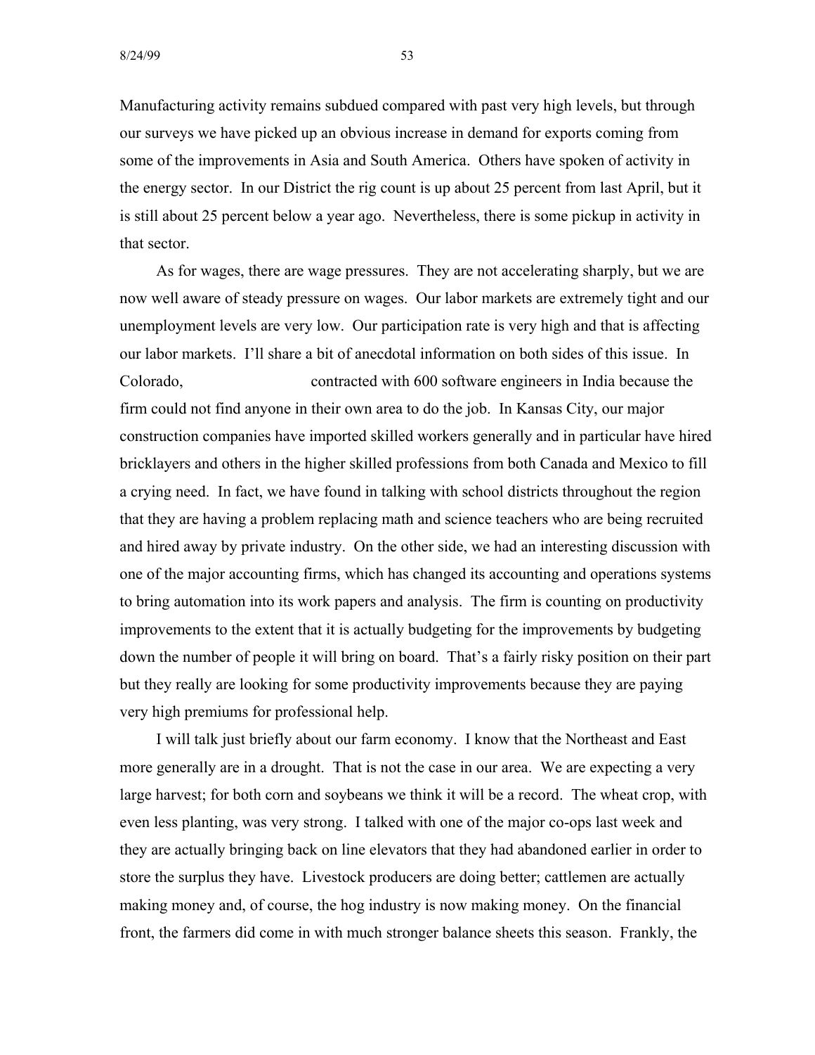Manufacturing activity remains subdued compared with past very high levels, but through our surveys we have picked up an obvious increase in demand for exports coming from some of the improvements in Asia and South America. Others have spoken of activity in the energy sector. In our District the rig count is up about 25 percent from last April, but it is still about 25 percent below a year ago. Nevertheless, there is some pickup in activity in that sector.

As for wages, there are wage pressures. They are not accelerating sharply, but we are now well aware of steady pressure on wages. Our labor markets are extremely tight and our unemployment levels are very low. Our participation rate is very high and that is affecting our labor markets. I'll share a bit of anecdotal information on both sides of this issue. In Colorado, contracted with 600 software engineers in India because the firm could not find anyone in their own area to do the job. In Kansas City, our major construction companies have imported skilled workers generally and in particular have hired bricklayers and others in the higher skilled professions from both Canada and Mexico to fill a crying need. In fact, we have found in talking with school districts throughout the region that they are having a problem replacing math and science teachers who are being recruited and hired away by private industry. On the other side, we had an interesting discussion with one of the major accounting firms, which has changed its accounting and operations systems to bring automation into its work papers and analysis. The firm is counting on productivity improvements to the extent that it is actually budgeting for the improvements by budgeting down the number of people it will bring on board. That's a fairly risky position on their part but they really are looking for some productivity improvements because they are paying very high premiums for professional help.

I will talk just briefly about our farm economy. I know that the Northeast and East more generally are in a drought. That is not the case in our area. We are expecting a very large harvest; for both corn and soybeans we think it will be a record. The wheat crop, with even less planting, was very strong. I talked with one of the major co-ops last week and they are actually bringing back on line elevators that they had abandoned earlier in order to store the surplus they have. Livestock producers are doing better; cattlemen are actually making money and, of course, the hog industry is now making money. On the financial front, the farmers did come in with much stronger balance sheets this season. Frankly, the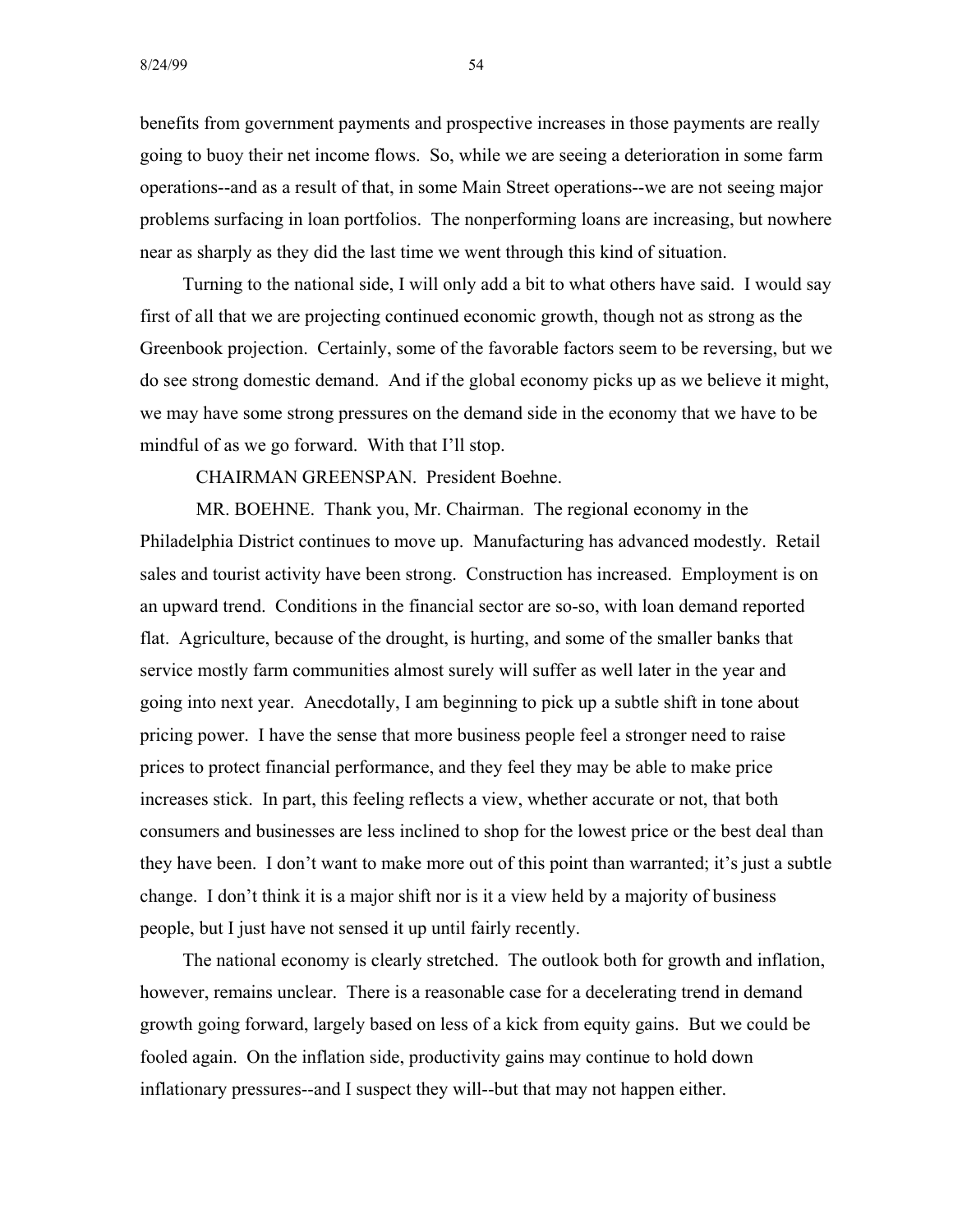benefits from government payments and prospective increases in those payments are really going to buoy their net income flows. So, while we are seeing a deterioration in some farm operations--and as a result of that, in some Main Street operations--we are not seeing major problems surfacing in loan portfolios. The nonperforming loans are increasing, but nowhere near as sharply as they did the last time we went through this kind of situation.

Turning to the national side, I will only add a bit to what others have said. I would say first of all that we are projecting continued economic growth, though not as strong as the Greenbook projection. Certainly, some of the favorable factors seem to be reversing, but we do see strong domestic demand. And if the global economy picks up as we believe it might, we may have some strong pressures on the demand side in the economy that we have to be mindful of as we go forward. With that I'll stop.

CHAIRMAN GREENSPAN. President Boehne.

MR. BOEHNE. Thank you, Mr. Chairman. The regional economy in the Philadelphia District continues to move up. Manufacturing has advanced modestly. Retail sales and tourist activity have been strong. Construction has increased. Employment is on an upward trend. Conditions in the financial sector are so-so, with loan demand reported flat. Agriculture, because of the drought, is hurting, and some of the smaller banks that service mostly farm communities almost surely will suffer as well later in the year and going into next year. Anecdotally, I am beginning to pick up a subtle shift in tone about pricing power. I have the sense that more business people feel a stronger need to raise prices to protect financial performance, and they feel they may be able to make price increases stick. In part, this feeling reflects a view, whether accurate or not, that both consumers and businesses are less inclined to shop for the lowest price or the best deal than they have been. I don't want to make more out of this point than warranted; it's just a subtle change. I don't think it is a major shift nor is it a view held by a majority of business people, but I just have not sensed it up until fairly recently.

The national economy is clearly stretched. The outlook both for growth and inflation, however, remains unclear. There is a reasonable case for a decelerating trend in demand growth going forward, largely based on less of a kick from equity gains. But we could be fooled again. On the inflation side, productivity gains may continue to hold down inflationary pressures--and I suspect they will--but that may not happen either.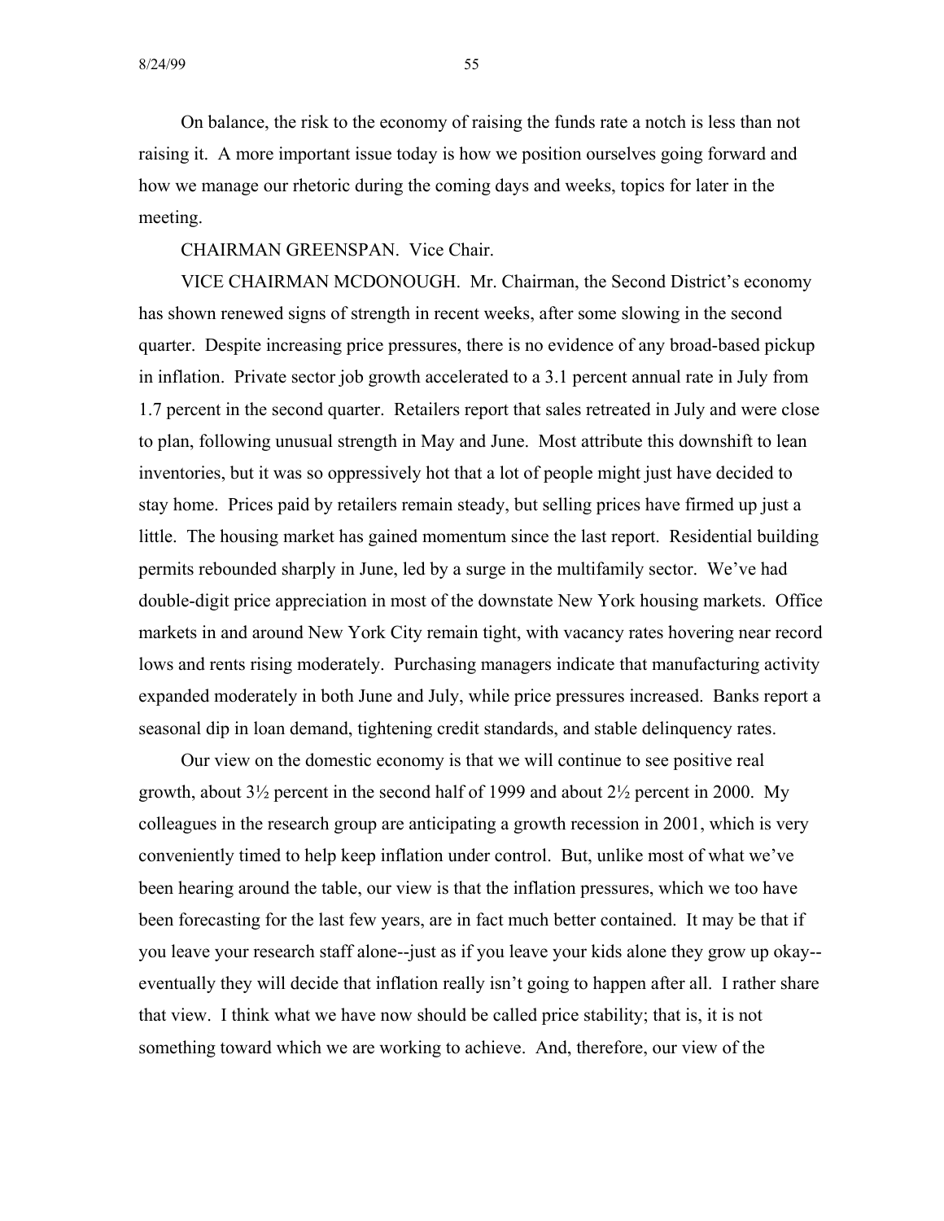On balance, the risk to the economy of raising the funds rate a notch is less than not raising it. A more important issue today is how we position ourselves going forward and how we manage our rhetoric during the coming days and weeks, topics for later in the meeting.

CHAIRMAN GREENSPAN. Vice Chair.

VICE CHAIRMAN MCDONOUGH. Mr. Chairman, the Second District's economy has shown renewed signs of strength in recent weeks, after some slowing in the second quarter. Despite increasing price pressures, there is no evidence of any broad-based pickup in inflation. Private sector job growth accelerated to a 3.1 percent annual rate in July from 1.7 percent in the second quarter. Retailers report that sales retreated in July and were close to plan, following unusual strength in May and June. Most attribute this downshift to lean inventories, but it was so oppressively hot that a lot of people might just have decided to stay home. Prices paid by retailers remain steady, but selling prices have firmed up just a little. The housing market has gained momentum since the last report. Residential building permits rebounded sharply in June, led by a surge in the multifamily sector. We've had double-digit price appreciation in most of the downstate New York housing markets. Office markets in and around New York City remain tight, with vacancy rates hovering near record lows and rents rising moderately. Purchasing managers indicate that manufacturing activity expanded moderately in both June and July, while price pressures increased. Banks report a seasonal dip in loan demand, tightening credit standards, and stable delinquency rates.

Our view on the domestic economy is that we will continue to see positive real growth, about 3½ percent in the second half of 1999 and about 2½ percent in 2000. My colleagues in the research group are anticipating a growth recession in 2001, which is very conveniently timed to help keep inflation under control. But, unlike most of what we've been hearing around the table, our view is that the inflation pressures, which we too have been forecasting for the last few years, are in fact much better contained. It may be that if you leave your research staff alone--just as if you leave your kids alone they grow up okay--eventually they will decide that inflation really isn't going to happen after all. I rather share that view. I think what we have now should be called price stability; that is, it is not something toward which we are working to achieve. And, therefore, our view of the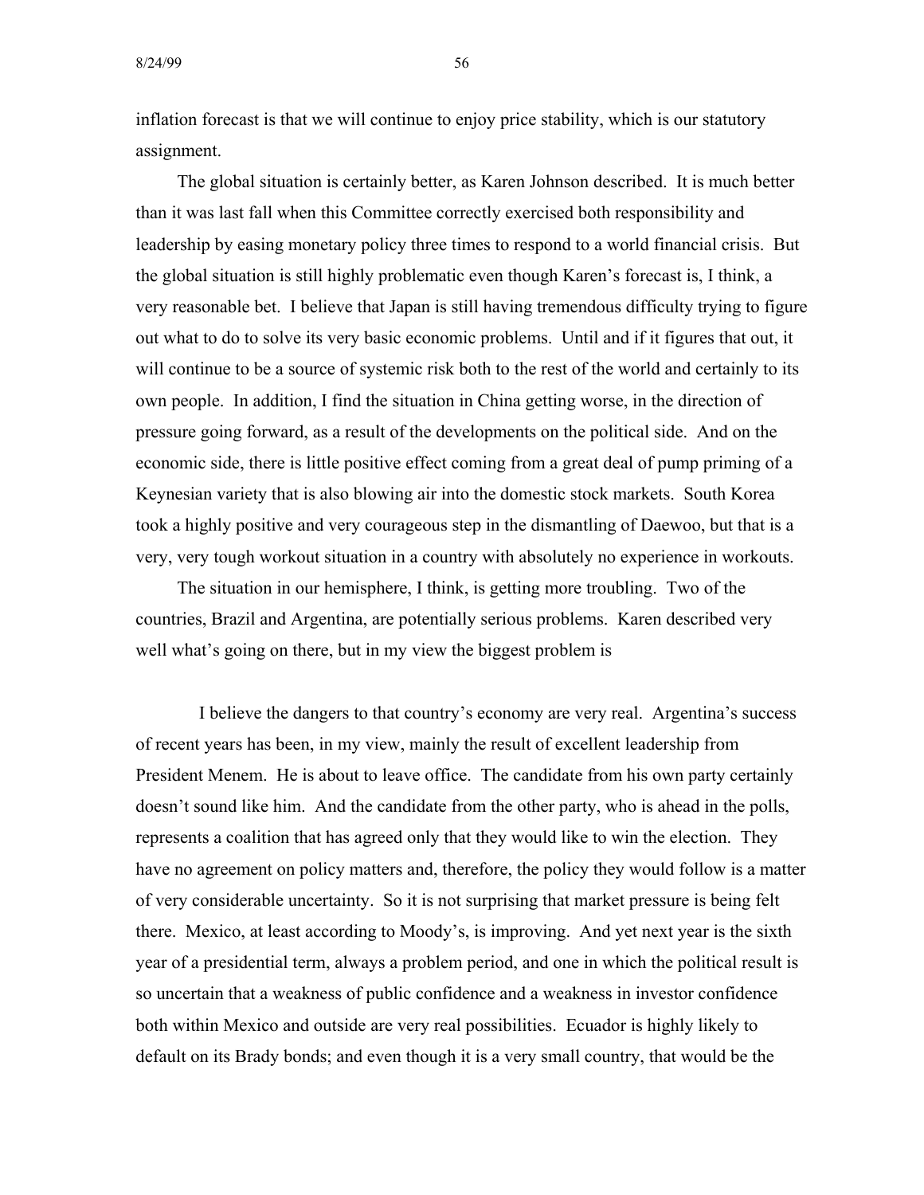inflation forecast is that we will continue to enjoy price stability, which is our statutory assignment.

The global situation is certainly better, as Karen Johnson described. It is much better than it was last fall when this Committee correctly exercised both responsibility and leadership by easing monetary policy three times to respond to a world financial crisis. But the global situation is still highly problematic even though Karen's forecast is, I think, a very reasonable bet. I believe that Japan is still having tremendous difficulty trying to figure out what to do to solve its very basic economic problems. Until and if it figures that out, it will continue to be a source of systemic risk both to the rest of the world and certainly to its own people. In addition, I find the situation in China getting worse, in the direction of pressure going forward, as a result of the developments on the political side. And on the economic side, there is little positive effect coming from a great deal of pump priming of a Keynesian variety that is also blowing air into the domestic stock markets. South Korea took a highly positive and very courageous step in the dismantling of Daewoo, but that is a very, very tough workout situation in a country with absolutely no experience in workouts.

The situation in our hemisphere, I think, is getting more troubling. Two of the countries, Brazil and Argentina, are potentially serious problems. Karen described very well what's going on there, but in my view the biggest problem is

I believe the dangers to that country's economy are very real. Argentina's success of recent years has been, in my view, mainly the result of excellent leadership from President Menem. He is about to leave office. The candidate from his own party certainly doesn't sound like him. And the candidate from the other party, who is ahead in the polls, represents a coalition that has agreed only that they would like to win the election. They have no agreement on policy matters and, therefore, the policy they would follow is a matter of very considerable uncertainty. So it is not surprising that market pressure is being felt there. Mexico, at least according to Moody's, is improving. And yet next year is the sixth year of a presidential term, always a problem period, and one in which the political result is so uncertain that a weakness of public confidence and a weakness in investor confidence both within Mexico and outside are very real possibilities. Ecuador is highly likely to default on its Brady bonds; and even though it is a very small country, that would be the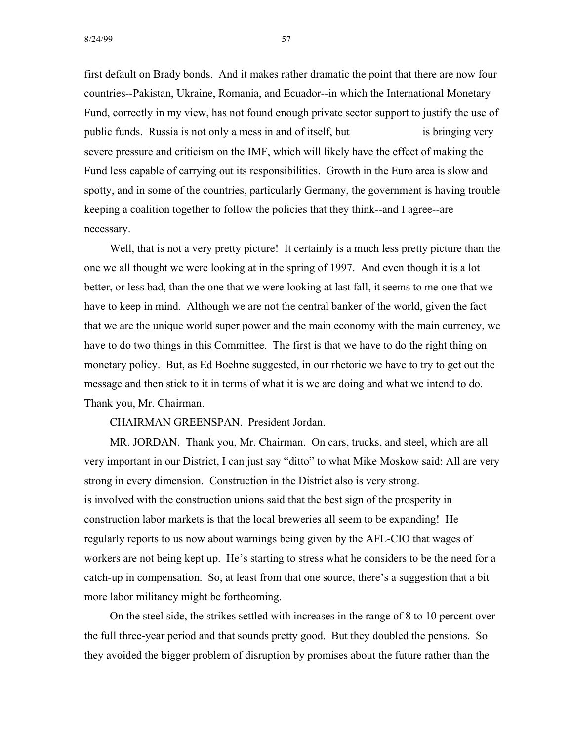first default on Brady bonds. And it makes rather dramatic the point that there are now four countries--Pakistan, Ukraine, Romania, and Ecuador--in which the International Monetary Fund, correctly in my view, has not found enough private sector support to justify the use of public funds. Russia is not only a mess in and of itself, but is bringing very severe pressure and criticism on the IMF, which will likely have the effect of making the Fund less capable of carrying out its responsibilities. Growth in the Euro area is slow and spotty, and in some of the countries, particularly Germany, the government is having trouble keeping a coalition together to follow the policies that they think--and I agree--are necessary.

Well, that is not a very pretty picture! It certainly is a much less pretty picture than the one we all thought we were looking at in the spring of 1997. And even though it is a lot better, or less bad, than the one that we were looking at last fall, it seems to me one that we have to keep in mind. Although we are not the central banker of the world, given the fact that we are the unique world super power and the main economy with the main currency, we have to do two things in this Committee. The first is that we have to do the right thing on monetary policy. But, as Ed Boehne suggested, in our rhetoric we have to try to get out the message and then stick to it in terms of what it is we are doing and what we intend to do. Thank you, Mr. Chairman.

CHAIRMAN GREENSPAN. President Jordan.

MR. JORDAN. Thank you, Mr. Chairman. On cars, trucks, and steel, which are all very important in our District, I can just say "ditto" to what Mike Moskow said: All are very strong in every dimension. Construction in the District also is very strong. is involved with the construction unions said that the best sign of the prosperity in construction labor markets is that the local breweries all seem to be expanding! He regularly reports to us now about warnings being given by the AFL-CIO that wages of workers are not being kept up. He's starting to stress what he considers to be the need for a catch-up in compensation. So, at least from that one source, there's a suggestion that a bit more labor militancy might be forthcoming.

On the steel side, the strikes settled with increases in the range of 8 to 10 percent over the full three-year period and that sounds pretty good. But they doubled the pensions. So they avoided the bigger problem of disruption by promises about the future rather than the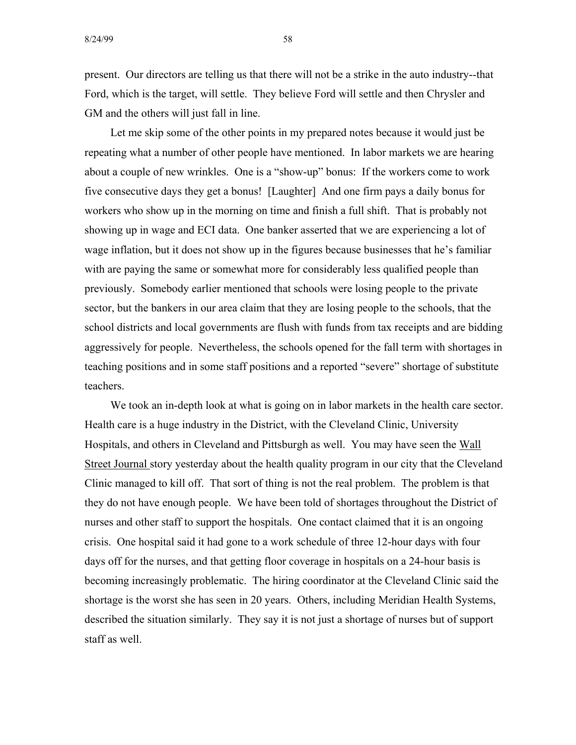present. Our directors are telling us that there will not be a strike in the auto industry--that Ford, which is the target, will settle. They believe Ford will settle and then Chrysler and GM and the others will just fall in line.

Let me skip some of the other points in my prepared notes because it would just be repeating what a number of other people have mentioned. In labor markets we are hearing about a couple of new wrinkles. One is a "show-up" bonus: If the workers come to work five consecutive days they get a bonus! [Laughter] And one firm pays a daily bonus for workers who show up in the morning on time and finish a full shift. That is probably not showing up in wage and ECI data. One banker asserted that we are experiencing a lot of wage inflation, but it does not show up in the figures because businesses that he's familiar with are paying the same or somewhat more for considerably less qualified people than previously. Somebody earlier mentioned that schools were losing people to the private sector, but the bankers in our area claim that they are losing people to the schools, that the school districts and local governments are flush with funds from tax receipts and are bidding aggressively for people. Nevertheless, the schools opened for the fall term with shortages in teaching positions and in some staff positions and a reported "severe" shortage of substitute teachers.

We took an in-depth look at what is going on in labor markets in the health care sector. Health care is a huge industry in the District, with the Cleveland Clinic, University Hospitals, and others in Cleveland and Pittsburgh as well. You may have seen the Wall Street Journal story yesterday about the health quality program in our city that the Cleveland Clinic managed to kill off. That sort of thing is not the real problem. The problem is that they do not have enough people. We have been told of shortages throughout the District of nurses and other staff to support the hospitals. One contact claimed that it is an ongoing crisis. One hospital said it had gone to a work schedule of three 12-hour days with four days off for the nurses, and that getting floor coverage in hospitals on a 24-hour basis is becoming increasingly problematic. The hiring coordinator at the Cleveland Clinic said the shortage is the worst she has seen in 20 years. Others, including Meridian Health Systems, described the situation similarly. They say it is not just a shortage of nurses but of support staff as well.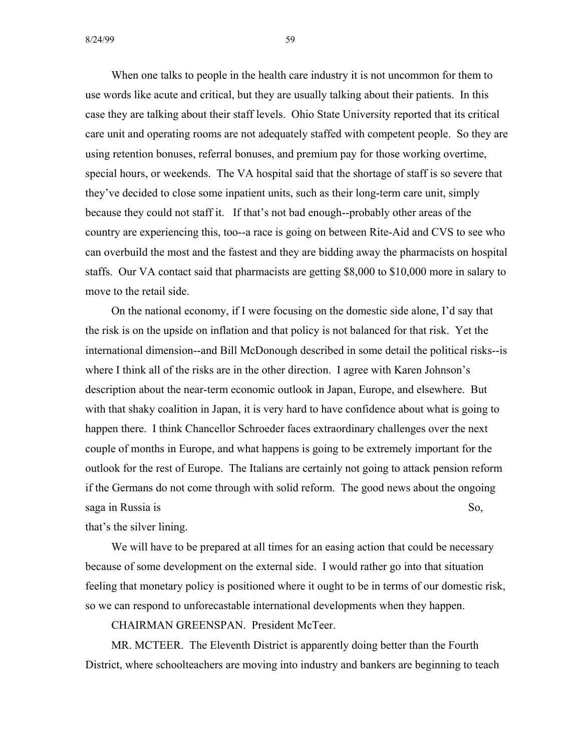When one talks to people in the health care industry it is not uncommon for them to use words like acute and critical, but they are usually talking about their patients. In this case they are talking about their staff levels. Ohio State University reported that its critical care unit and operating rooms are not adequately staffed with competent people. So they are using retention bonuses, referral bonuses, and premium pay for those working overtime, special hours, or weekends. The VA hospital said that the shortage of staff is so severe that they've decided to close some inpatient units, such as their long-term care unit, simply because they could not staff it. If that's not bad enough--probably other areas of the country are experiencing this, too--a race is going on between Rite-Aid and CVS to see who can overbuild the most and the fastest and they are bidding away the pharmacists on hospital staffs. Our VA contact said that pharmacists are getting $8,000 to $10,000 more in salary to move to the retail side.

On the national economy, if I were focusing on the domestic side alone, I'd say that the risk is on the upside on inflation and that policy is not balanced for that risk. Yet the international dimension--and Bill McDonough described in some detail the political risks--is where I think all of the risks are in the other direction. I agree with Karen Johnson's description about the near-term economic outlook in Japan, Europe, and elsewhere. But with that shaky coalition in Japan, it is very hard to have confidence about what is going to happen there. I think Chancellor Schroeder faces extraordinary challenges over the next couple of months in Europe, and what happens is going to be extremely important for the outlook for the rest of Europe. The Italians are certainly not going to attack pension reform if the Germans do not come through with solid reform. The good news about the ongoing saga in Russia is So, that's the silver lining.

We will have to be prepared at all times for an easing action that could be necessary because of some development on the external side. I would rather go into that situation feeling that monetary policy is positioned where it ought to be in terms of our domestic risk, so we can respond to unforecastable international developments when they happen.

CHAIRMAN GREENSPAN. President McTeer.

MR. MCTEER. The Eleventh District is apparently doing better than the Fourth District, where schoolteachers are moving into industry and bankers are beginning to teach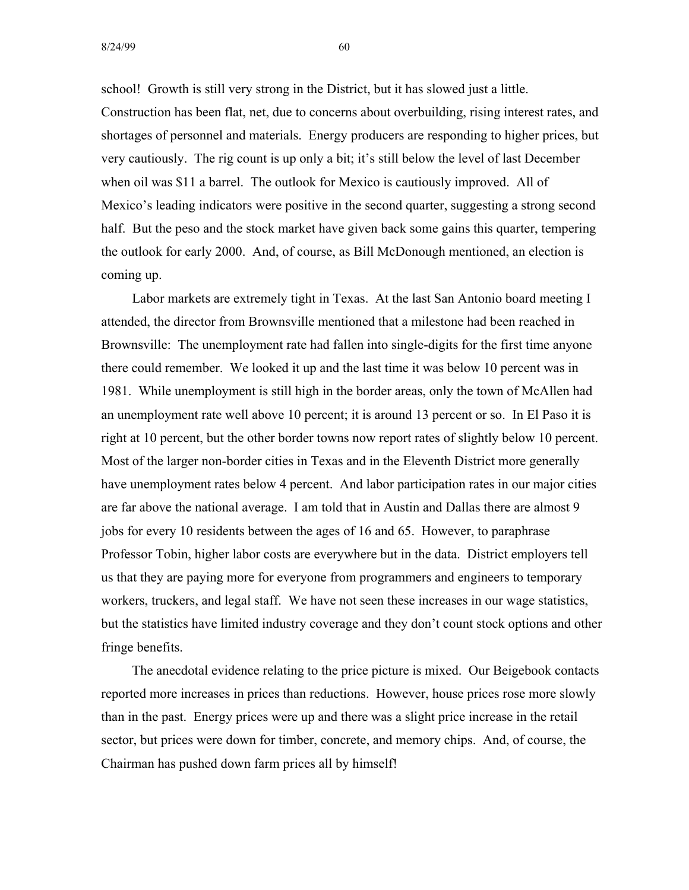school! Growth is still very strong in the District, but it has slowed just a little. Construction has been flat, net, due to concerns about overbuilding, rising interest rates, and shortages of personnel and materials. Energy producers are responding to higher prices, but very cautiously. The rig count is up only a bit; it's still below the level of last December when oil was $11 a barrel. The outlook for Mexico is cautiously improved. All of Mexico's leading indicators were positive in the second quarter, suggesting a strong second half. But the peso and the stock market have given back some gains this quarter, tempering the outlook for early 2000. And, of course, as Bill McDonough mentioned, an election is coming up.

Labor markets are extremely tight in Texas. At the last San Antonio board meeting I attended, the director from Brownsville mentioned that a milestone had been reached in Brownsville: The unemployment rate had fallen into single-digits for the first time anyone there could remember. We looked it up and the last time it was below 10 percent was in 1981. While unemployment is still high in the border areas, only the town of McAllen had an unemployment rate well above 10 percent; it is around 13 percent or so. In El Paso it is right at 10 percent, but the other border towns now report rates of slightly below 10 percent. Most of the larger non-border cities in Texas and in the Eleventh District more generally have unemployment rates below 4 percent. And labor participation rates in our major cities are far above the national average. I am told that in Austin and Dallas there are almost 9 jobs for every 10 residents between the ages of 16 and 65. However, to paraphrase Professor Tobin, higher labor costs are everywhere but in the data. District employers tell us that they are paying more for everyone from programmers and engineers to temporary workers, truckers, and legal staff. We have not seen these increases in our wage statistics, but the statistics have limited industry coverage and they don't count stock options and other fringe benefits.

The anecdotal evidence relating to the price picture is mixed. Our Beigebook contacts reported more increases in prices than reductions. However, house prices rose more slowly than in the past. Energy prices were up and there was a slight price increase in the retail sector, but prices were down for timber, concrete, and memory chips. And, of course, the Chairman has pushed down farm prices all by himself!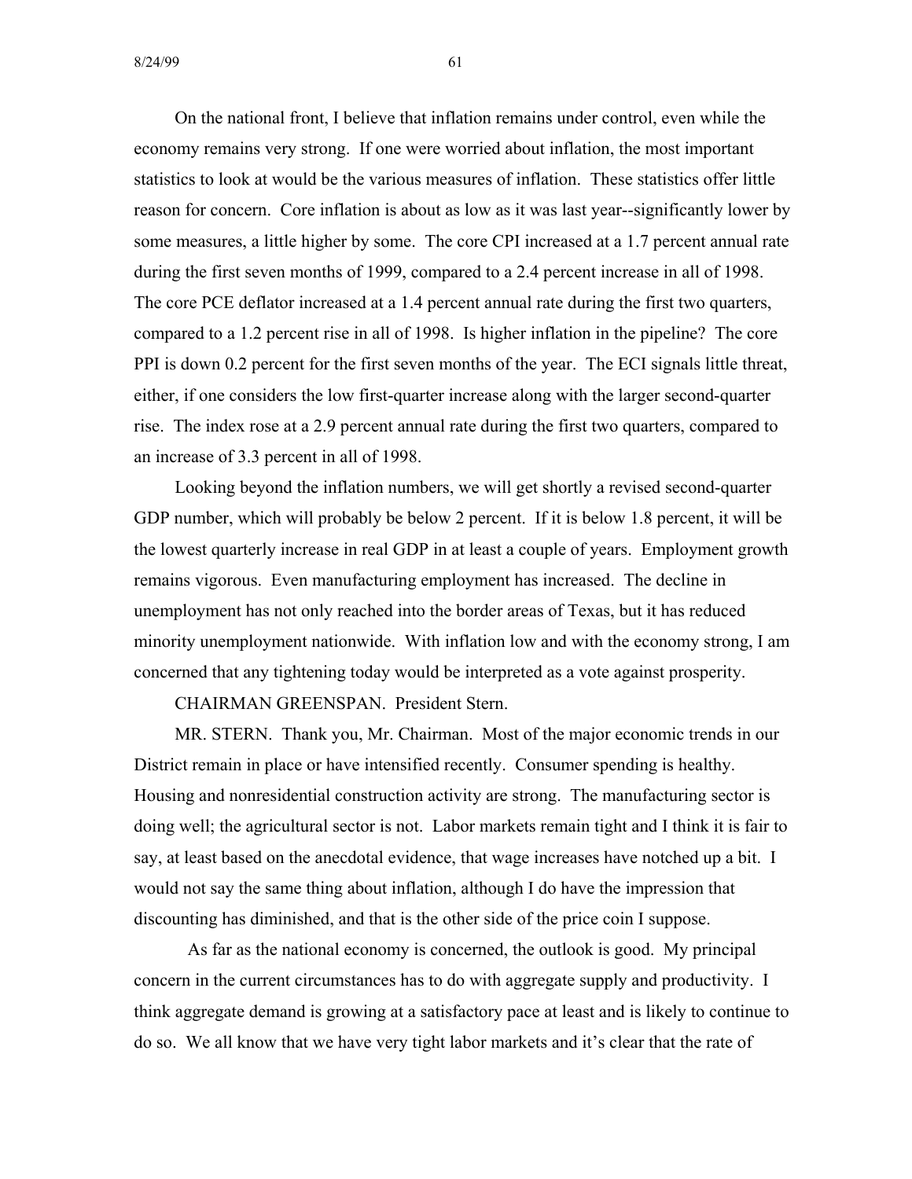On the national front, I believe that inflation remains under control, even while the economy remains very strong. If one were worried about inflation, the most important statistics to look at would be the various measures of inflation. These statistics offer little reason for concern. Core inflation is about as low as it was last year--significantly lower by some measures, a little higher by some. The core CPI increased at a 1.7 percent annual rate during the first seven months of 1999, compared to a 2.4 percent increase in all of 1998. The core PCE deflator increased at a 1.4 percent annual rate during the first two quarters, compared to a 1.2 percent rise in all of 1998. Is higher inflation in the pipeline? The core PPI is down 0.2 percent for the first seven months of the year. The ECI signals little threat, either, if one considers the low first-quarter increase along with the larger second-quarter rise. The index rose at a 2.9 percent annual rate during the first two quarters, compared to an increase of 3.3 percent in all of 1998.

Looking beyond the inflation numbers, we will get shortly a revised second-quarter GDP number, which will probably be below 2 percent. If it is below 1.8 percent, it will be the lowest quarterly increase in real GDP in at least a couple of years. Employment growth remains vigorous. Even manufacturing employment has increased. The decline in unemployment has not only reached into the border areas of Texas, but it has reduced minority unemployment nationwide. With inflation low and with the economy strong, I am concerned that any tightening today would be interpreted as a vote against prosperity.

CHAIRMAN GREENSPAN. President Stern.

MR. STERN. Thank you, Mr. Chairman. Most of the major economic trends in our District remain in place or have intensified recently. Consumer spending is healthy. Housing and nonresidential construction activity are strong. The manufacturing sector is doing well; the agricultural sector is not. Labor markets remain tight and I think it is fair to say, at least based on the anecdotal evidence, that wage increases have notched up a bit. I would not say the same thing about inflation, although I do have the impression that discounting has diminished, and that is the other side of the price coin I suppose.

As far as the national economy is concerned, the outlook is good. My principal concern in the current circumstances has to do with aggregate supply and productivity. I think aggregate demand is growing at a satisfactory pace at least and is likely to continue to do so. We all know that we have very tight labor markets and it's clear that the rate of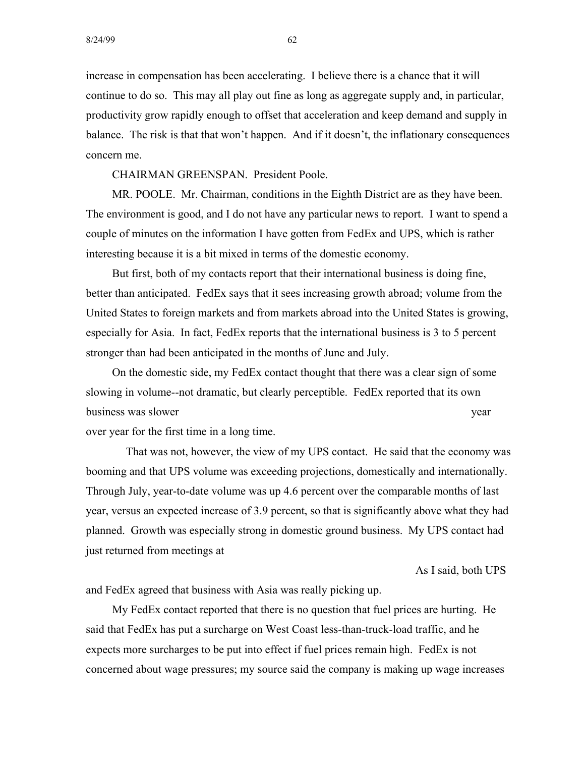increase in compensation has been accelerating. I believe there is a chance that it will continue to do so. This may all play out fine as long as aggregate supply and, in particular, productivity grow rapidly enough to offset that acceleration and keep demand and supply in balance. The risk is that that won't happen. And if it doesn't, the inflationary consequences concern me.

CHAIRMAN GREENSPAN. President Poole.

MR. POOLE. Mr. Chairman, conditions in the Eighth District are as they have been. The environment is good, and I do not have any particular news to report. I want to spend a couple of minutes on the information I have gotten from FedEx and UPS, which is rather interesting because it is a bit mixed in terms of the domestic economy.

But first, both of my contacts report that their international business is doing fine, better than anticipated. FedEx says that it sees increasing growth abroad; volume from the United States to foreign markets and from markets abroad into the United States is growing, especially for Asia. In fact, FedEx reports that the international business is 3 to 5 percent stronger than had been anticipated in the months of June and July.

On the domestic side, my FedEx contact thought that there was a clear sign of some slowing in volume--not dramatic, but clearly perceptible. FedEx reported that its own business was slower year over year for the first time in a long time.

That was not, however, the view of my UPS contact. He said that the economy was booming and that UPS volume was exceeding projections, domestically and internationally. Through July, year-to-date volume was up 4.6 percent over the comparable months of last year, versus an expected increase of 3.9 percent, so that is significantly above what they had planned. Growth was especially strong in domestic ground business. My UPS contact had just returned from meetings at As I said, both UPS and FedEx agreed that business with Asia was really picking up.

My FedEx contact reported that there is no question that fuel prices are hurting. He said that FedEx has put a surcharge on West Coast less-than-truck-load traffic, and he expects more surcharges to be put into effect if fuel prices remain high. FedEx is not concerned about wage pressures; my source said the company is making up wage increases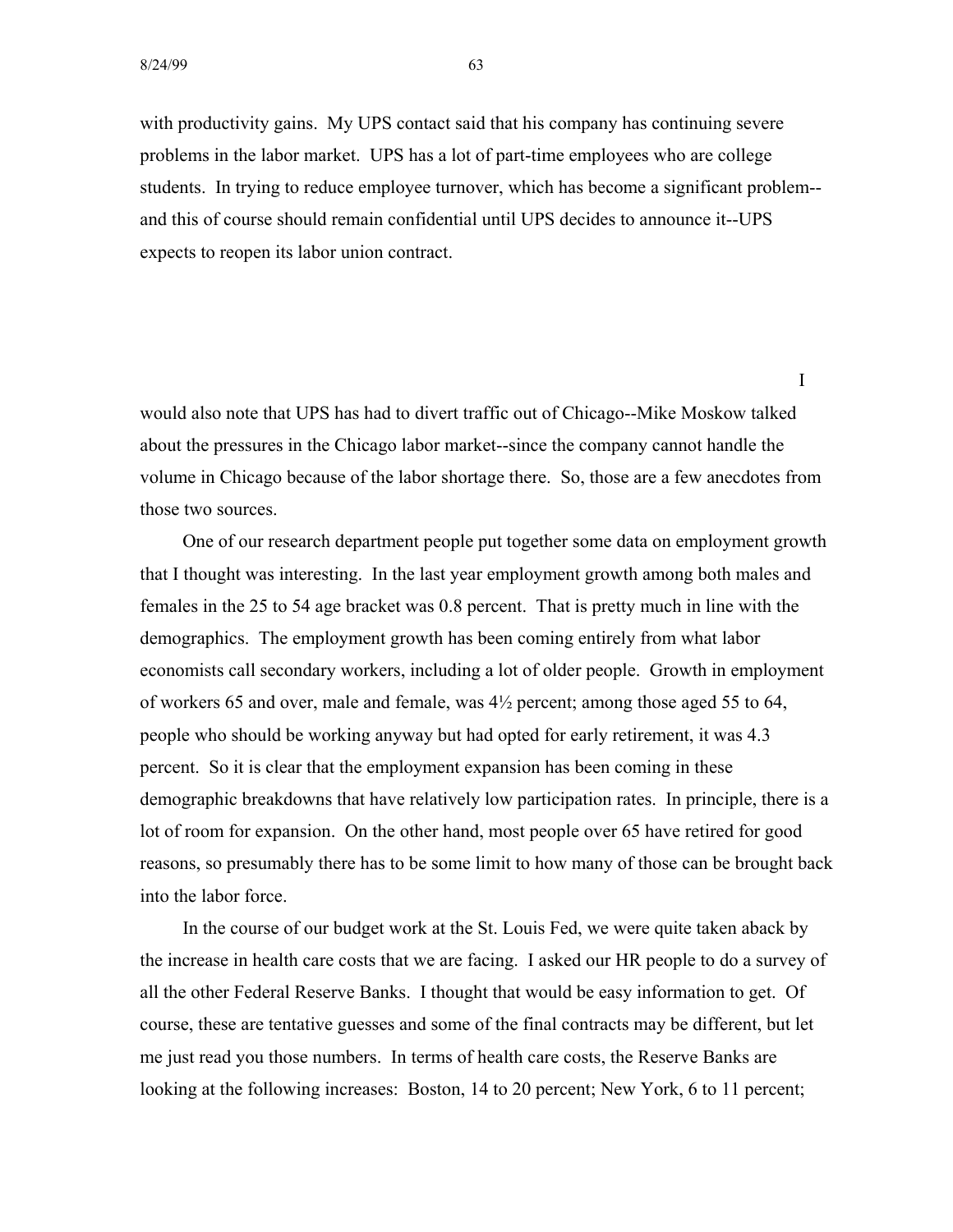with productivity gains. My UPS contact said that his company has continuing severe problems in the labor market. UPS has a lot of part-time employees who are college students. In trying to reduce employee turnover, which has become a significant problem--and this of course should remain confidential until UPS decides to announce it--UPS expects to reopen its labor union contract.

I would also note that UPS has had to divert traffic out of Chicago--Mike Moskow talked about the pressures in the Chicago labor market--since the company cannot handle the volume in Chicago because of the labor shortage there. So, those are a few anecdotes from those two sources.

One of our research department people put together some data on employment growth that I thought was interesting. In the last year employment growth among both males and females in the 25 to 54 age bracket was 0.8 percent. That is pretty much in line with the demographics. The employment growth has been coming entirely from what labor economists call secondary workers, including a lot of older people. Growth in employment of workers 65 and over, male and female, was 4½ percent; among those aged 55 to 64, people who should be working anyway but had opted for early retirement, it was 4.3 percent. So it is clear that the employment expansion has been coming in these demographic breakdowns that have relatively low participation rates. In principle, there is a lot of room for expansion. On the other hand, most people over 65 have retired for good reasons, so presumably there has to be some limit to how many of those can be brought back into the labor force.

In the course of our budget work at the St. Louis Fed, we were quite taken aback by the increase in health care costs that we are facing. I asked our HR people to do a survey of all the other Federal Reserve Banks. I thought that would be easy information to get. Of course, these are tentative guesses and some of the final contracts may be different, but let me just read you those numbers. In terms of health care costs, the Reserve Banks are looking at the following increases: Boston, 14 to 20 percent; New York, 6 to 11 percent;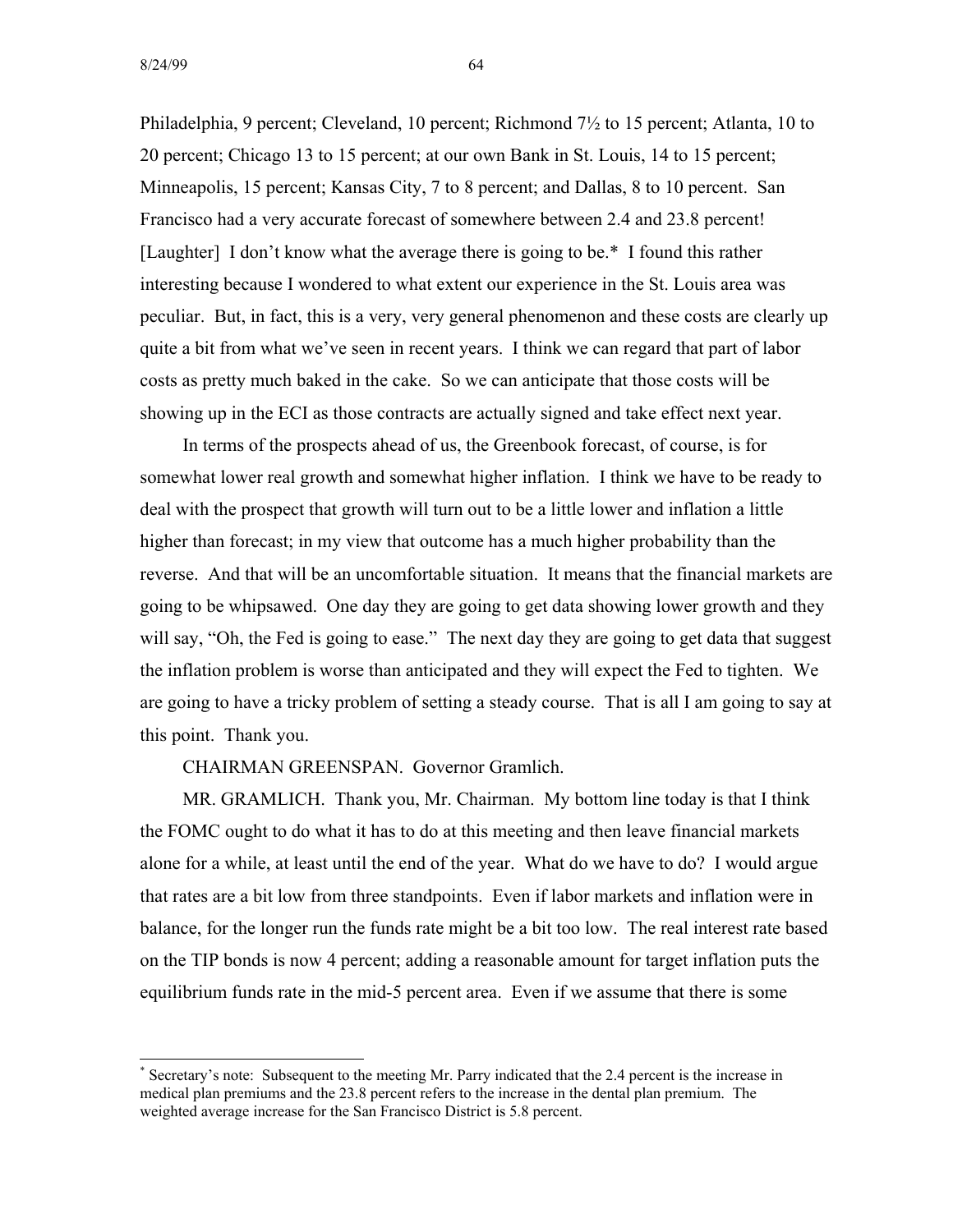Philadelphia, 9 percent; Cleveland, 10 percent; Richmond 7½ to 15 percent; Atlanta, 10 to 20 percent; Chicago 13 to 15 percent; at our own Bank in St. Louis, 14 to 15 percent; Minneapolis, 15 percent; Kansas City, 7 to 8 percent; and Dallas, 8 to 10 percent. San Francisco had a very accurate forecast of somewhere between 2.4 and 23.8 percent! [Laughter] I don't know what the average there is going to be.* I found this rather interesting because I wondered to what extent our experience in the St. Louis area was peculiar. But, in fact, this is a very, very general phenomenon and these costs are clearly up quite a bit from what we've seen in recent years. I think we can regard that part of labor costs as pretty much baked in the cake. So we can anticipate that those costs will be showing up in the ECI as those contracts are actually signed and take effect next year.

In terms of the prospects ahead of us, the Greenbook forecast, of course, is for somewhat lower real growth and somewhat higher inflation. I think we have to be ready to deal with the prospect that growth will turn out to be a little lower and inflation a little higher than forecast; in my view that outcome has a much higher probability than the reverse. And that will be an uncomfortable situation. It means that the financial markets are going to be whipsawed. One day they are going to get data showing lower growth and they will say, "Oh, the Fed is going to ease." The next day they are going to get data that suggest the inflation problem is worse than anticipated and they will expect the Fed to tighten. We are going to have a tricky problem of setting a steady course. That is all I am going to say at this point. Thank you.

CHAIRMAN GREENSPAN. Governor Gramlich.

MR. GRAMLICH. Thank you, Mr. Chairman. My bottom line today is that I think the FOMC ought to do what it has to do at this meeting and then leave financial markets alone for a while, at least until the end of the year. What do we have to do? I would argue that rates are a bit low from three standpoints. Even if labor markets and inflation were in balance, for the longer run the funds rate might be a bit too low. The real interest rate based on the TIP bonds is now 4 percent; adding a reasonable amount for target inflation puts the equilibrium funds rate in the mid-5 percent area. Even if we assume that there is some

---

* Secretary's note: Subsequent to the meeting Mr. Parry indicated that the 2.4 percent is the increase in medical plan premiums and the 23.8 percent refers to the increase in the dental plan premium. The weighted average increase for the San Francisco District is 5.8 percent.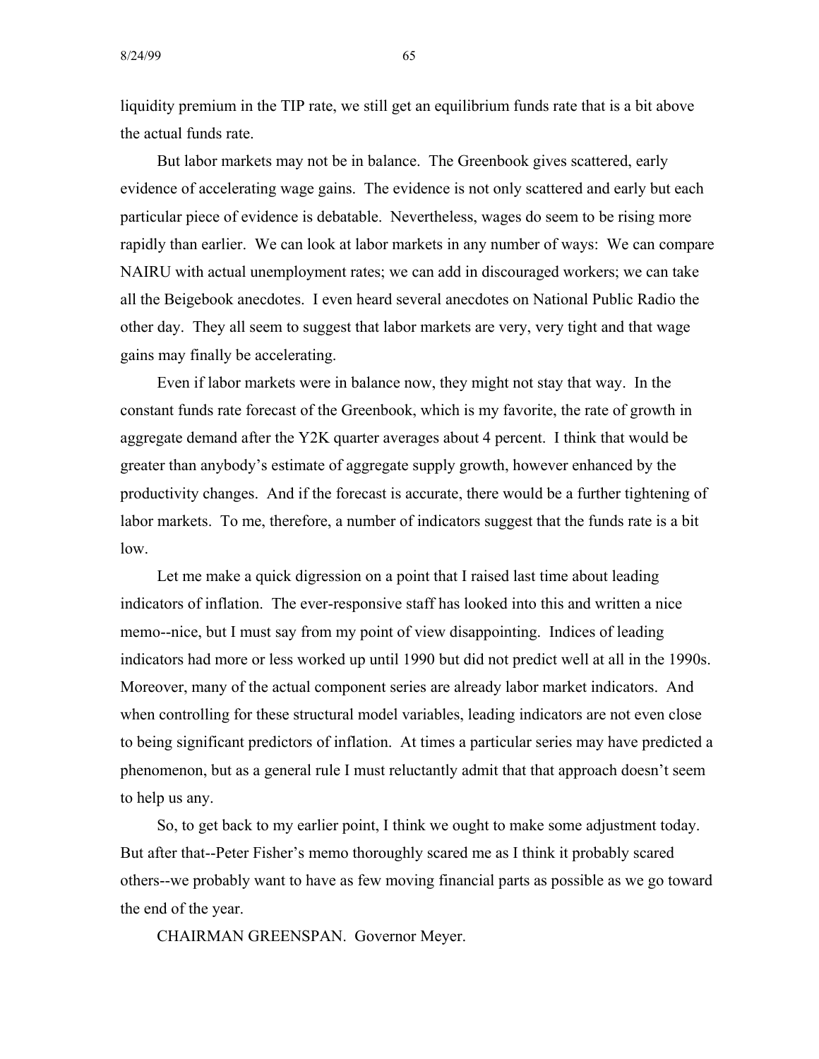liquidity premium in the TIP rate, we still get an equilibrium funds rate that is a bit above the actual funds rate.

But labor markets may not be in balance. The Greenbook gives scattered, early evidence of accelerating wage gains. The evidence is not only scattered and early but each particular piece of evidence is debatable. Nevertheless, wages do seem to be rising more rapidly than earlier. We can look at labor markets in any number of ways: We can compare NAIRU with actual unemployment rates; we can add in discouraged workers; we can take all the Beigebook anecdotes. I even heard several anecdotes on National Public Radio the other day. They all seem to suggest that labor markets are very, very tight and that wage gains may finally be accelerating.

Even if labor markets were in balance now, they might not stay that way. In the constant funds rate forecast of the Greenbook, which is my favorite, the rate of growth in aggregate demand after the Y2K quarter averages about 4 percent. I think that would be greater than anybody's estimate of aggregate supply growth, however enhanced by the productivity changes. And if the forecast is accurate, there would be a further tightening of labor markets. To me, therefore, a number of indicators suggest that the funds rate is a bit low.

Let me make a quick digression on a point that I raised last time about leading indicators of inflation. The ever-responsive staff has looked into this and written a nice memo--nice, but I must say from my point of view disappointing. Indices of leading indicators had more or less worked up until 1990 but did not predict well at all in the 1990s. Moreover, many of the actual component series are already labor market indicators. And when controlling for these structural model variables, leading indicators are not even close to being significant predictors of inflation. At times a particular series may have predicted a phenomenon, but as a general rule I must reluctantly admit that that approach doesn't seem to help us any.

So, to get back to my earlier point, I think we ought to make some adjustment today. But after that--Peter Fisher's memo thoroughly scared me as I think it probably scared others--we probably want to have as few moving financial parts as possible as we go toward the end of the year.

CHAIRMAN GREENSPAN. Governor Meyer.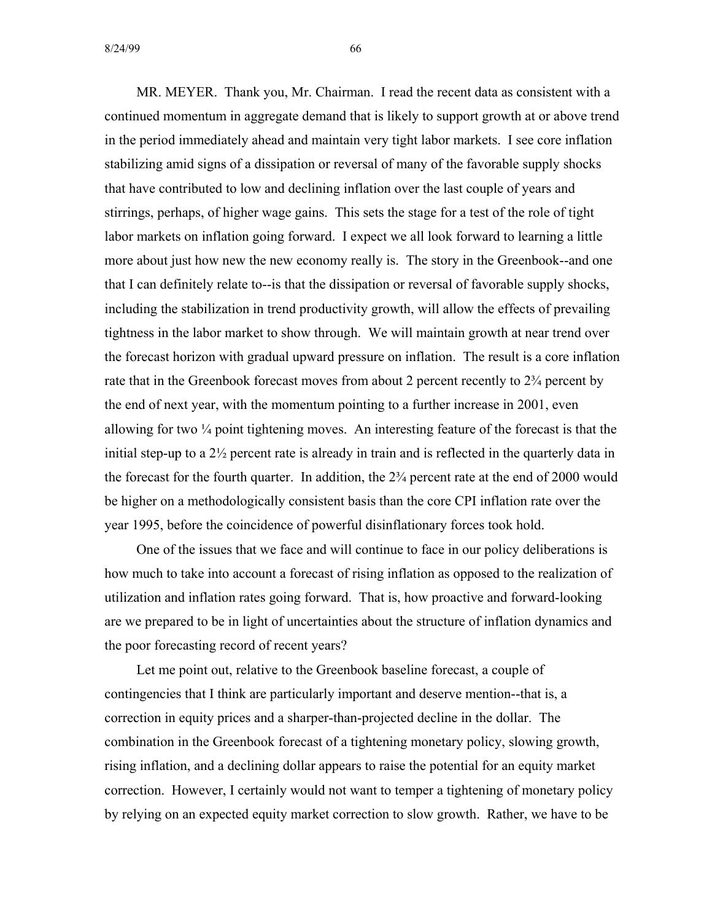MR. MEYER. Thank you, Mr. Chairman. I read the recent data as consistent with a continued momentum in aggregate demand that is likely to support growth at or above trend in the period immediately ahead and maintain very tight labor markets. I see core inflation stabilizing amid signs of a dissipation or reversal of many of the favorable supply shocks that have contributed to low and declining inflation over the last couple of years and stirrings, perhaps, of higher wage gains. This sets the stage for a test of the role of tight labor markets on inflation going forward. I expect we all look forward to learning a little more about just how new the new economy really is. The story in the Greenbook--and one that I can definitely relate to--is that the dissipation or reversal of favorable supply shocks, including the stabilization in trend productivity growth, will allow the effects of prevailing tightness in the labor market to show through. We will maintain growth at near trend over the forecast horizon with gradual upward pressure on inflation. The result is a core inflation rate that in the Greenbook forecast moves from about 2 percent recently to 2¾ percent by the end of next year, with the momentum pointing to a further increase in 2001, even allowing for two ¼ point tightening moves. An interesting feature of the forecast is that the initial step-up to a 2½ percent rate is already in train and is reflected in the quarterly data in the forecast for the fourth quarter. In addition, the 2¾ percent rate at the end of 2000 would be higher on a methodologically consistent basis than the core CPI inflation rate over the year 1995, before the coincidence of powerful disinflationary forces took hold.

One of the issues that we face and will continue to face in our policy deliberations is how much to take into account a forecast of rising inflation as opposed to the realization of utilization and inflation rates going forward. That is, how proactive and forward-looking are we prepared to be in light of uncertainties about the structure of inflation dynamics and the poor forecasting record of recent years?

Let me point out, relative to the Greenbook baseline forecast, a couple of contingencies that I think are particularly important and deserve mention--that is, a correction in equity prices and a sharper-than-projected decline in the dollar. The combination in the Greenbook forecast of a tightening monetary policy, slowing growth, rising inflation, and a declining dollar appears to raise the potential for an equity market correction. However, I certainly would not want to temper a tightening of monetary policy by relying on an expected equity market correction to slow growth. Rather, we have to be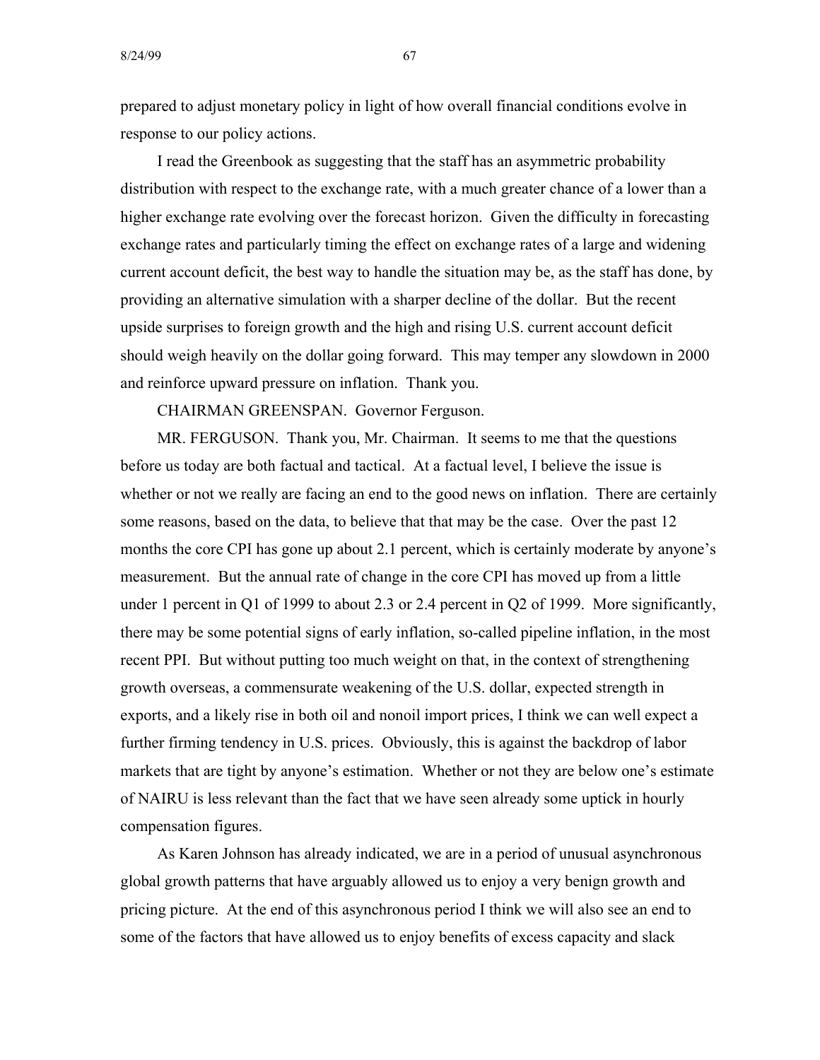prepared to adjust monetary policy in light of how overall financial conditions evolve in response to our policy actions.

I read the Greenbook as suggesting that the staff has an asymmetric probability distribution with respect to the exchange rate, with a much greater chance of a lower than a higher exchange rate evolving over the forecast horizon. Given the difficulty in forecasting exchange rates and particularly timing the effect on exchange rates of a large and widening current account deficit, the best way to handle the situation may be, as the staff has done, by providing an alternative simulation with a sharper decline of the dollar. But the recent upside surprises to foreign growth and the high and rising U.S. current account deficit should weigh heavily on the dollar going forward. This may temper any slowdown in 2000 and reinforce upward pressure on inflation. Thank you.

CHAIRMAN GREENSPAN. Governor Ferguson.

MR. FERGUSON. Thank you, Mr. Chairman. It seems to me that the questions before us today are both factual and tactical. At a factual level, I believe the issue is whether or not we really are facing an end to the good news on inflation. There are certainly some reasons, based on the data, to believe that that may be the case. Over the past 12 months the core CPI has gone up about 2.1 percent, which is certainly moderate by anyone's measurement. But the annual rate of change in the core CPI has moved up from a little under 1 percent in Q1 of 1999 to about 2.3 or 2.4 percent in Q2 of 1999. More significantly, there may be some potential signs of early inflation, so-called pipeline inflation, in the most recent PPI. But without putting too much weight on that, in the context of strengthening growth overseas, a commensurate weakening of the U.S. dollar, expected strength in exports, and a likely rise in both oil and nonoil import prices, I think we can well expect a further firming tendency in U.S. prices. Obviously, this is against the backdrop of labor markets that are tight by anyone's estimation. Whether or not they are below one's estimate of NAIRU is less relevant than the fact that we have seen already some uptick in hourly compensation figures.

As Karen Johnson has already indicated, we are in a period of unusual asynchronous global growth patterns that have arguably allowed us to enjoy a very benign growth and pricing picture. At the end of this asynchronous period I think we will also see an end to some of the factors that have allowed us to enjoy benefits of excess capacity and slack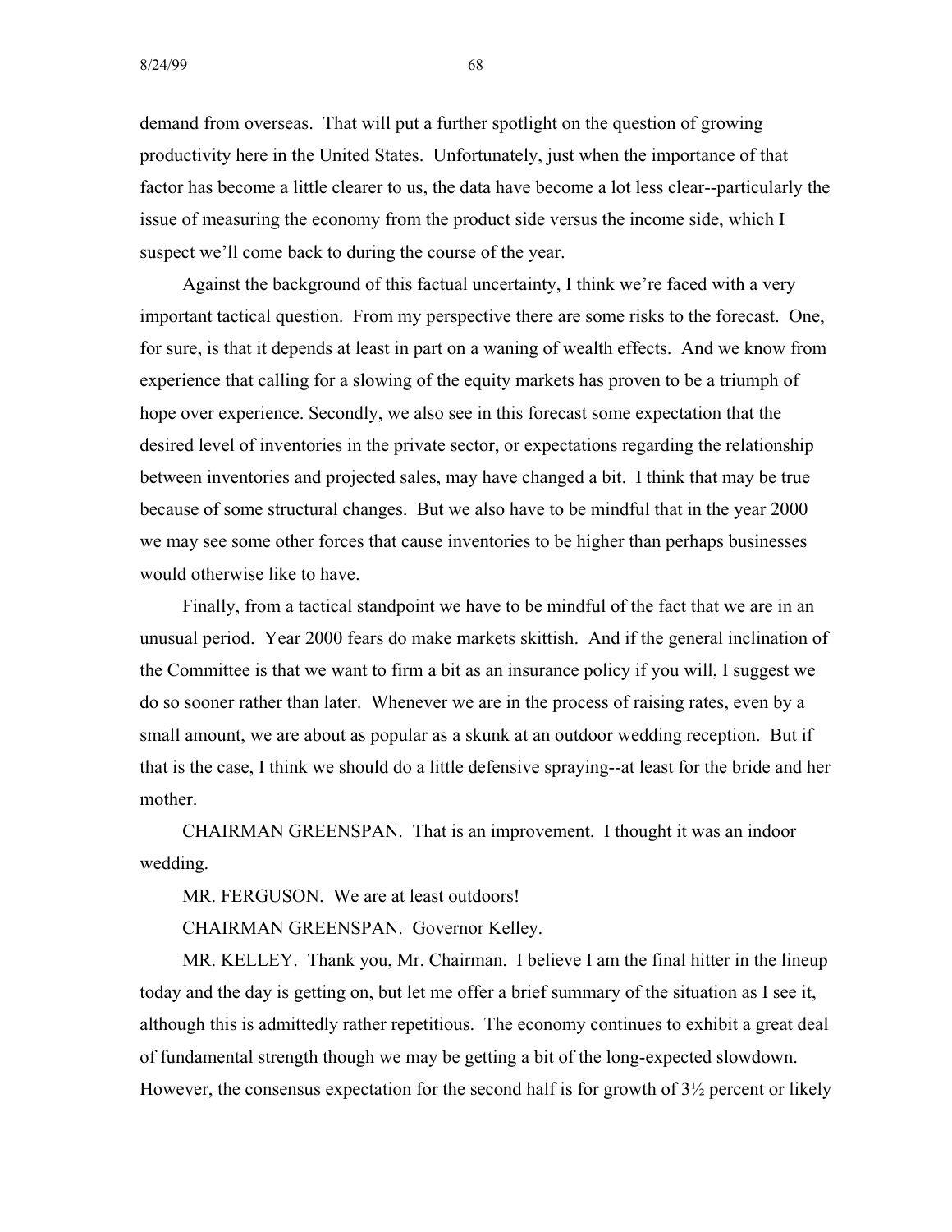demand from overseas. That will put a further spotlight on the question of growing productivity here in the United States. Unfortunately, just when the importance of that factor has become a little clearer to us, the data have become a lot less clear--particularly the issue of measuring the economy from the product side versus the income side, which I suspect we'll come back to during the course of the year.

Against the background of this factual uncertainty, I think we're faced with a very important tactical question. From my perspective there are some risks to the forecast. One, for sure, is that it depends at least in part on a waning of wealth effects. And we know from experience that calling for a slowing of the equity markets has proven to be a triumph of hope over experience. Secondly, we also see in this forecast some expectation that the desired level of inventories in the private sector, or expectations regarding the relationship between inventories and projected sales, may have changed a bit. I think that may be true because of some structural changes. But we also have to be mindful that in the year 2000 we may see some other forces that cause inventories to be higher than perhaps businesses would otherwise like to have.

Finally, from a tactical standpoint we have to be mindful of the fact that we are in an unusual period. Year 2000 fears do make markets skittish. And if the general inclination of the Committee is that we want to firm a bit as an insurance policy if you will, I suggest we do so sooner rather than later. Whenever we are in the process of raising rates, even by a small amount, we are about as popular as a skunk at an outdoor wedding reception. But if that is the case, I think we should do a little defensive spraying--at least for the bride and her mother.

CHAIRMAN GREENSPAN. That is an improvement. I thought it was an indoor wedding.

MR. FERGUSON. We are at least outdoors!

CHAIRMAN GREENSPAN. Governor Kelley.

MR. KELLEY. Thank you, Mr. Chairman. I believe I am the final hitter in the lineup today and the day is getting on, but let me offer a brief summary of the situation as I see it, although this is admittedly rather repetitious. The economy continues to exhibit a great deal of fundamental strength though we may be getting a bit of the long-expected slowdown. However, the consensus expectation for the second half is for growth of 3½ percent or likely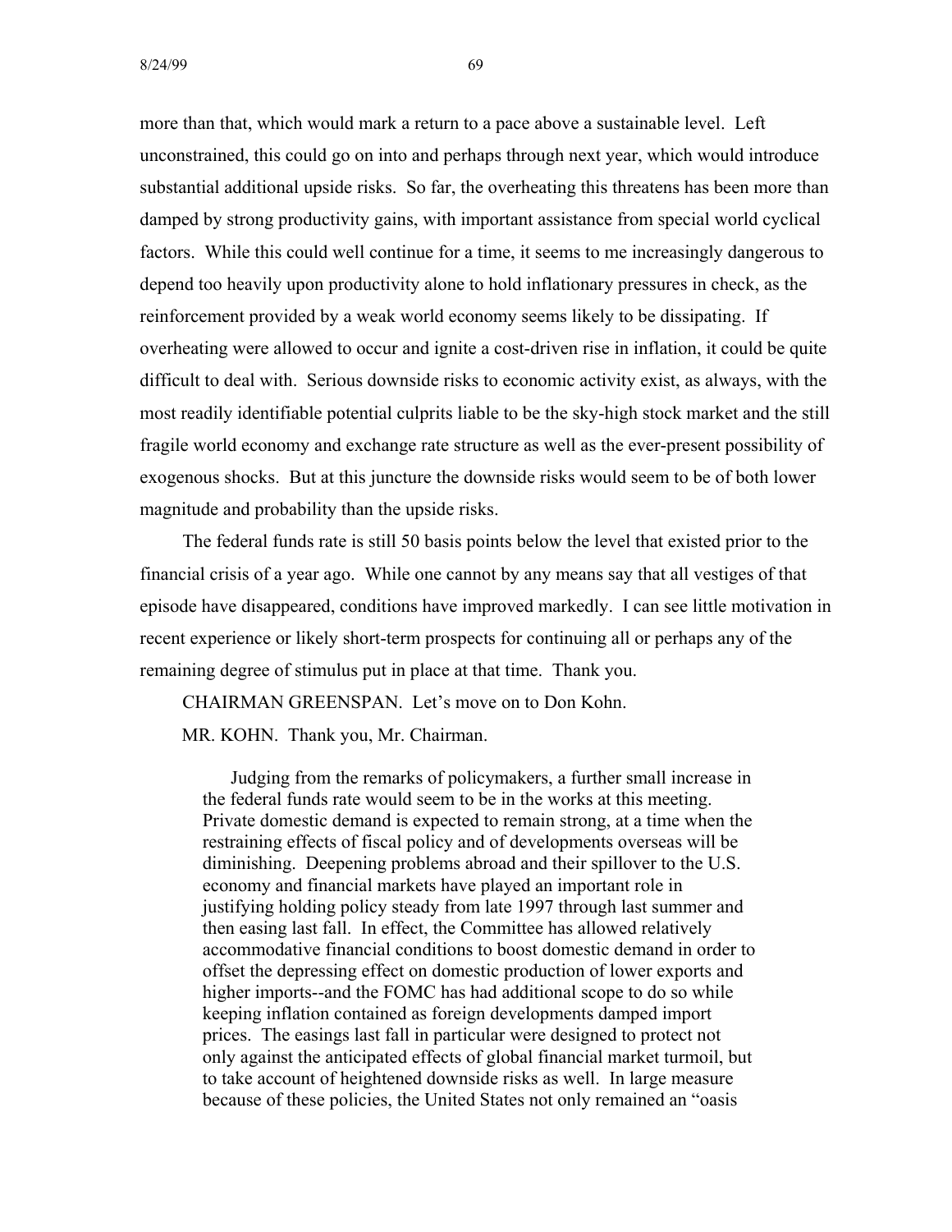more than that, which would mark a return to a pace above a sustainable level. Left unconstrained, this could go on into and perhaps through next year, which would introduce substantial additional upside risks. So far, the overheating this threatens has been more than damped by strong productivity gains, with important assistance from special world cyclical factors. While this could well continue for a time, it seems to me increasingly dangerous to depend too heavily upon productivity alone to hold inflationary pressures in check, as the reinforcement provided by a weak world economy seems likely to be dissipating. If overheating were allowed to occur and ignite a cost-driven rise in inflation, it could be quite difficult to deal with. Serious downside risks to economic activity exist, as always, with the most readily identifiable potential culprits liable to be the sky-high stock market and the still fragile world economy and exchange rate structure as well as the ever-present possibility of exogenous shocks. But at this juncture the downside risks would seem to be of both lower magnitude and probability than the upside risks.

The federal funds rate is still 50 basis points below the level that existed prior to the financial crisis of a year ago. While one cannot by any means say that all vestiges of that episode have disappeared, conditions have improved markedly. I can see little motivation in recent experience or likely short-term prospects for continuing all or perhaps any of the remaining degree of stimulus put in place at that time. Thank you.

CHAIRMAN GREENSPAN. Let's move on to Don Kohn.

MR. KOHN. Thank you, Mr. Chairman.

> Judging from the remarks of policymakers, a further small increase in the federal funds rate would seem to be in the works at this meeting. Private domestic demand is expected to remain strong, at a time when the restraining effects of fiscal policy and of developments overseas will be diminishing. Deepening problems abroad and their spillover to the U.S. economy and financial markets have played an important role in justifying holding policy steady from late 1997 through last summer and then easing last fall. In effect, the Committee has allowed relatively accommodative financial conditions to boost domestic demand in order to offset the depressing effect on domestic production of lower exports and higher imports--and the FOMC has had additional scope to do so while keeping inflation contained as foreign developments damped import prices. The easings last fall in particular were designed to protect not only against the anticipated effects of global financial market turmoil, but to take account of heightened downside risks as well. In large measure because of these policies, the United States not only remained an "oasis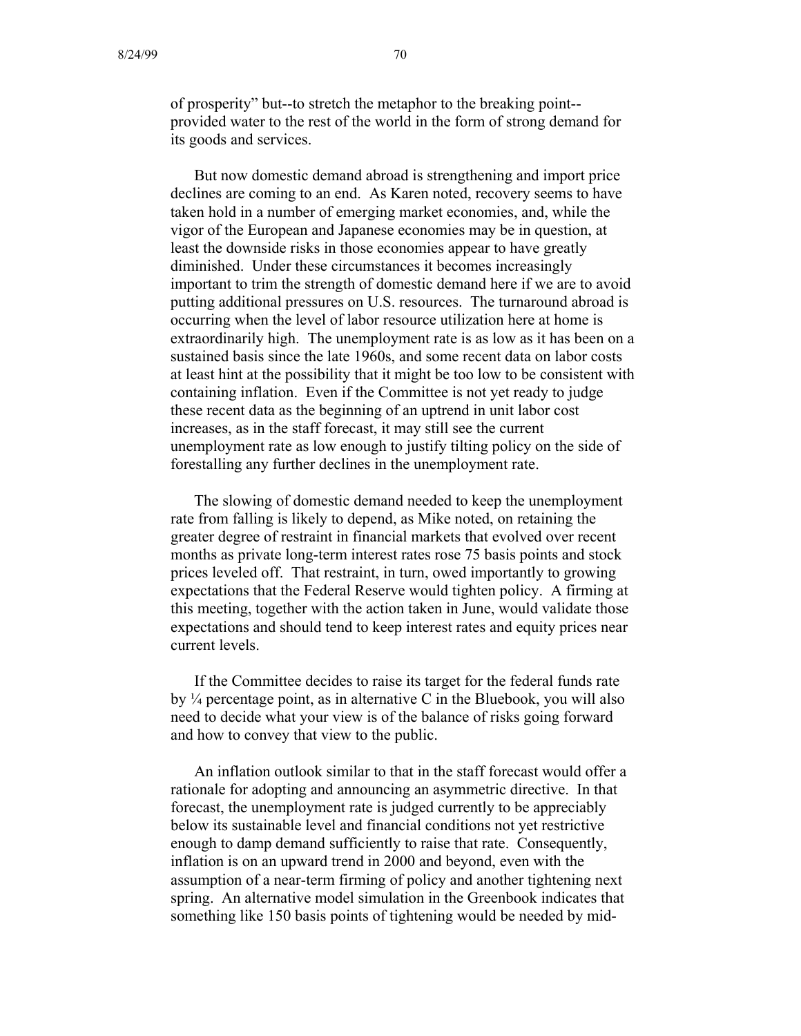of prosperity" but--to stretch the metaphor to the breaking point--provided water to the rest of the world in the form of strong demand for its goods and services.

But now domestic demand abroad is strengthening and import price declines are coming to an end. As Karen noted, recovery seems to have taken hold in a number of emerging market economies, and, while the vigor of the European and Japanese economies may be in question, at least the downside risks in those economies appear to have greatly diminished. Under these circumstances it becomes increasingly important to trim the strength of domestic demand here if we are to avoid putting additional pressures on U.S. resources. The turnaround abroad is occurring when the level of labor resource utilization here at home is extraordinarily high. The unemployment rate is as low as it has been on a sustained basis since the late 1960s, and some recent data on labor costs at least hint at the possibility that it might be too low to be consistent with containing inflation. Even if the Committee is not yet ready to judge these recent data as the beginning of an uptrend in unit labor cost increases, as in the staff forecast, it may still see the current unemployment rate as low enough to justify tilting policy on the side of forestalling any further declines in the unemployment rate.

The slowing of domestic demand needed to keep the unemployment rate from falling is likely to depend, as Mike noted, on retaining the greater degree of restraint in financial markets that evolved over recent months as private long-term interest rates rose 75 basis points and stock prices leveled off. That restraint, in turn, owed importantly to growing expectations that the Federal Reserve would tighten policy. A firming at this meeting, together with the action taken in June, would validate those expectations and should tend to keep interest rates and equity prices near current levels.

If the Committee decides to raise its target for the federal funds rate by ¼ percentage point, as in alternative C in the Bluebook, you will also need to decide what your view is of the balance of risks going forward and how to convey that view to the public.

An inflation outlook similar to that in the staff forecast would offer a rationale for adopting and announcing an asymmetric directive. In that forecast, the unemployment rate is judged currently to be appreciably below its sustainable level and financial conditions not yet restrictive enough to damp demand sufficiently to raise that rate. Consequently, inflation is on an upward trend in 2000 and beyond, even with the assumption of a near-term firming of policy and another tightening next spring. An alternative model simulation in the Greenbook indicates that something like 150 basis points of tightening would be needed by mid-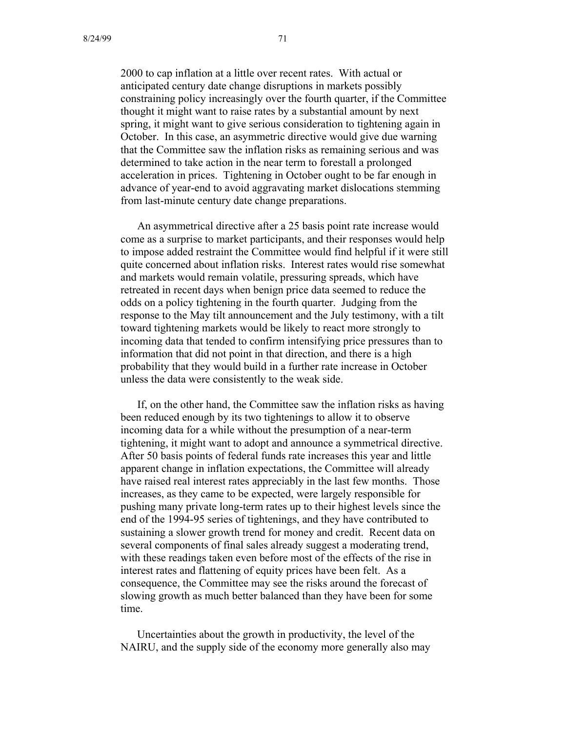2000 to cap inflation at a little over recent rates. With actual or anticipated century date change disruptions in markets possibly constraining policy increasingly over the fourth quarter, if the Committee thought it might want to raise rates by a substantial amount by next spring, it might want to give serious consideration to tightening again in October. In this case, an asymmetric directive would give due warning that the Committee saw the inflation risks as remaining serious and was determined to take action in the near term to forestall a prolonged acceleration in prices. Tightening in October ought to be far enough in advance of year-end to avoid aggravating market dislocations stemming from last-minute century date change preparations.

An asymmetrical directive after a 25 basis point rate increase would come as a surprise to market participants, and their responses would help to impose added restraint the Committee would find helpful if it were still quite concerned about inflation risks. Interest rates would rise somewhat and markets would remain volatile, pressuring spreads, which have retreated in recent days when benign price data seemed to reduce the odds on a policy tightening in the fourth quarter. Judging from the response to the May tilt announcement and the July testimony, with a tilt toward tightening markets would be likely to react more strongly to incoming data that tended to confirm intensifying price pressures than to information that did not point in that direction, and there is a high probability that they would build in a further rate increase in October unless the data were consistently to the weak side.

If, on the other hand, the Committee saw the inflation risks as having been reduced enough by its two tightenings to allow it to observe incoming data for a while without the presumption of a near-term tightening, it might want to adopt and announce a symmetrical directive. After 50 basis points of federal funds rate increases this year and little apparent change in inflation expectations, the Committee will already have raised real interest rates appreciably in the last few months. Those increases, as they came to be expected, were largely responsible for pushing many private long-term rates up to their highest levels since the end of the 1994-95 series of tightenings, and they have contributed to sustaining a slower growth trend for money and credit. Recent data on several components of final sales already suggest a moderating trend, with these readings taken even before most of the effects of the rise in interest rates and flattening of equity prices have been felt. As a consequence, the Committee may see the risks around the forecast of slowing growth as much better balanced than they have been for some time.

Uncertainties about the growth in productivity, the level of the NAIRU, and the supply side of the economy more generally also may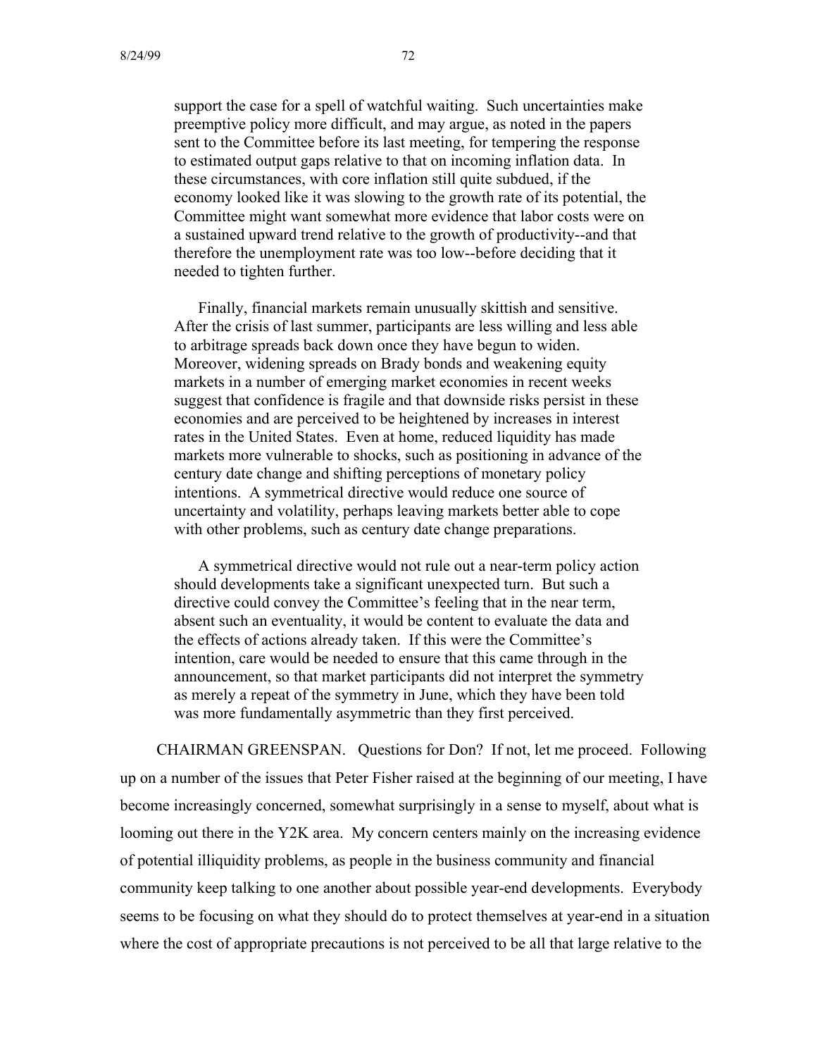> support the case for a spell of watchful waiting. Such uncertainties make preemptive policy more difficult, and may argue, as noted in the papers sent to the Committee before its last meeting, for tempering the response to estimated output gaps relative to that on incoming inflation data. In these circumstances, with core inflation still quite subdued, if the economy looked like it was slowing to the growth rate of its potential, the Committee might want somewhat more evidence that labor costs were on a sustained upward trend relative to the growth of productivity--and that therefore the unemployment rate was too low--before deciding that it needed to tighten further.
>
> Finally, financial markets remain unusually skittish and sensitive. After the crisis of last summer, participants are less willing and less able to arbitrage spreads back down once they have begun to widen. Moreover, widening spreads on Brady bonds and weakening equity markets in a number of emerging market economies in recent weeks suggest that confidence is fragile and that downside risks persist in these economies and are perceived to be heightened by increases in interest rates in the United States. Even at home, reduced liquidity has made markets more vulnerable to shocks, such as positioning in advance of the century date change and shifting perceptions of monetary policy intentions. A symmetrical directive would reduce one source of uncertainty and volatility, perhaps leaving markets better able to cope with other problems, such as century date change preparations.
>
> A symmetrical directive would not rule out a near-term policy action should developments take a significant unexpected turn. But such a directive could convey the Committee's feeling that in the near term, absent such an eventuality, it would be content to evaluate the data and the effects of actions already taken. If this were the Committee's intention, care would be needed to ensure that this came through in the announcement, so that market participants did not interpret the symmetry as merely a repeat of the symmetry in June, which they have been told was more fundamentally asymmetric than they first perceived.

CHAIRMAN GREENSPAN. Questions for Don? If not, let me proceed. Following up on a number of the issues that Peter Fisher raised at the beginning of our meeting, I have become increasingly concerned, somewhat surprisingly in a sense to myself, about what is looming out there in the Y2K area. My concern centers mainly on the increasing evidence of potential illiquidity problems, as people in the business community and financial community keep talking to one another about possible year-end developments. Everybody seems to be focusing on what they should do to protect themselves at year-end in a situation where the cost of appropriate precautions is not perceived to be all that large relative to the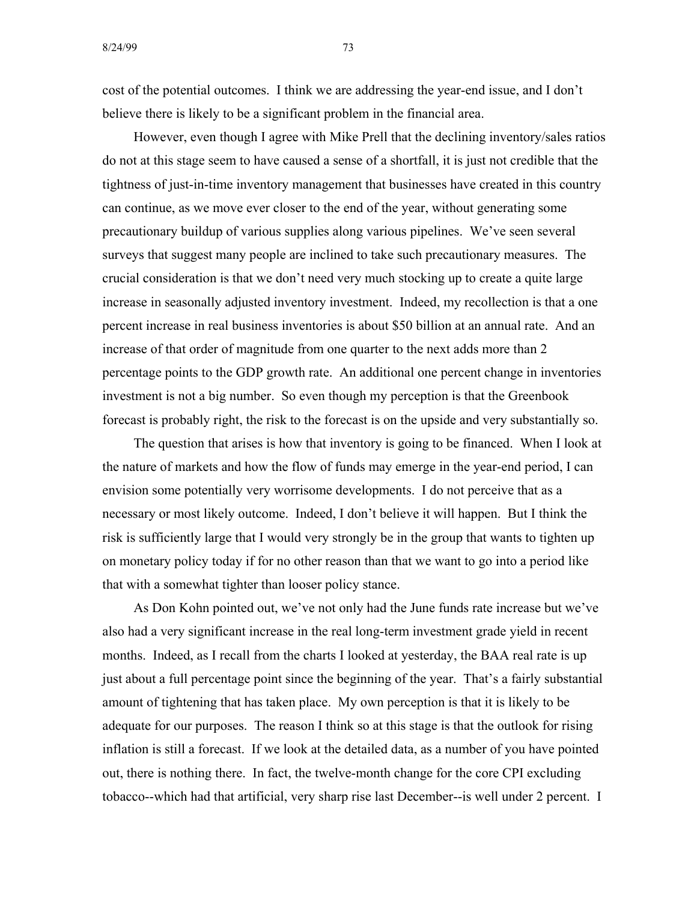cost of the potential outcomes. I think we are addressing the year-end issue, and I don't believe there is likely to be a significant problem in the financial area.

However, even though I agree with Mike Prell that the declining inventory/sales ratios do not at this stage seem to have caused a sense of a shortfall, it is just not credible that the tightness of just-in-time inventory management that businesses have created in this country can continue, as we move ever closer to the end of the year, without generating some precautionary buildup of various supplies along various pipelines. We've seen several surveys that suggest many people are inclined to take such precautionary measures. The crucial consideration is that we don't need very much stocking up to create a quite large increase in seasonally adjusted inventory investment. Indeed, my recollection is that a one percent increase in real business inventories is about $50 billion at an annual rate. And an increase of that order of magnitude from one quarter to the next adds more than 2 percentage points to the GDP growth rate. An additional one percent change in inventories investment is not a big number. So even though my perception is that the Greenbook forecast is probably right, the risk to the forecast is on the upside and very substantially so.

The question that arises is how that inventory is going to be financed. When I look at the nature of markets and how the flow of funds may emerge in the year-end period, I can envision some potentially very worrisome developments. I do not perceive that as a necessary or most likely outcome. Indeed, I don't believe it will happen. But I think the risk is sufficiently large that I would very strongly be in the group that wants to tighten up on monetary policy today if for no other reason than that we want to go into a period like that with a somewhat tighter than looser policy stance.

As Don Kohn pointed out, we've not only had the June funds rate increase but we've also had a very significant increase in the real long-term investment grade yield in recent months. Indeed, as I recall from the charts I looked at yesterday, the BAA real rate is up just about a full percentage point since the beginning of the year. That's a fairly substantial amount of tightening that has taken place. My own perception is that it is likely to be adequate for our purposes. The reason I think so at this stage is that the outlook for rising inflation is still a forecast. If we look at the detailed data, as a number of you have pointed out, there is nothing there. In fact, the twelve-month change for the core CPI excluding tobacco--which had that artificial, very sharp rise last December--is well under 2 percent. I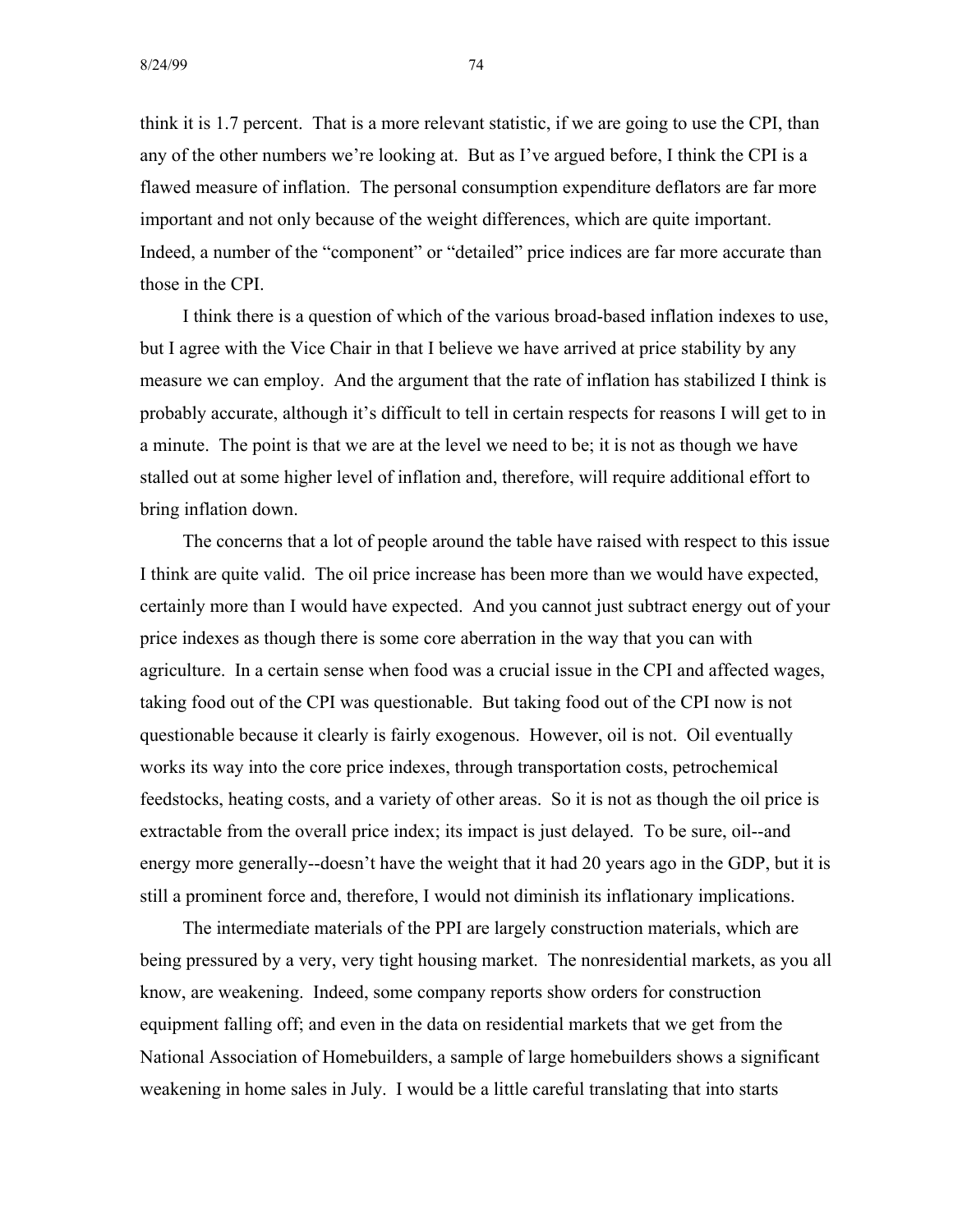think it is 1.7 percent. That is a more relevant statistic, if we are going to use the CPI, than any of the other numbers we're looking at. But as I've argued before, I think the CPI is a flawed measure of inflation. The personal consumption expenditure deflators are far more important and not only because of the weight differences, which are quite important. Indeed, a number of the "component" or "detailed" price indices are far more accurate than those in the CPI.

I think there is a question of which of the various broad-based inflation indexes to use, but I agree with the Vice Chair in that I believe we have arrived at price stability by any measure we can employ. And the argument that the rate of inflation has stabilized I think is probably accurate, although it's difficult to tell in certain respects for reasons I will get to in a minute. The point is that we are at the level we need to be; it is not as though we have stalled out at some higher level of inflation and, therefore, will require additional effort to bring inflation down.

The concerns that a lot of people around the table have raised with respect to this issue I think are quite valid. The oil price increase has been more than we would have expected, certainly more than I would have expected. And you cannot just subtract energy out of your price indexes as though there is some core aberration in the way that you can with agriculture. In a certain sense when food was a crucial issue in the CPI and affected wages, taking food out of the CPI was questionable. But taking food out of the CPI now is not questionable because it clearly is fairly exogenous. However, oil is not. Oil eventually works its way into the core price indexes, through transportation costs, petrochemical feedstocks, heating costs, and a variety of other areas. So it is not as though the oil price is extractable from the overall price index; its impact is just delayed. To be sure, oil--and energy more generally--doesn't have the weight that it had 20 years ago in the GDP, but it is still a prominent force and, therefore, I would not diminish its inflationary implications.

The intermediate materials of the PPI are largely construction materials, which are being pressured by a very, very tight housing market. The nonresidential markets, as you all know, are weakening. Indeed, some company reports show orders for construction equipment falling off; and even in the data on residential markets that we get from the National Association of Homebuilders, a sample of large homebuilders shows a significant weakening in home sales in July. I would be a little careful translating that into starts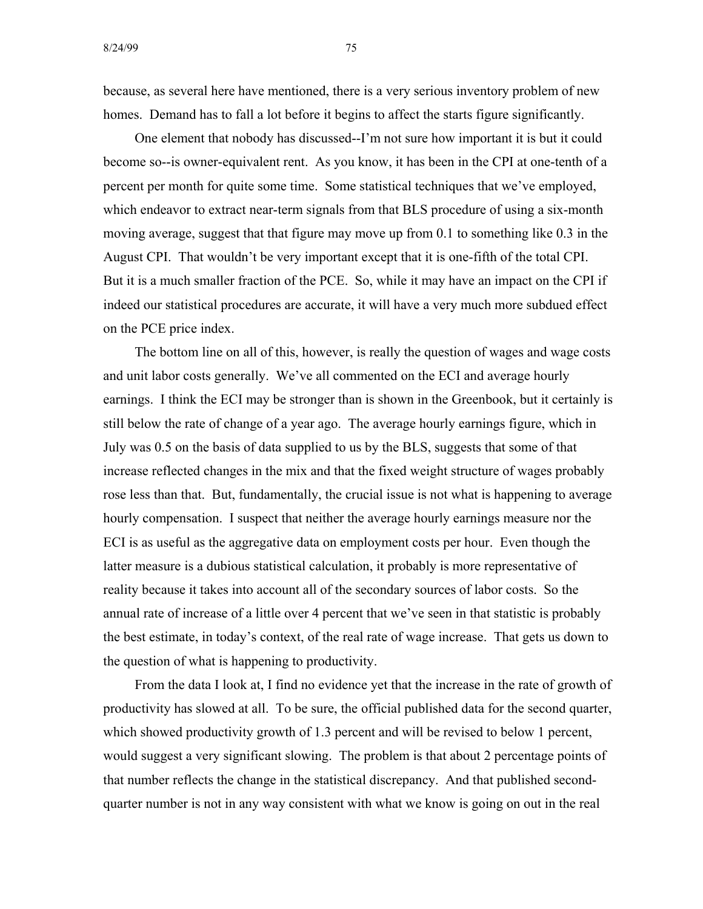because, as several here have mentioned, there is a very serious inventory problem of new homes. Demand has to fall a lot before it begins to affect the starts figure significantly.

One element that nobody has discussed--I'm not sure how important it is but it could become so--is owner-equivalent rent. As you know, it has been in the CPI at one-tenth of a percent per month for quite some time. Some statistical techniques that we've employed, which endeavor to extract near-term signals from that BLS procedure of using a six-month moving average, suggest that that figure may move up from 0.1 to something like 0.3 in the August CPI. That wouldn't be very important except that it is one-fifth of the total CPI. But it is a much smaller fraction of the PCE. So, while it may have an impact on the CPI if indeed our statistical procedures are accurate, it will have a very much more subdued effect on the PCE price index.

The bottom line on all of this, however, is really the question of wages and wage costs and unit labor costs generally. We've all commented on the ECI and average hourly earnings. I think the ECI may be stronger than is shown in the Greenbook, but it certainly is still below the rate of change of a year ago. The average hourly earnings figure, which in July was 0.5 on the basis of data supplied to us by the BLS, suggests that some of that increase reflected changes in the mix and that the fixed weight structure of wages probably rose less than that. But, fundamentally, the crucial issue is not what is happening to average hourly compensation. I suspect that neither the average hourly earnings measure nor the ECI is as useful as the aggregative data on employment costs per hour. Even though the latter measure is a dubious statistical calculation, it probably is more representative of reality because it takes into account all of the secondary sources of labor costs. So the annual rate of increase of a little over 4 percent that we've seen in that statistic is probably the best estimate, in today's context, of the real rate of wage increase. That gets us down to the question of what is happening to productivity.

From the data I look at, I find no evidence yet that the increase in the rate of growth of productivity has slowed at all. To be sure, the official published data for the second quarter, which showed productivity growth of 1.3 percent and will be revised to below 1 percent, would suggest a very significant slowing. The problem is that about 2 percentage points of that number reflects the change in the statistical discrepancy. And that published second-quarter number is not in any way consistent with what we know is going on out in the real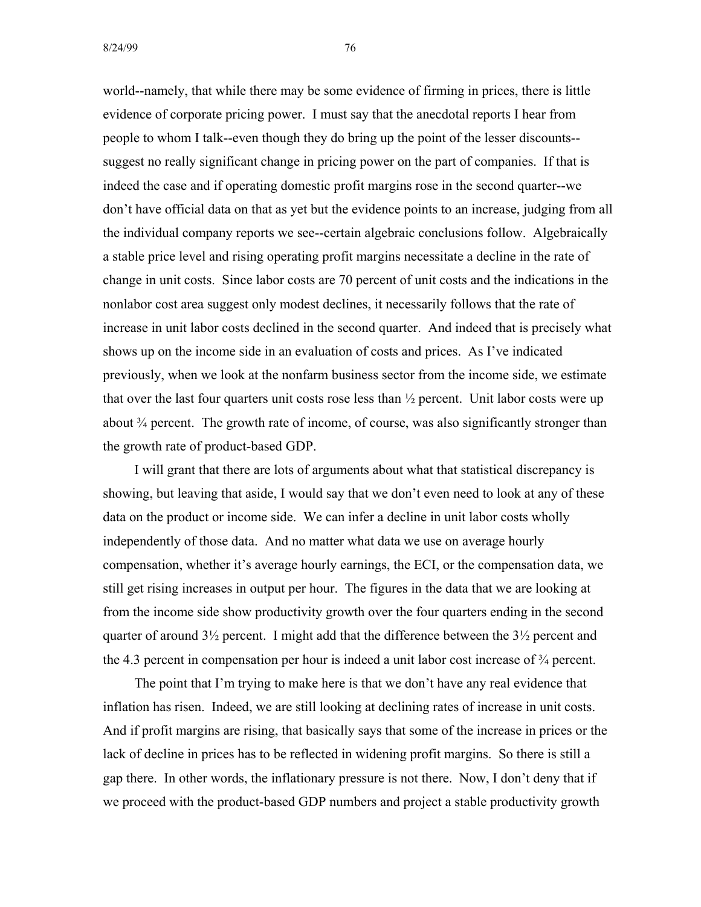world--namely, that while there may be some evidence of firming in prices, there is little evidence of corporate pricing power. I must say that the anecdotal reports I hear from people to whom I talk--even though they do bring up the point of the lesser discounts--suggest no really significant change in pricing power on the part of companies. If that is indeed the case and if operating domestic profit margins rose in the second quarter--we don't have official data on that as yet but the evidence points to an increase, judging from all the individual company reports we see--certain algebraic conclusions follow. Algebraically a stable price level and rising operating profit margins necessitate a decline in the rate of change in unit costs. Since labor costs are 70 percent of unit costs and the indications in the nonlabor cost area suggest only modest declines, it necessarily follows that the rate of increase in unit labor costs declined in the second quarter. And indeed that is precisely what shows up on the income side in an evaluation of costs and prices. As I've indicated previously, when we look at the nonfarm business sector from the income side, we estimate that over the last four quarters unit costs rose less than ½ percent. Unit labor costs were up about ¾ percent. The growth rate of income, of course, was also significantly stronger than the growth rate of product-based GDP.

I will grant that there are lots of arguments about what that statistical discrepancy is showing, but leaving that aside, I would say that we don't even need to look at any of these data on the product or income side. We can infer a decline in unit labor costs wholly independently of those data. And no matter what data we use on average hourly compensation, whether it's average hourly earnings, the ECI, or the compensation data, we still get rising increases in output per hour. The figures in the data that we are looking at from the income side show productivity growth over the four quarters ending in the second quarter of around 3½ percent. I might add that the difference between the 3½ percent and the 4.3 percent in compensation per hour is indeed a unit labor cost increase of ¾ percent.

The point that I'm trying to make here is that we don't have any real evidence that inflation has risen. Indeed, we are still looking at declining rates of increase in unit costs. And if profit margins are rising, that basically says that some of the increase in prices or the lack of decline in prices has to be reflected in widening profit margins. So there is still a gap there. In other words, the inflationary pressure is not there. Now, I don't deny that if we proceed with the product-based GDP numbers and project a stable productivity growth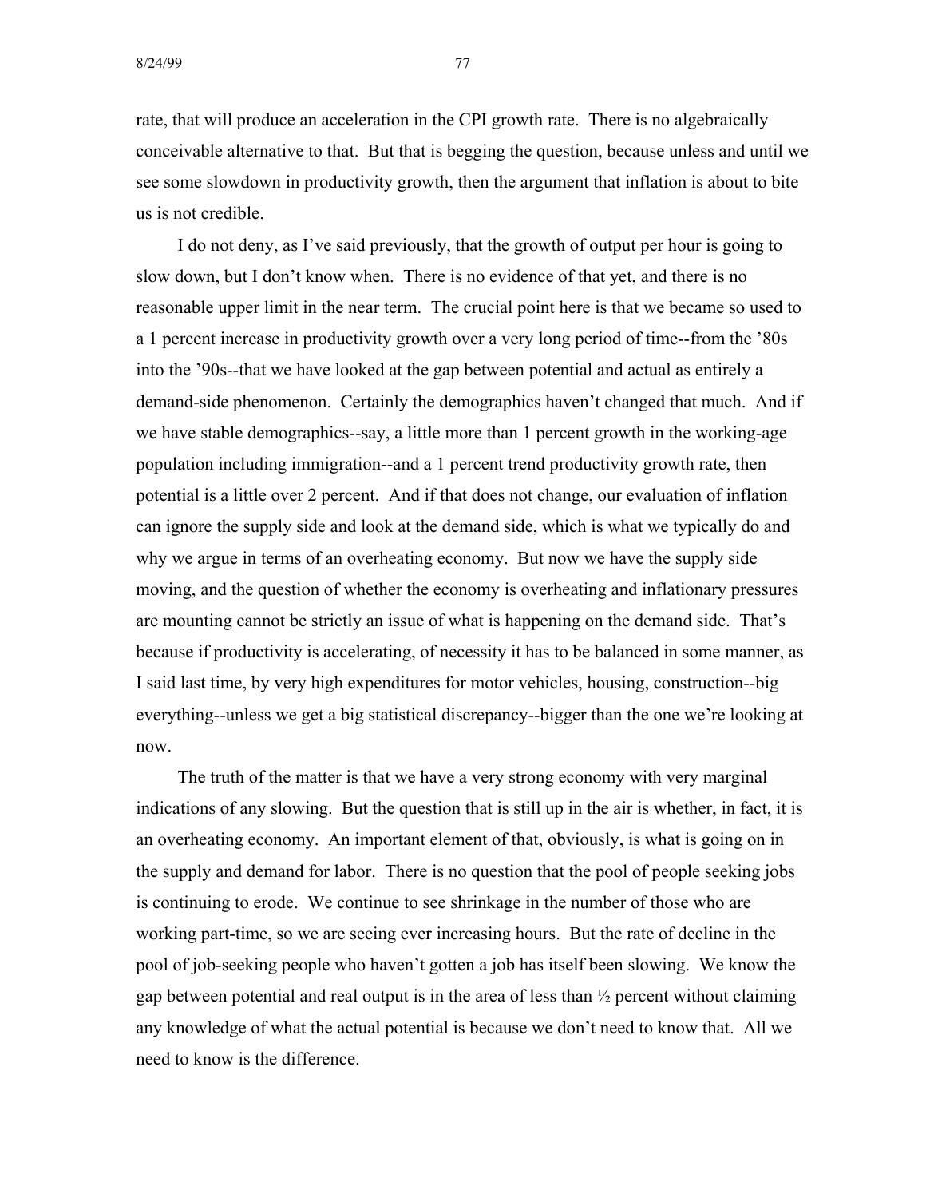rate, that will produce an acceleration in the CPI growth rate. There is no algebraically conceivable alternative to that. But that is begging the question, because unless and until we see some slowdown in productivity growth, then the argument that inflation is about to bite us is not credible.

I do not deny, as I've said previously, that the growth of output per hour is going to slow down, but I don't know when. There is no evidence of that yet, and there is no reasonable upper limit in the near term. The crucial point here is that we became so used to a 1 percent increase in productivity growth over a very long period of time--from the '80s into the '90s--that we have looked at the gap between potential and actual as entirely a demand-side phenomenon. Certainly the demographics haven't changed that much. And if we have stable demographics--say, a little more than 1 percent growth in the working-age population including immigration--and a 1 percent trend productivity growth rate, then potential is a little over 2 percent. And if that does not change, our evaluation of inflation can ignore the supply side and look at the demand side, which is what we typically do and why we argue in terms of an overheating economy. But now we have the supply side moving, and the question of whether the economy is overheating and inflationary pressures are mounting cannot be strictly an issue of what is happening on the demand side. That's because if productivity is accelerating, of necessity it has to be balanced in some manner, as I said last time, by very high expenditures for motor vehicles, housing, construction--big everything--unless we get a big statistical discrepancy--bigger than the one we're looking at now.

The truth of the matter is that we have a very strong economy with very marginal indications of any slowing. But the question that is still up in the air is whether, in fact, it is an overheating economy. An important element of that, obviously, is what is going on in the supply and demand for labor. There is no question that the pool of people seeking jobs is continuing to erode. We continue to see shrinkage in the number of those who are working part-time, so we are seeing ever increasing hours. But the rate of decline in the pool of job-seeking people who haven't gotten a job has itself been slowing. We know the gap between potential and real output is in the area of less than ½ percent without claiming any knowledge of what the actual potential is because we don't need to know that. All we need to know is the difference.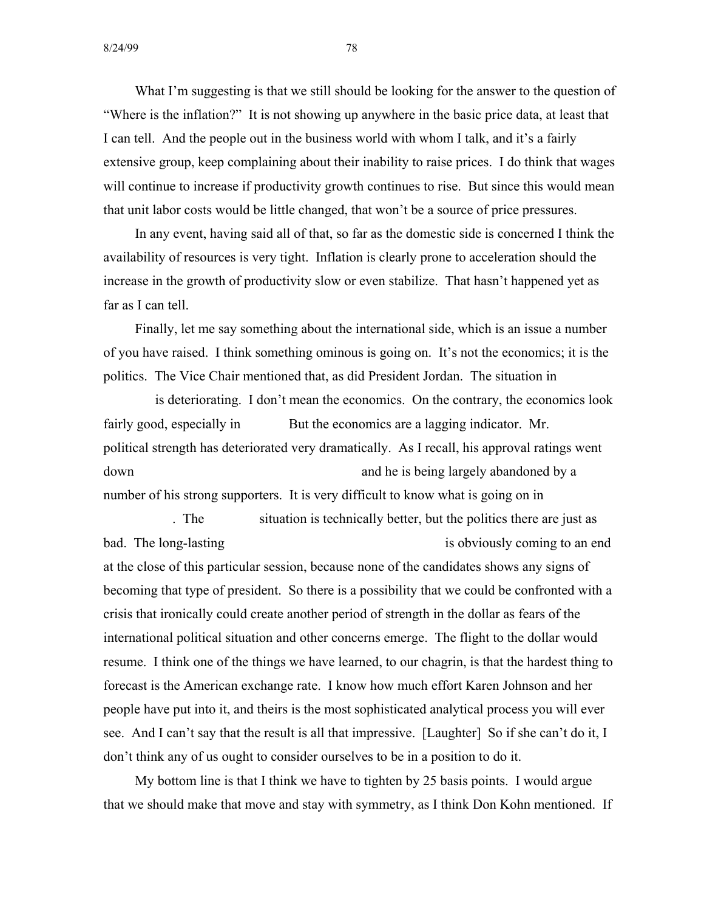What I'm suggesting is that we still should be looking for the answer to the question of "Where is the inflation?" It is not showing up anywhere in the basic price data, at least that I can tell. And the people out in the business world with whom I talk, and it's a fairly extensive group, keep complaining about their inability to raise prices. I do think that wages will continue to increase if productivity growth continues to rise. But since this would mean that unit labor costs would be little changed, that won't be a source of price pressures.

In any event, having said all of that, so far as the domestic side is concerned I think the availability of resources is very tight. Inflation is clearly prone to acceleration should the increase in the growth of productivity slow or even stabilize. That hasn't happened yet as far as I can tell.

Finally, let me say something about the international side, which is an issue a number of you have raised. I think something ominous is going on. It's not the economics; it is the politics. The Vice Chair mentioned that, as did President Jordan. The situation in is deteriorating. I don't mean the economics. On the contrary, the economics look fairly good, especially in But the economics are a lagging indicator. Mr. political strength has deteriorated very dramatically. As I recall, his approval ratings went down and he is being largely abandoned by a number of his strong supporters. It is very difficult to know what is going on in . The situation is technically better, but the politics there are just as bad. The long-lasting is obviously coming to an end at the close of this particular session, because none of the candidates shows any signs of becoming that type of president. So there is a possibility that we could be confronted with a crisis that ironically could create another period of strength in the dollar as fears of the international political situation and other concerns emerge. The flight to the dollar would resume. I think one of the things we have learned, to our chagrin, is that the hardest thing to forecast is the American exchange rate. I know how much effort Karen Johnson and her people have put into it, and theirs is the most sophisticated analytical process you will ever see. And I can't say that the result is all that impressive. [Laughter] So if she can't do it, I don't think any of us ought to consider ourselves to be in a position to do it.

My bottom line is that I think we have to tighten by 25 basis points. I would argue that we should make that move and stay with symmetry, as I think Don Kohn mentioned. If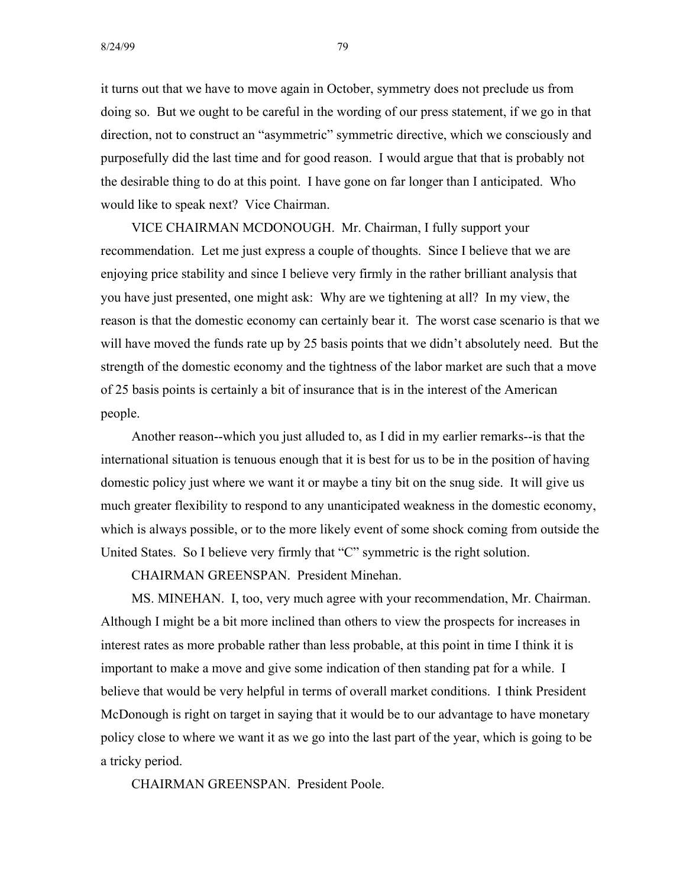it turns out that we have to move again in October, symmetry does not preclude us from doing so. But we ought to be careful in the wording of our press statement, if we go in that direction, not to construct an "asymmetric" symmetric directive, which we consciously and purposefully did the last time and for good reason. I would argue that that is probably not the desirable thing to do at this point. I have gone on far longer than I anticipated. Who would like to speak next? Vice Chairman.

VICE CHAIRMAN MCDONOUGH. Mr. Chairman, I fully support your recommendation. Let me just express a couple of thoughts. Since I believe that we are enjoying price stability and since I believe very firmly in the rather brilliant analysis that you have just presented, one might ask: Why are we tightening at all? In my view, the reason is that the domestic economy can certainly bear it. The worst case scenario is that we will have moved the funds rate up by 25 basis points that we didn't absolutely need. But the strength of the domestic economy and the tightness of the labor market are such that a move of 25 basis points is certainly a bit of insurance that is in the interest of the American people.

Another reason--which you just alluded to, as I did in my earlier remarks--is that the international situation is tenuous enough that it is best for us to be in the position of having domestic policy just where we want it or maybe a tiny bit on the snug side. It will give us much greater flexibility to respond to any unanticipated weakness in the domestic economy, which is always possible, or to the more likely event of some shock coming from outside the United States. So I believe very firmly that "C" symmetric is the right solution.

CHAIRMAN GREENSPAN. President Minehan.

MS. MINEHAN. I, too, very much agree with your recommendation, Mr. Chairman. Although I might be a bit more inclined than others to view the prospects for increases in interest rates as more probable rather than less probable, at this point in time I think it is important to make a move and give some indication of then standing pat for a while. I believe that would be very helpful in terms of overall market conditions. I think President McDonough is right on target in saying that it would be to our advantage to have monetary policy close to where we want it as we go into the last part of the year, which is going to be a tricky period.

CHAIRMAN GREENSPAN. President Poole.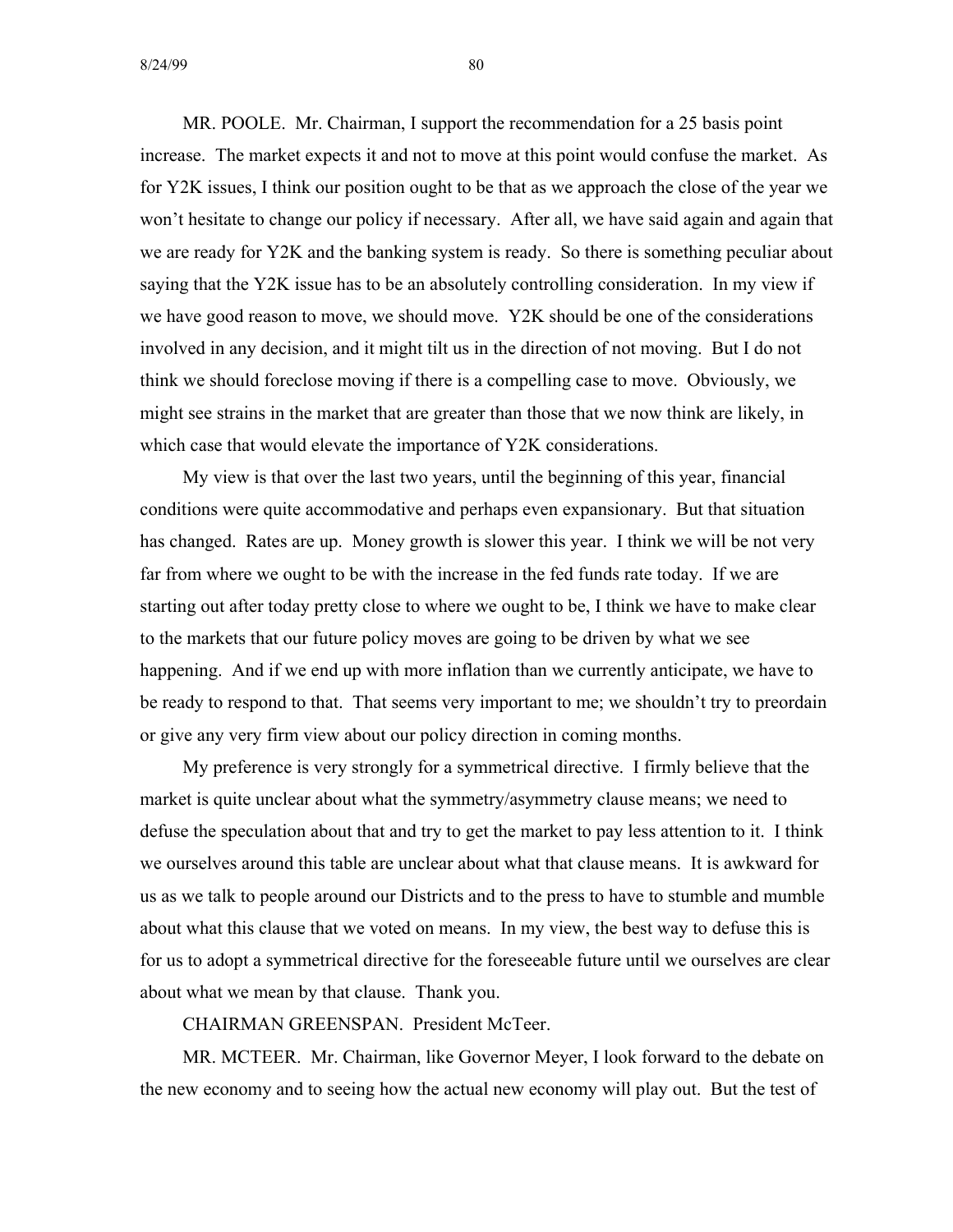MR. POOLE. Mr. Chairman, I support the recommendation for a 25 basis point increase. The market expects it and not to move at this point would confuse the market. As for Y2K issues, I think our position ought to be that as we approach the close of the year we won't hesitate to change our policy if necessary. After all, we have said again and again that we are ready for Y2K and the banking system is ready. So there is something peculiar about saying that the Y2K issue has to be an absolutely controlling consideration. In my view if we have good reason to move, we should move. Y2K should be one of the considerations involved in any decision, and it might tilt us in the direction of not moving. But I do not think we should foreclose moving if there is a compelling case to move. Obviously, we might see strains in the market that are greater than those that we now think are likely, in which case that would elevate the importance of Y2K considerations.

My view is that over the last two years, until the beginning of this year, financial conditions were quite accommodative and perhaps even expansionary. But that situation has changed. Rates are up. Money growth is slower this year. I think we will be not very far from where we ought to be with the increase in the fed funds rate today. If we are starting out after today pretty close to where we ought to be, I think we have to make clear to the markets that our future policy moves are going to be driven by what we see happening. And if we end up with more inflation than we currently anticipate, we have to be ready to respond to that. That seems very important to me; we shouldn't try to preordain or give any very firm view about our policy direction in coming months.

My preference is very strongly for a symmetrical directive. I firmly believe that the market is quite unclear about what the symmetry/asymmetry clause means; we need to defuse the speculation about that and try to get the market to pay less attention to it. I think we ourselves around this table are unclear about what that clause means. It is awkward for us as we talk to people around our Districts and to the press to have to stumble and mumble about what this clause that we voted on means. In my view, the best way to defuse this is for us to adopt a symmetrical directive for the foreseeable future until we ourselves are clear about what we mean by that clause. Thank you.

CHAIRMAN GREENSPAN. President McTeer.

MR. MCTEER. Mr. Chairman, like Governor Meyer, I look forward to the debate on the new economy and to seeing how the actual new economy will play out. But the test of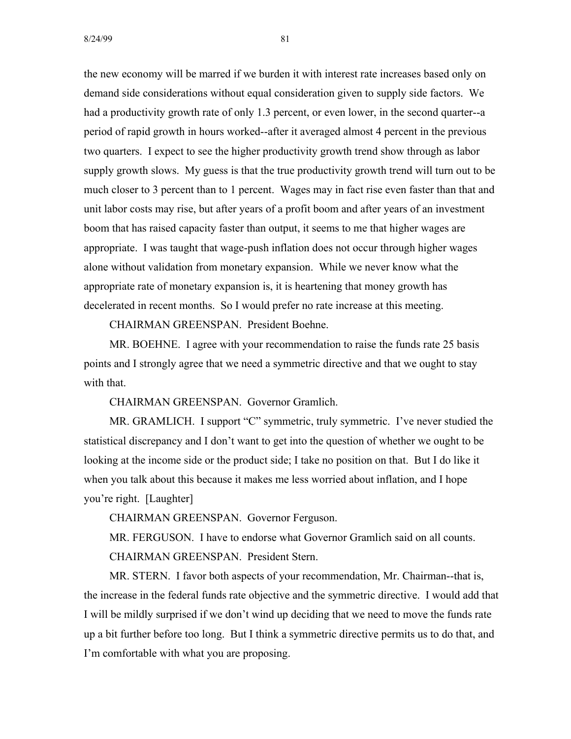the new economy will be marred if we burden it with interest rate increases based only on demand side considerations without equal consideration given to supply side factors. We had a productivity growth rate of only 1.3 percent, or even lower, in the second quarter--a period of rapid growth in hours worked--after it averaged almost 4 percent in the previous two quarters. I expect to see the higher productivity growth trend show through as labor supply growth slows. My guess is that the true productivity growth trend will turn out to be much closer to 3 percent than to 1 percent. Wages may in fact rise even faster than that and unit labor costs may rise, but after years of a profit boom and after years of an investment boom that has raised capacity faster than output, it seems to me that higher wages are appropriate. I was taught that wage-push inflation does not occur through higher wages alone without validation from monetary expansion. While we never know what the appropriate rate of monetary expansion is, it is heartening that money growth has decelerated in recent months. So I would prefer no rate increase at this meeting.

CHAIRMAN GREENSPAN. President Boehne.

MR. BOEHNE. I agree with your recommendation to raise the funds rate 25 basis points and I strongly agree that we need a symmetric directive and that we ought to stay with that.

CHAIRMAN GREENSPAN. Governor Gramlich.

MR. GRAMLICH. I support "C" symmetric, truly symmetric. I've never studied the statistical discrepancy and I don't want to get into the question of whether we ought to be looking at the income side or the product side; I take no position on that. But I do like it when you talk about this because it makes me less worried about inflation, and I hope you're right. [Laughter]

CHAIRMAN GREENSPAN. Governor Ferguson.

MR. FERGUSON. I have to endorse what Governor Gramlich said on all counts.

CHAIRMAN GREENSPAN. President Stern.

MR. STERN. I favor both aspects of your recommendation, Mr. Chairman--that is, the increase in the federal funds rate objective and the symmetric directive. I would add that I will be mildly surprised if we don't wind up deciding that we need to move the funds rate up a bit further before too long. But I think a symmetric directive permits us to do that, and I'm comfortable with what you are proposing.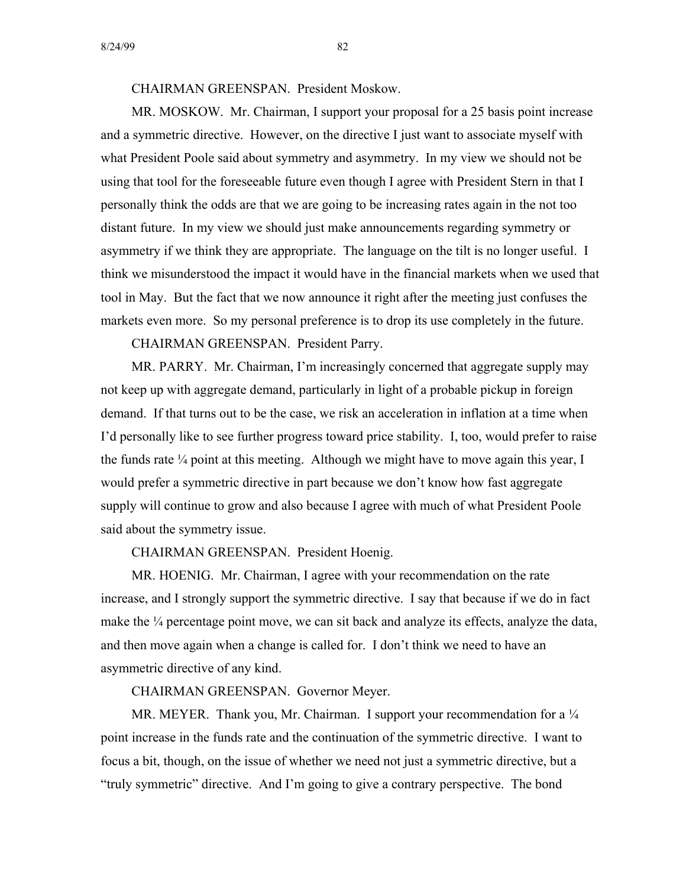CHAIRMAN GREENSPAN. President Moskow.

MR. MOSKOW. Mr. Chairman, I support your proposal for a 25 basis point increase and a symmetric directive. However, on the directive I just want to associate myself with what President Poole said about symmetry and asymmetry. In my view we should not be using that tool for the foreseeable future even though I agree with President Stern in that I personally think the odds are that we are going to be increasing rates again in the not too distant future. In my view we should just make announcements regarding symmetry or asymmetry if we think they are appropriate. The language on the tilt is no longer useful. I think we misunderstood the impact it would have in the financial markets when we used that tool in May. But the fact that we now announce it right after the meeting just confuses the markets even more. So my personal preference is to drop its use completely in the future.

CHAIRMAN GREENSPAN. President Parry.

MR. PARRY. Mr. Chairman, I'm increasingly concerned that aggregate supply may not keep up with aggregate demand, particularly in light of a probable pickup in foreign demand. If that turns out to be the case, we risk an acceleration in inflation at a time when I'd personally like to see further progress toward price stability. I, too, would prefer to raise the funds rate ¼ point at this meeting. Although we might have to move again this year, I would prefer a symmetric directive in part because we don't know how fast aggregate supply will continue to grow and also because I agree with much of what President Poole said about the symmetry issue.

CHAIRMAN GREENSPAN. President Hoenig.

MR. HOENIG. Mr. Chairman, I agree with your recommendation on the rate increase, and I strongly support the symmetric directive. I say that because if we do in fact make the ¼ percentage point move, we can sit back and analyze its effects, analyze the data, and then move again when a change is called for. I don't think we need to have an asymmetric directive of any kind.

CHAIRMAN GREENSPAN. Governor Meyer.

MR. MEYER. Thank you, Mr. Chairman. I support your recommendation for a ¼ point increase in the funds rate and the continuation of the symmetric directive. I want to focus a bit, though, on the issue of whether we need not just a symmetric directive, but a "truly symmetric" directive. And I'm going to give a contrary perspective. The bond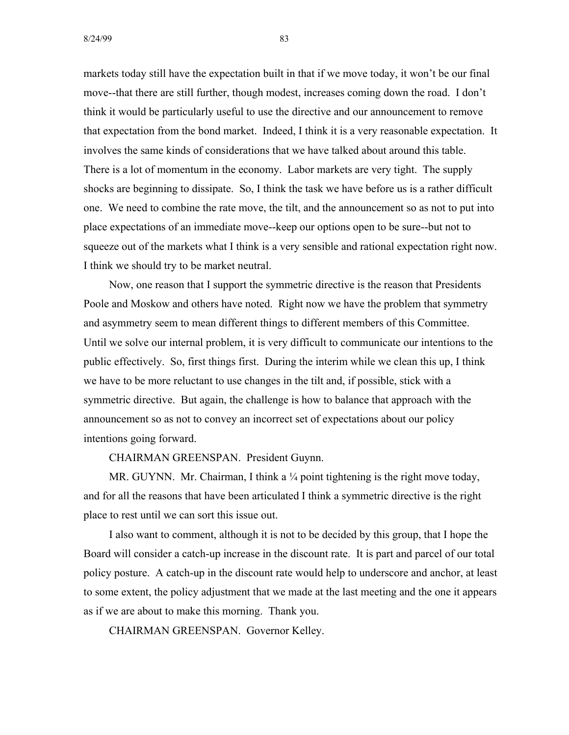markets today still have the expectation built in that if we move today, it won't be our final move--that there are still further, though modest, increases coming down the road. I don't think it would be particularly useful to use the directive and our announcement to remove that expectation from the bond market. Indeed, I think it is a very reasonable expectation. It involves the same kinds of considerations that we have talked about around this table. There is a lot of momentum in the economy. Labor markets are very tight. The supply shocks are beginning to dissipate. So, I think the task we have before us is a rather difficult one. We need to combine the rate move, the tilt, and the announcement so as not to put into place expectations of an immediate move--keep our options open to be sure--but not to squeeze out of the markets what I think is a very sensible and rational expectation right now. I think we should try to be market neutral.

Now, one reason that I support the symmetric directive is the reason that Presidents Poole and Moskow and others have noted. Right now we have the problem that symmetry and asymmetry seem to mean different things to different members of this Committee. Until we solve our internal problem, it is very difficult to communicate our intentions to the public effectively. So, first things first. During the interim while we clean this up, I think we have to be more reluctant to use changes in the tilt and, if possible, stick with a symmetric directive. But again, the challenge is how to balance that approach with the announcement so as not to convey an incorrect set of expectations about our policy intentions going forward.

CHAIRMAN GREENSPAN. President Guynn.

MR. GUYNN. Mr. Chairman, I think a ¼ point tightening is the right move today, and for all the reasons that have been articulated I think a symmetric directive is the right place to rest until we can sort this issue out.

I also want to comment, although it is not to be decided by this group, that I hope the Board will consider a catch-up increase in the discount rate. It is part and parcel of our total policy posture. A catch-up in the discount rate would help to underscore and anchor, at least to some extent, the policy adjustment that we made at the last meeting and the one it appears as if we are about to make this morning. Thank you.

CHAIRMAN GREENSPAN. Governor Kelley.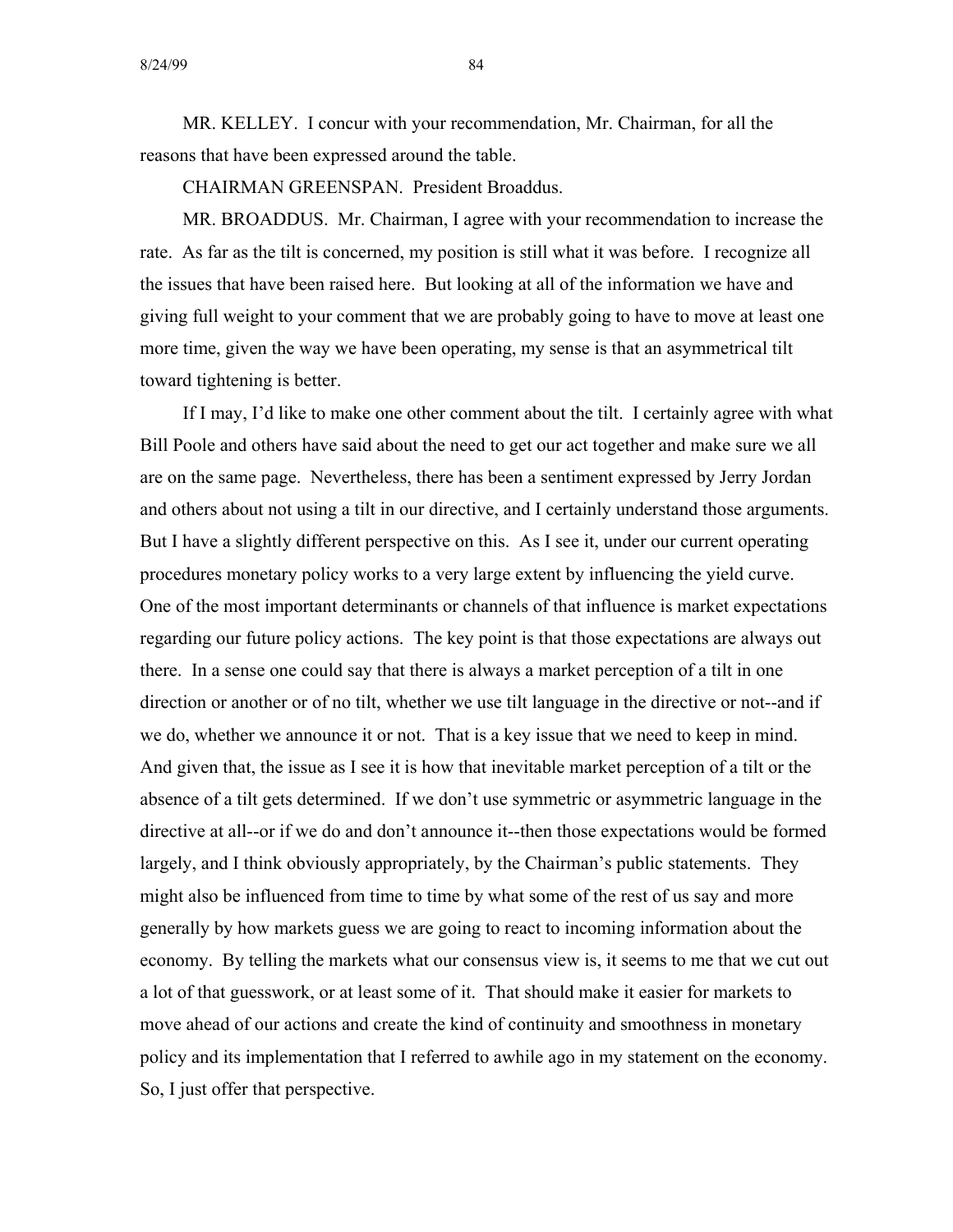MR. KELLEY. I concur with your recommendation, Mr. Chairman, for all the reasons that have been expressed around the table.

CHAIRMAN GREENSPAN. President Broaddus.

MR. BROADDUS. Mr. Chairman, I agree with your recommendation to increase the rate. As far as the tilt is concerned, my position is still what it was before. I recognize all the issues that have been raised here. But looking at all of the information we have and giving full weight to your comment that we are probably going to have to move at least one more time, given the way we have been operating, my sense is that an asymmetrical tilt toward tightening is better.

If I may, I'd like to make one other comment about the tilt. I certainly agree with what Bill Poole and others have said about the need to get our act together and make sure we all are on the same page. Nevertheless, there has been a sentiment expressed by Jerry Jordan and others about not using a tilt in our directive, and I certainly understand those arguments. But I have a slightly different perspective on this. As I see it, under our current operating procedures monetary policy works to a very large extent by influencing the yield curve. One of the most important determinants or channels of that influence is market expectations regarding our future policy actions. The key point is that those expectations are always out there. In a sense one could say that there is always a market perception of a tilt in one direction or another or of no tilt, whether we use tilt language in the directive or not--and if we do, whether we announce it or not. That is a key issue that we need to keep in mind. And given that, the issue as I see it is how that inevitable market perception of a tilt or the absence of a tilt gets determined. If we don't use symmetric or asymmetric language in the directive at all--or if we do and don't announce it--then those expectations would be formed largely, and I think obviously appropriately, by the Chairman's public statements. They might also be influenced from time to time by what some of the rest of us say and more generally by how markets guess we are going to react to incoming information about the economy. By telling the markets what our consensus view is, it seems to me that we cut out a lot of that guesswork, or at least some of it. That should make it easier for markets to move ahead of our actions and create the kind of continuity and smoothness in monetary policy and its implementation that I referred to awhile ago in my statement on the economy. So, I just offer that perspective.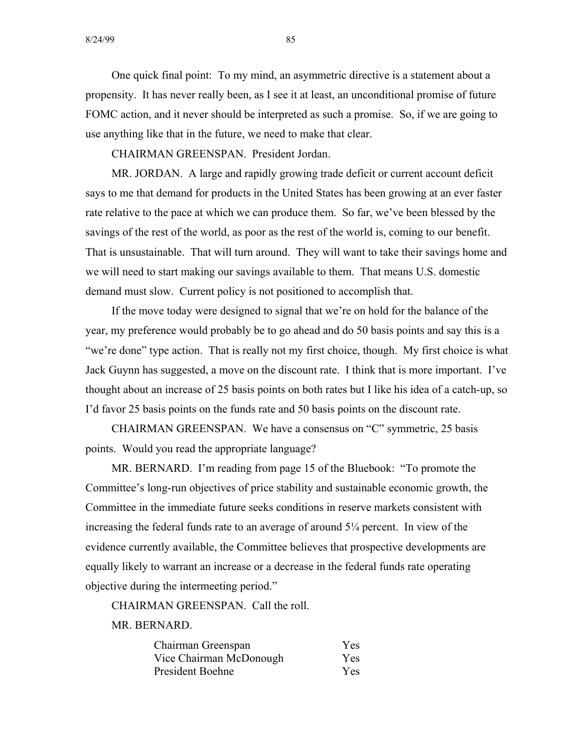One quick final point: To my mind, an asymmetric directive is a statement about a propensity. It has never really been, as I see it at least, an unconditional promise of future FOMC action, and it never should be interpreted as such a promise. So, if we are going to use anything like that in the future, we need to make that clear.

CHAIRMAN GREENSPAN. President Jordan.

MR. JORDAN. A large and rapidly growing trade deficit or current account deficit says to me that demand for products in the United States has been growing at an ever faster rate relative to the pace at which we can produce them. So far, we've been blessed by the savings of the rest of the world, as poor as the rest of the world is, coming to our benefit. That is unsustainable. That will turn around. They will want to take their savings home and we will need to start making our savings available to them. That means U.S. domestic demand must slow. Current policy is not positioned to accomplish that.

If the move today were designed to signal that we're on hold for the balance of the year, my preference would probably be to go ahead and do 50 basis points and say this is a "we're done" type action. That is really not my first choice, though. My first choice is what Jack Guynn has suggested, a move on the discount rate. I think that is more important. I've thought about an increase of 25 basis points on both rates but I like his idea of a catch-up, so I'd favor 25 basis points on the funds rate and 50 basis points on the discount rate.

CHAIRMAN GREENSPAN. We have a consensus on "C" symmetric, 25 basis points. Would you read the appropriate language?

MR. BERNARD. I'm reading from page 15 of the Bluebook: "To promote the Committee's long-run objectives of price stability and sustainable economic growth, the Committee in the immediate future seeks conditions in reserve markets consistent with increasing the federal funds rate to an average of around 5¼ percent. In view of the evidence currently available, the Committee believes that prospective developments are equally likely to warrant an increase or a decrease in the federal funds rate operating objective during the intermeeting period."

CHAIRMAN GREENSPAN. Call the roll.

MR. BERNARD.

| | |
|---|---|
| Chairman Greenspan | Yes |
| Vice Chairman McDonough | Yes |
| President Boehne | Yes |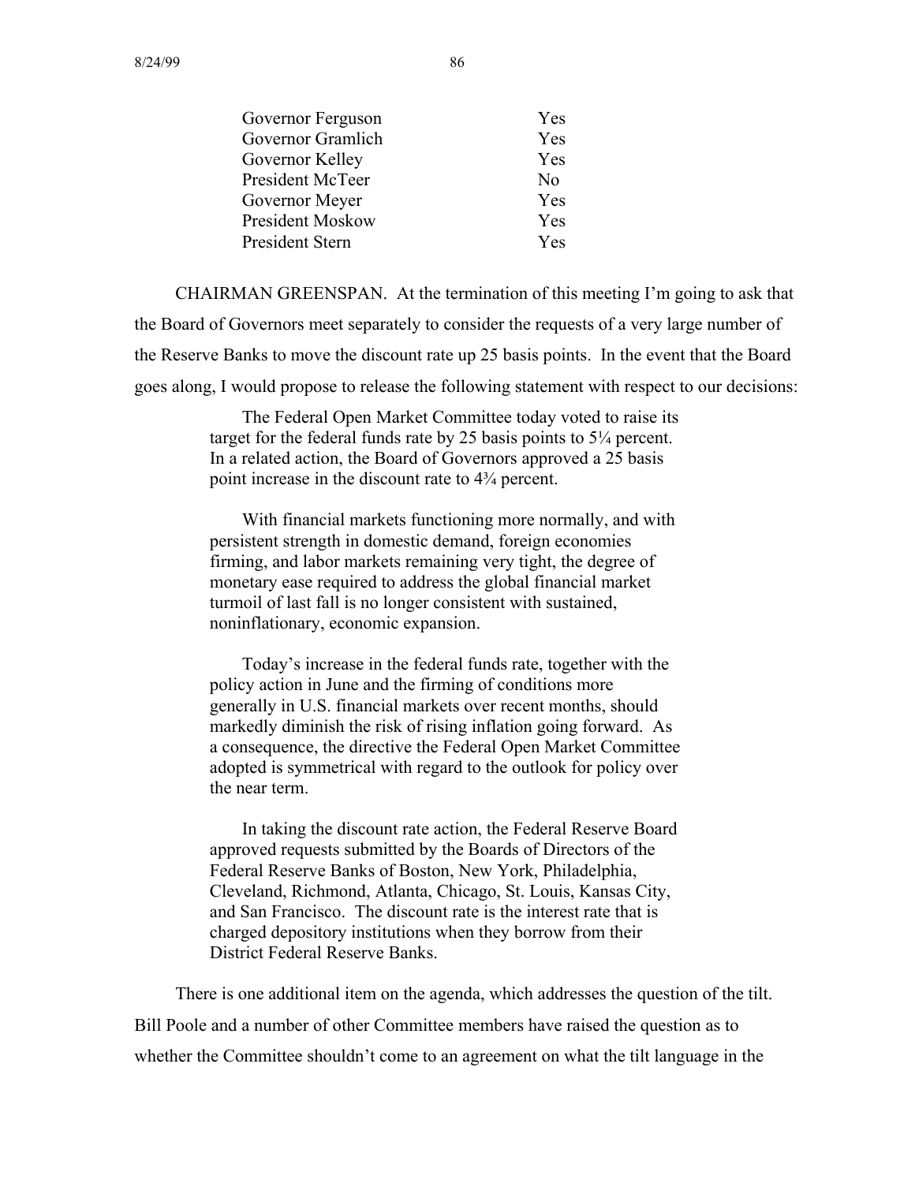| | |
|---|---|
| Governor Ferguson | Yes |
| Governor Gramlich | Yes |
| Governor Kelley | Yes |
| President McTeer | No |
| Governor Meyer | Yes |
| President Moskow | Yes |
| President Stern | Yes |

CHAIRMAN GREENSPAN. At the termination of this meeting I'm going to ask that the Board of Governors meet separately to consider the requests of a very large number of the Reserve Banks to move the discount rate up 25 basis points. In the event that the Board goes along, I would propose to release the following statement with respect to our decisions:

> The Federal Open Market Committee today voted to raise its target for the federal funds rate by 25 basis points to 5¼ percent. In a related action, the Board of Governors approved a 25 basis point increase in the discount rate to 4¾ percent.
>
> With financial markets functioning more normally, and with persistent strength in domestic demand, foreign economies firming, and labor markets remaining very tight, the degree of monetary ease required to address the global financial market turmoil of last fall is no longer consistent with sustained, noninflationary, economic expansion.
>
> Today's increase in the federal funds rate, together with the policy action in June and the firming of conditions more generally in U.S. financial markets over recent months, should markedly diminish the risk of rising inflation going forward. As a consequence, the directive the Federal Open Market Committee adopted is symmetrical with regard to the outlook for policy over the near term.
>
> In taking the discount rate action, the Federal Reserve Board approved requests submitted by the Boards of Directors of the Federal Reserve Banks of Boston, New York, Philadelphia, Cleveland, Richmond, Atlanta, Chicago, St. Louis, Kansas City, and San Francisco. The discount rate is the interest rate that is charged depository institutions when they borrow from their District Federal Reserve Banks.

There is one additional item on the agenda, which addresses the question of the tilt. Bill Poole and a number of other Committee members have raised the question as to whether the Committee shouldn't come to an agreement on what the tilt language in the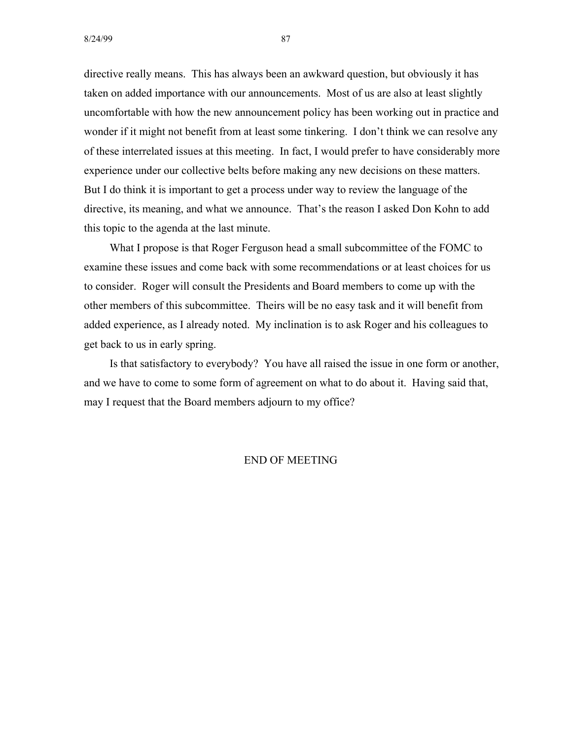directive really means. This has always been an awkward question, but obviously it has taken on added importance with our announcements. Most of us are also at least slightly uncomfortable with how the new announcement policy has been working out in practice and wonder if it might not benefit from at least some tinkering. I don't think we can resolve any of these interrelated issues at this meeting. In fact, I would prefer to have considerably more experience under our collective belts before making any new decisions on these matters. But I do think it is important to get a process under way to review the language of the directive, its meaning, and what we announce. That's the reason I asked Don Kohn to add this topic to the agenda at the last minute.

What I propose is that Roger Ferguson head a small subcommittee of the FOMC to examine these issues and come back with some recommendations or at least choices for us to consider. Roger will consult the Presidents and Board members to come up with the other members of this subcommittee. Theirs will be no easy task and it will benefit from added experience, as I already noted. My inclination is to ask Roger and his colleagues to get back to us in early spring.

Is that satisfactory to everybody? You have all raised the issue in one form or another, and we have to come to some form of agreement on what to do about it. Having said that, may I request that the Board members adjourn to my office?

END OF MEETING